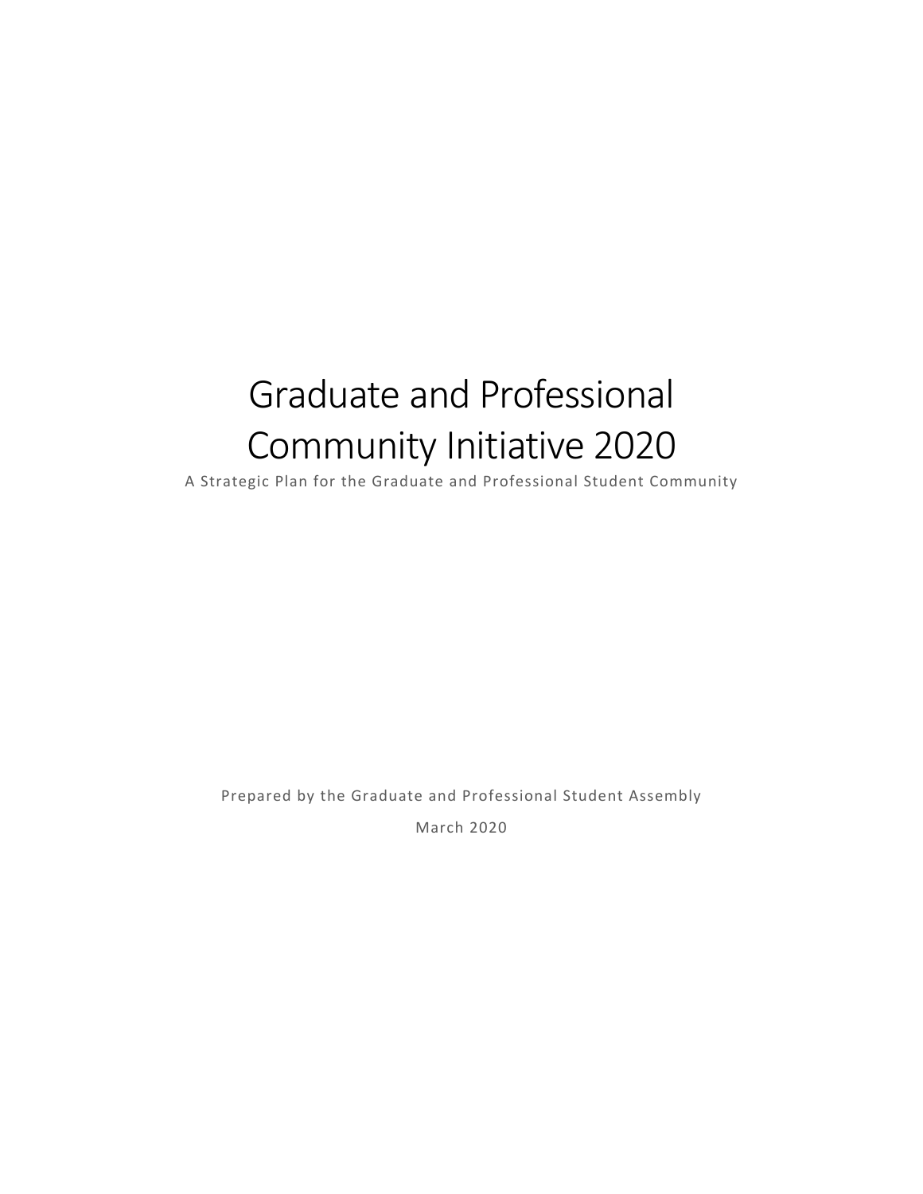# Graduate and Professional Community Initiative 2020

A Strategic Plan for the Graduate and Professional Student Community

Prepared by the Graduate and Professional Student Assembly

March 2020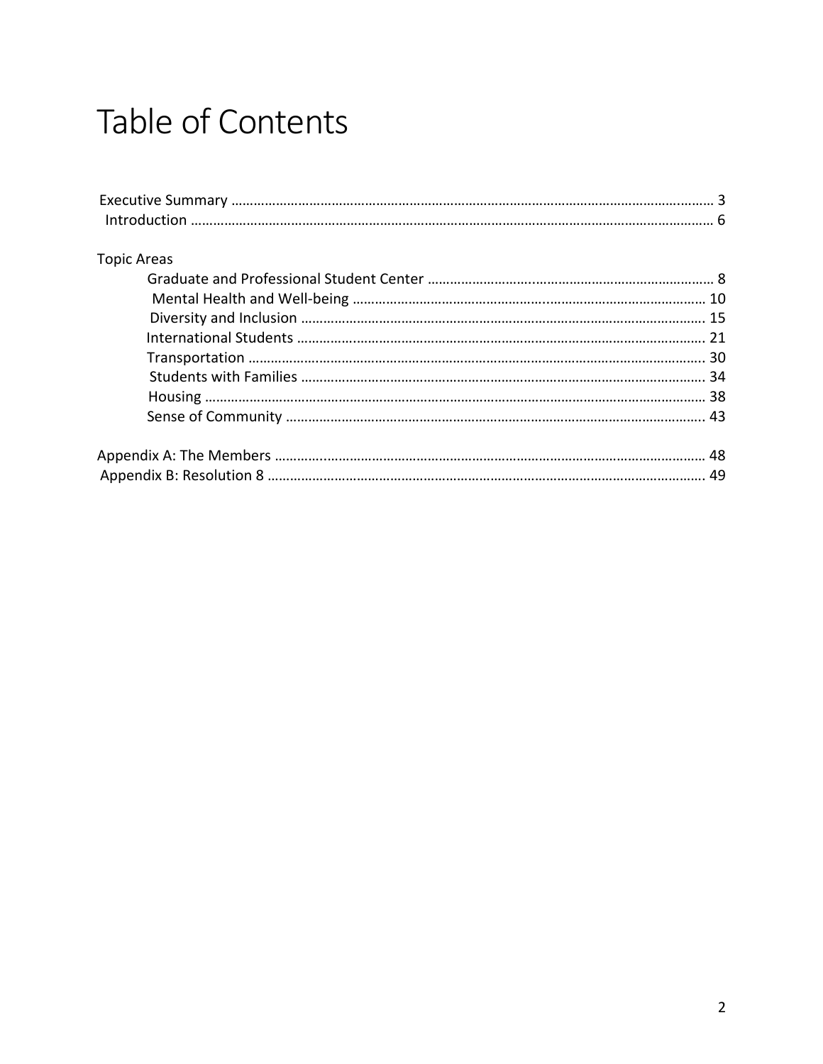# Table of Contents

Executive Summary ........................................................................................................................ 3
Introduction ................................................................................................................................... 6

Topic Areas

- Graduate and Professional Student Center ............................................................................. 8
- Mental Health and Well-being .............................................................................................. 10
- Diversity and Inclusion ......................................................................................................... 15
- International Students ........................................................................................................... 21
- Transportation ........................................................................................................................ 30
- Students with Families .......................................................................................................... 34
- Housing .................................................................................................................................. 38
- Sense of Community .............................................................................................................. 43

Appendix A: The Members ........................................................................................................... 48
Appendix B: Resolution 8 ............................................................................................................. 49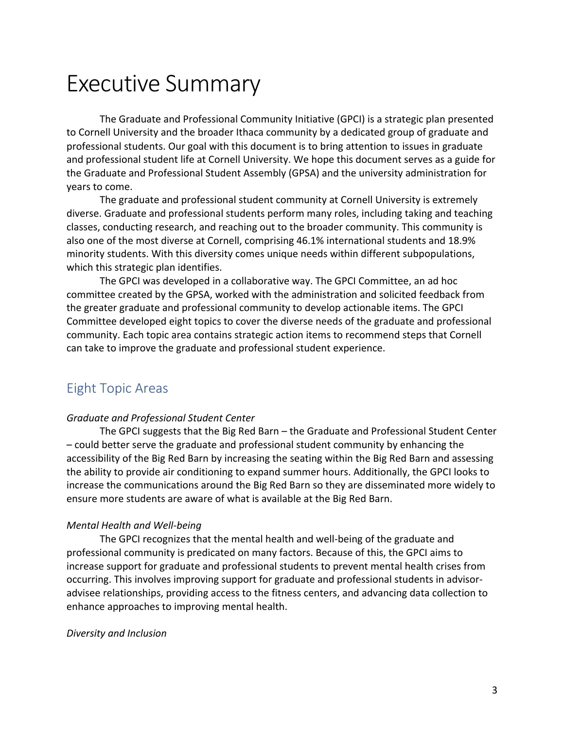# Executive Summary

The Graduate and Professional Community Initiative (GPCI) is a strategic plan presented to Cornell University and the broader Ithaca community by a dedicated group of graduate and professional students. Our goal with this document is to bring attention to issues in graduate and professional student life at Cornell University. We hope this document serves as a guide for the Graduate and Professional Student Assembly (GPSA) and the university administration for years to come.

The graduate and professional student community at Cornell University is extremely diverse. Graduate and professional students perform many roles, including taking and teaching classes, conducting research, and reaching out to the broader community. This community is also one of the most diverse at Cornell, comprising 46.1% international students and 18.9% minority students. With this diversity comes unique needs within different subpopulations, which this strategic plan identifies.

The GPCI was developed in a collaborative way. The GPCI Committee, an ad hoc committee created by the GPSA, worked with the administration and solicited feedback from the greater graduate and professional community to develop actionable items. The GPCI Committee developed eight topics to cover the diverse needs of the graduate and professional community. Each topic area contains strategic action items to recommend steps that Cornell can take to improve the graduate and professional student experience.

## Eight Topic Areas

*Graduate and Professional Student Center*

The GPCI suggests that the Big Red Barn – the Graduate and Professional Student Center – could better serve the graduate and professional student community by enhancing the accessibility of the Big Red Barn by increasing the seating within the Big Red Barn and assessing the ability to provide air conditioning to expand summer hours. Additionally, the GPCI looks to increase the communications around the Big Red Barn so they are disseminated more widely to ensure more students are aware of what is available at the Big Red Barn.

*Mental Health and Well-being*

The GPCI recognizes that the mental health and well-being of the graduate and professional community is predicated on many factors. Because of this, the GPCI aims to increase support for graduate and professional students to prevent mental health crises from occurring. This involves improving support for graduate and professional students in advisor-advisee relationships, providing access to the fitness centers, and advancing data collection to enhance approaches to improving mental health.

*Diversity and Inclusion*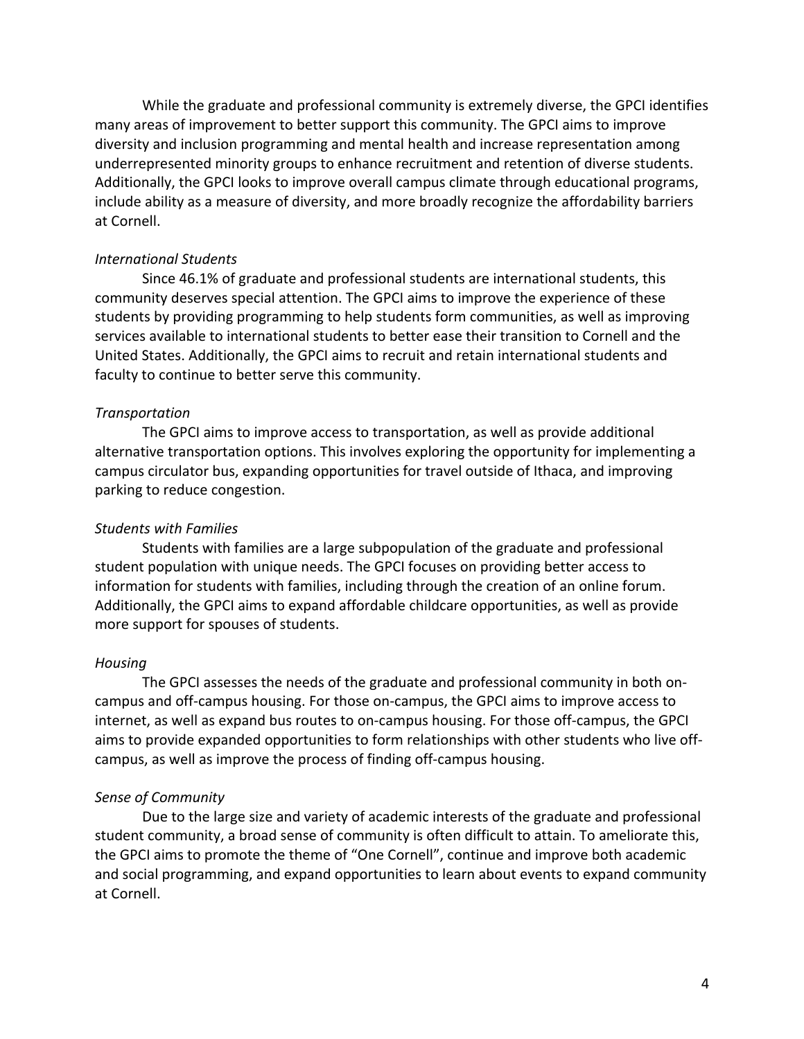While the graduate and professional community is extremely diverse, the GPCI identifies many areas of improvement to better support this community. The GPCI aims to improve diversity and inclusion programming and mental health and increase representation among underrepresented minority groups to enhance recruitment and retention of diverse students. Additionally, the GPCI looks to improve overall campus climate through educational programs, include ability as a measure of diversity, and more broadly recognize the affordability barriers at Cornell.

*International Students*

Since 46.1% of graduate and professional students are international students, this community deserves special attention. The GPCI aims to improve the experience of these students by providing programming to help students form communities, as well as improving services available to international students to better ease their transition to Cornell and the United States. Additionally, the GPCI aims to recruit and retain international students and faculty to continue to better serve this community.

*Transportation*

The GPCI aims to improve access to transportation, as well as provide additional alternative transportation options. This involves exploring the opportunity for implementing a campus circulator bus, expanding opportunities for travel outside of Ithaca, and improving parking to reduce congestion.

*Students with Families*

Students with families are a large subpopulation of the graduate and professional student population with unique needs. The GPCI focuses on providing better access to information for students with families, including through the creation of an online forum. Additionally, the GPCI aims to expand affordable childcare opportunities, as well as provide more support for spouses of students.

*Housing*

The GPCI assesses the needs of the graduate and professional community in both on-campus and off-campus housing. For those on-campus, the GPCI aims to improve access to internet, as well as expand bus routes to on-campus housing. For those off-campus, the GPCI aims to provide expanded opportunities to form relationships with other students who live off-campus, as well as improve the process of finding off-campus housing.

*Sense of Community*

Due to the large size and variety of academic interests of the graduate and professional student community, a broad sense of community is often difficult to attain. To ameliorate this, the GPCI aims to promote the theme of "One Cornell", continue and improve both academic and social programming, and expand opportunities to learn about events to expand community at Cornell.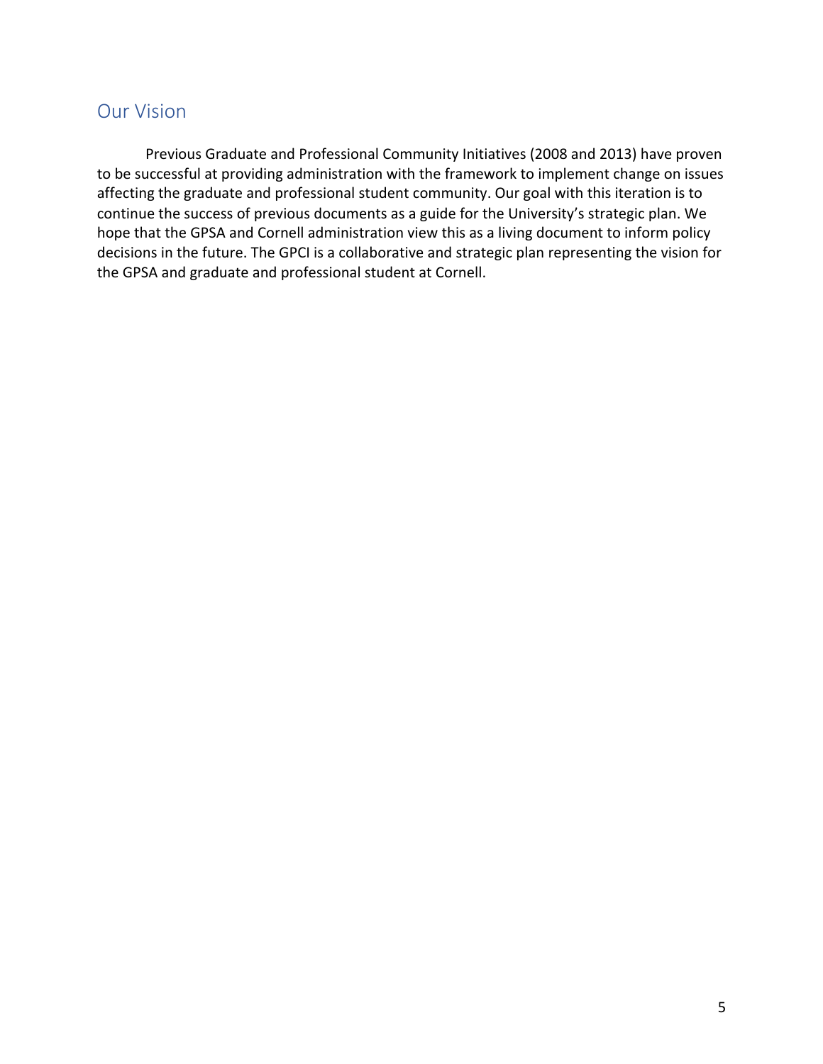## Our Vision

Previous Graduate and Professional Community Initiatives (2008 and 2013) have proven to be successful at providing administration with the framework to implement change on issues affecting the graduate and professional student community. Our goal with this iteration is to continue the success of previous documents as a guide for the University's strategic plan. We hope that the GPSA and Cornell administration view this as a living document to inform policy decisions in the future. The GPCI is a collaborative and strategic plan representing the vision for the GPSA and graduate and professional student at Cornell.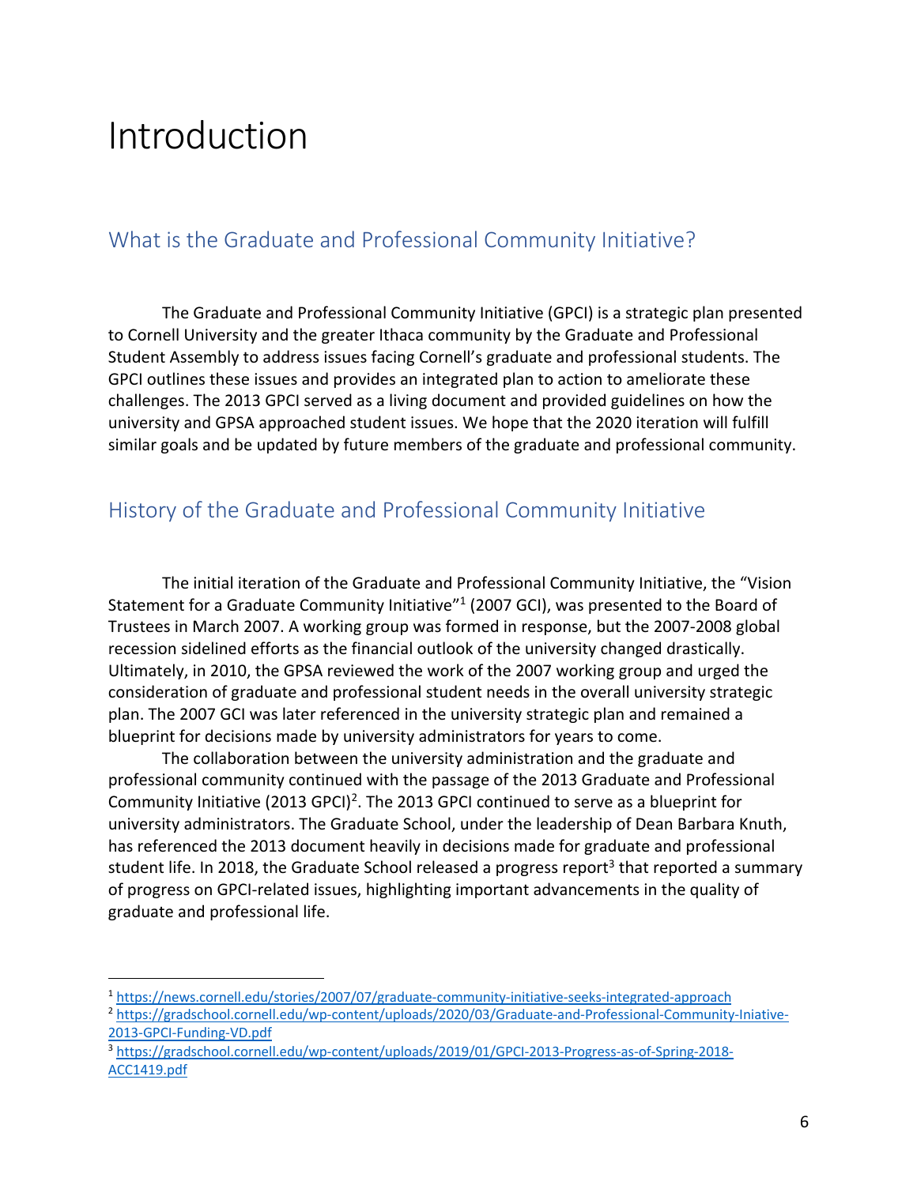# Introduction

## What is the Graduate and Professional Community Initiative?

The Graduate and Professional Community Initiative (GPCI) is a strategic plan presented to Cornell University and the greater Ithaca community by the Graduate and Professional Student Assembly to address issues facing Cornell's graduate and professional students. The GPCI outlines these issues and provides an integrated plan to action to ameliorate these challenges. The 2013 GPCI served as a living document and provided guidelines on how the university and GPSA approached student issues. We hope that the 2020 iteration will fulfill similar goals and be updated by future members of the graduate and professional community.

## History of the Graduate and Professional Community Initiative

The initial iteration of the Graduate and Professional Community Initiative, the "Vision Statement for a Graduate Community Initiative"[1] (2007 GCI), was presented to the Board of Trustees in March 2007. A working group was formed in response, but the 2007-2008 global recession sidelined efforts as the financial outlook of the university changed drastically. Ultimately, in 2010, the GPSA reviewed the work of the 2007 working group and urged the consideration of graduate and professional student needs in the overall university strategic plan. The 2007 GCI was later referenced in the university strategic plan and remained a blueprint for decisions made by university administrators for years to come.

The collaboration between the university administration and the graduate and professional community continued with the passage of the 2013 Graduate and Professional Community Initiative (2013 GPCI)[2]. The 2013 GPCI continued to serve as a blueprint for university administrators. The Graduate School, under the leadership of Dean Barbara Knuth, has referenced the 2013 document heavily in decisions made for graduate and professional student life. In 2018, the Graduate School released a progress report[3] that reported a summary of progress on GPCI-related issues, highlighting important advancements in the quality of graduate and professional life.

---

[1] https://news.cornell.edu/stories/2007/07/graduate-community-initiative-seeks-integrated-approach

[2] https://gradschool.cornell.edu/wp-content/uploads/2020/03/Graduate-and-Professional-Community-Iniative-2013-GPCI-Funding-VD.pdf

[3] https://gradschool.cornell.edu/wp-content/uploads/2019/01/GPCI-2013-Progress-as-of-Spring-2018-ACC1419.pdf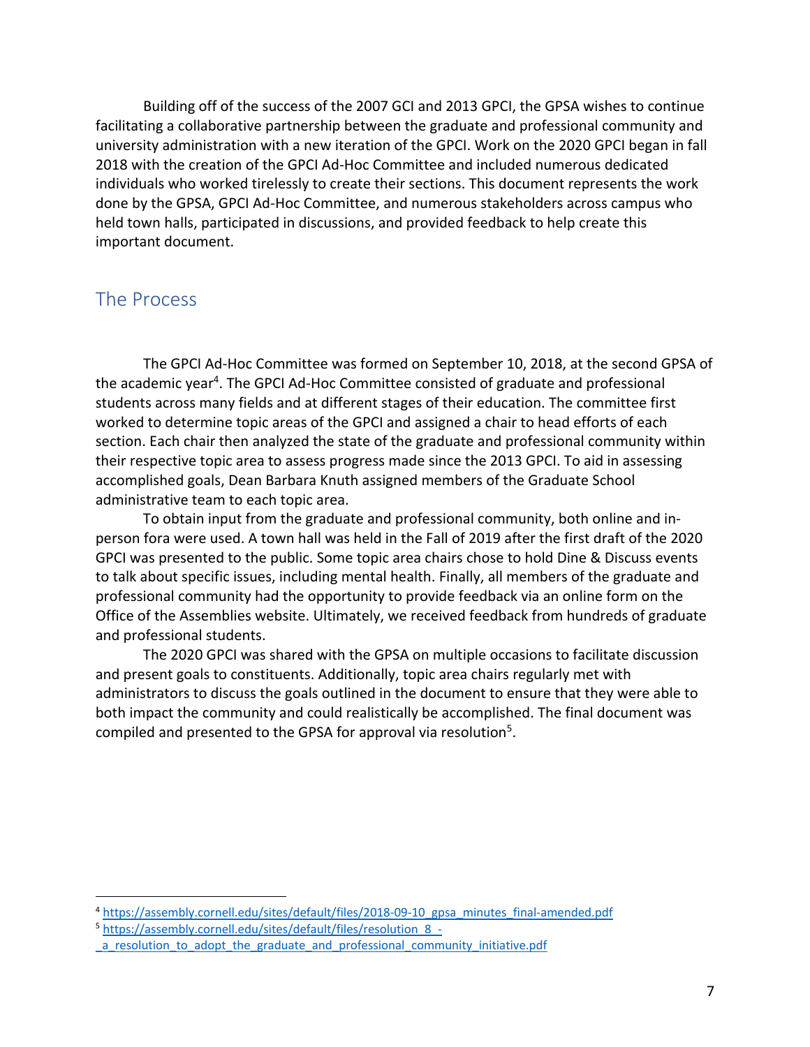Building off of the success of the 2007 GCI and 2013 GPCI, the GPSA wishes to continue facilitating a collaborative partnership between the graduate and professional community and university administration with a new iteration of the GPCI. Work on the 2020 GPCI began in fall 2018 with the creation of the GPCI Ad-Hoc Committee and included numerous dedicated individuals who worked tirelessly to create their sections. This document represents the work done by the GPSA, GPCI Ad-Hoc Committee, and numerous stakeholders across campus who held town halls, participated in discussions, and provided feedback to help create this important document.

## The Process

The GPCI Ad-Hoc Committee was formed on September 10, 2018, at the second GPSA of the academic year[4]. The GPCI Ad-Hoc Committee consisted of graduate and professional students across many fields and at different stages of their education. The committee first worked to determine topic areas of the GPCI and assigned a chair to head efforts of each section. Each chair then analyzed the state of the graduate and professional community within their respective topic area to assess progress made since the 2013 GPCI. To aid in assessing accomplished goals, Dean Barbara Knuth assigned members of the Graduate School administrative team to each topic area.

To obtain input from the graduate and professional community, both online and in-person fora were used. A town hall was held in the Fall of 2019 after the first draft of the 2020 GPCI was presented to the public. Some topic area chairs chose to hold Dine & Discuss events to talk about specific issues, including mental health. Finally, all members of the graduate and professional community had the opportunity to provide feedback via an online form on the Office of the Assemblies website. Ultimately, we received feedback from hundreds of graduate and professional students.

The 2020 GPCI was shared with the GPSA on multiple occasions to facilitate discussion and present goals to constituents. Additionally, topic area chairs regularly met with administrators to discuss the goals outlined in the document to ensure that they were able to both impact the community and could realistically be accomplished. The final document was compiled and presented to the GPSA for approval via resolution[5].

---

[4] https://assembly.cornell.edu/sites/default/files/2018-09-10_gpsa_minutes_final-amended.pdf

[5] https://assembly.cornell.edu/sites/default/files/resolution_8_-_a_resolution_to_adopt_the_graduate_and_professional_community_initiative.pdf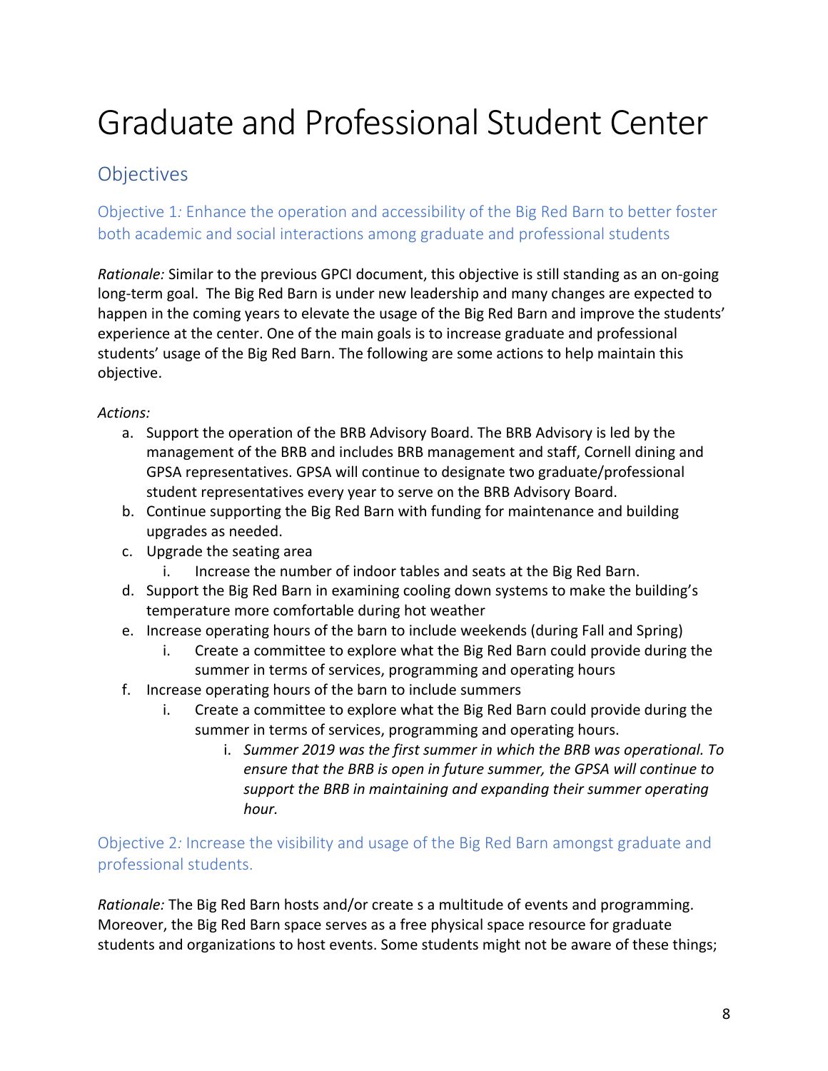# Graduate and Professional Student Center

## Objectives

### Objective 1*:* Enhance the operation and accessibility of the Big Red Barn to better foster both academic and social interactions among graduate and professional students

*Rationale:* Similar to the previous GPCI document, this objective is still standing as an on-going long-term goal. The Big Red Barn is under new leadership and many changes are expected to happen in the coming years to elevate the usage of the Big Red Barn and improve the students' experience at the center. One of the main goals is to increase graduate and professional students' usage of the Big Red Barn. The following are some actions to help maintain this objective.

*Actions:*

a. Support the operation of the BRB Advisory Board. The BRB Advisory is led by the management of the BRB and includes BRB management and staff, Cornell dining and GPSA representatives. GPSA will continue to designate two graduate/professional student representatives every year to serve on the BRB Advisory Board.
b. Continue supporting the Big Red Barn with funding for maintenance and building upgrades as needed.
c. Upgrade the seating area
    i. Increase the number of indoor tables and seats at the Big Red Barn.
d. Support the Big Red Barn in examining cooling down systems to make the building's temperature more comfortable during hot weather
e. Increase operating hours of the barn to include weekends (during Fall and Spring)
    i. Create a committee to explore what the Big Red Barn could provide during the summer in terms of services, programming and operating hours
f. Increase operating hours of the barn to include summers
    i. Create a committee to explore what the Big Red Barn could provide during the summer in terms of services, programming and operating hours.
        i. *Summer 2019 was the first summer in which the BRB was operational. To ensure that the BRB is open in future summer, the GPSA will continue to support the BRB in maintaining and expanding their summer operating hour.*

### Objective 2*:* Increase the visibility and usage of the Big Red Barn amongst graduate and professional students.

*Rationale:* The Big Red Barn hosts and/or create s a multitude of events and programming. Moreover, the Big Red Barn space serves as a free physical space resource for graduate students and organizations to host events. Some students might not be aware of these things;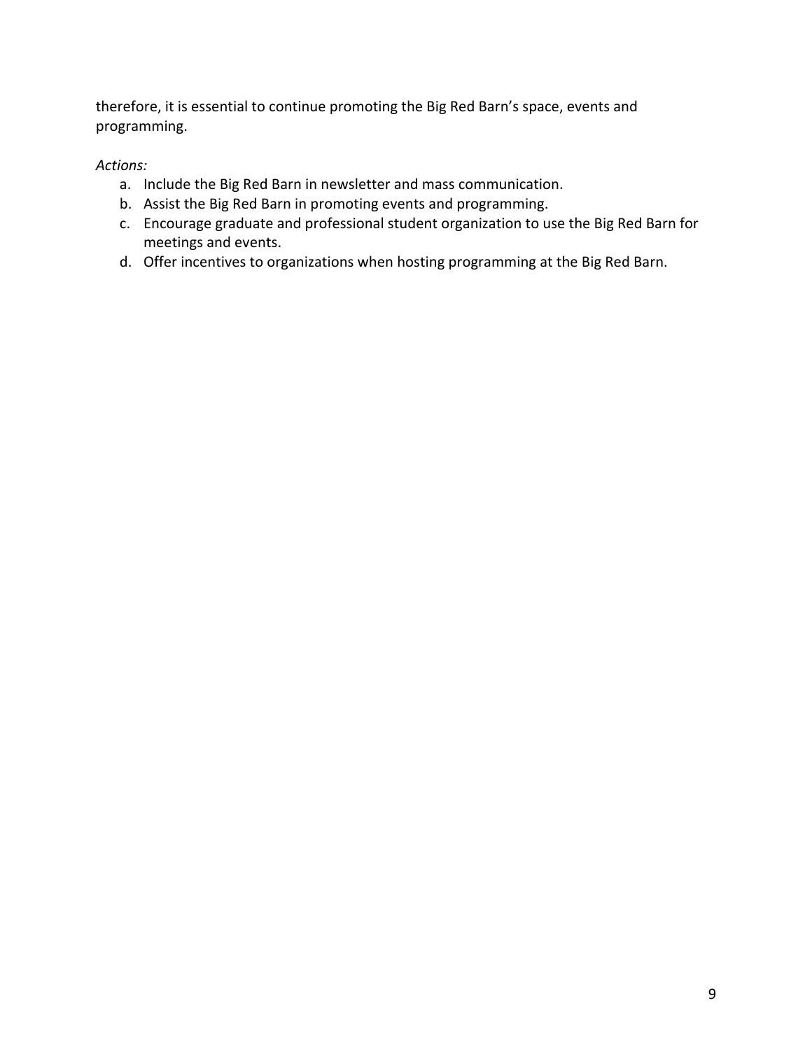therefore, it is essential to continue promoting the Big Red Barn's space, events and programming.

*Actions:*

a. Include the Big Red Barn in newsletter and mass communication.
b. Assist the Big Red Barn in promoting events and programming.
c. Encourage graduate and professional student organization to use the Big Red Barn for meetings and events.
d. Offer incentives to organizations when hosting programming at the Big Red Barn.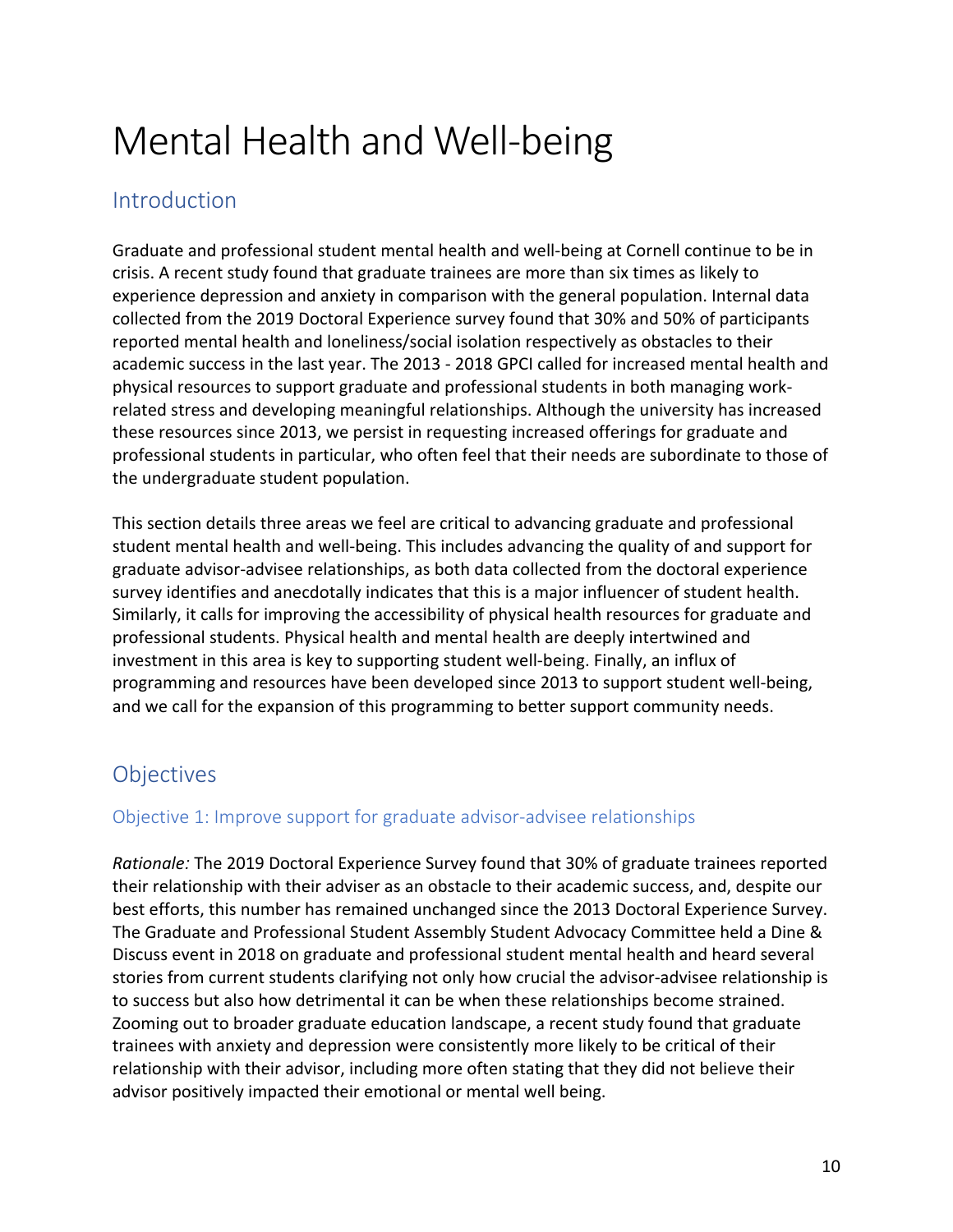# Mental Health and Well-being

## Introduction

Graduate and professional student mental health and well-being at Cornell continue to be in crisis. A recent study found that graduate trainees are more than six times as likely to experience depression and anxiety in comparison with the general population. Internal data collected from the 2019 Doctoral Experience survey found that 30% and 50% of participants reported mental health and loneliness/social isolation respectively as obstacles to their academic success in the last year. The 2013 - 2018 GPCI called for increased mental health and physical resources to support graduate and professional students in both managing work-related stress and developing meaningful relationships. Although the university has increased these resources since 2013, we persist in requesting increased offerings for graduate and professional students in particular, who often feel that their needs are subordinate to those of the undergraduate student population.

This section details three areas we feel are critical to advancing graduate and professional student mental health and well-being. This includes advancing the quality of and support for graduate advisor-advisee relationships, as both data collected from the doctoral experience survey identifies and anecdotally indicates that this is a major influencer of student health. Similarly, it calls for improving the accessibility of physical health resources for graduate and professional students. Physical health and mental health are deeply intertwined and investment in this area is key to supporting student well-being. Finally, an influx of programming and resources have been developed since 2013 to support student well-being, and we call for the expansion of this programming to better support community needs.

## Objectives

### Objective 1: Improve support for graduate advisor-advisee relationships

*Rationale:* The 2019 Doctoral Experience Survey found that 30% of graduate trainees reported their relationship with their adviser as an obstacle to their academic success, and, despite our best efforts, this number has remained unchanged since the 2013 Doctoral Experience Survey. The Graduate and Professional Student Assembly Student Advocacy Committee held a Dine & Discuss event in 2018 on graduate and professional student mental health and heard several stories from current students clarifying not only how crucial the advisor-advisee relationship is to success but also how detrimental it can be when these relationships become strained. Zooming out to broader graduate education landscape, a recent study found that graduate trainees with anxiety and depression were consistently more likely to be critical of their relationship with their advisor, including more often stating that they did not believe their advisor positively impacted their emotional or mental well being.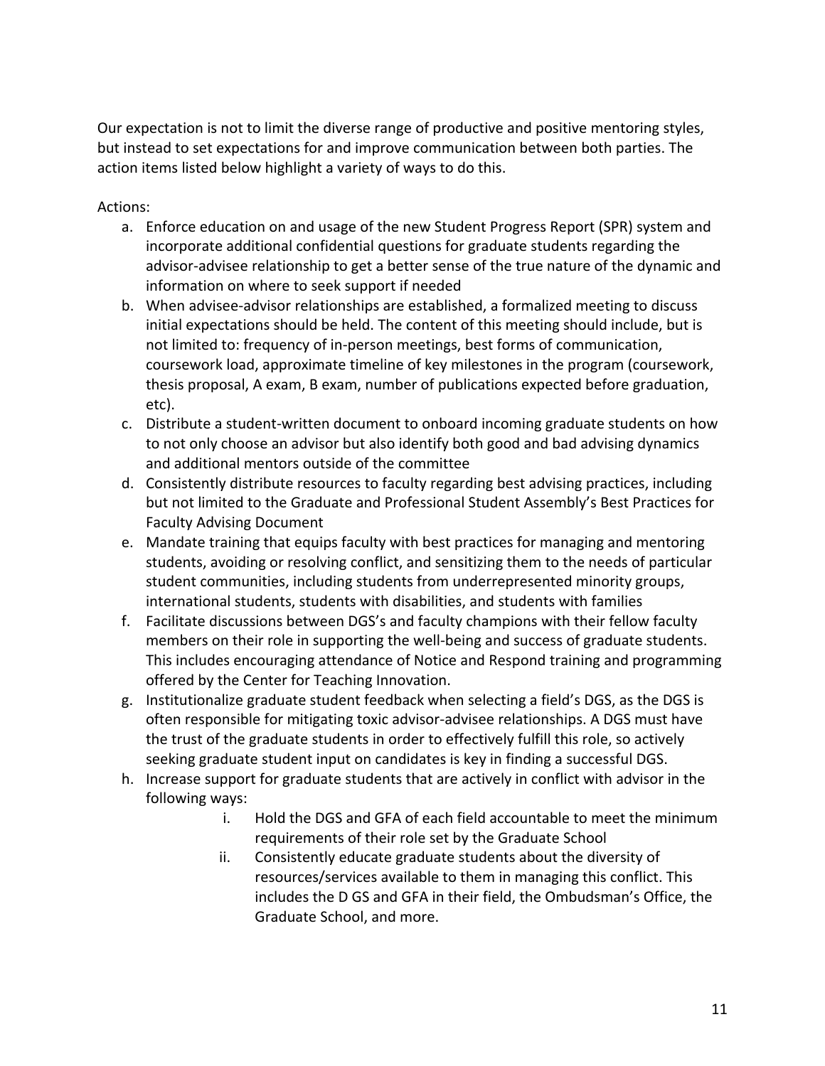Our expectation is not to limit the diverse range of productive and positive mentoring styles, but instead to set expectations for and improve communication between both parties. The action items listed below highlight a variety of ways to do this.

Actions:

a. Enforce education on and usage of the new Student Progress Report (SPR) system and incorporate additional confidential questions for graduate students regarding the advisor-advisee relationship to get a better sense of the true nature of the dynamic and information on where to seek support if needed

b. When advisee-advisor relationships are established, a formalized meeting to discuss initial expectations should be held. The content of this meeting should include, but is not limited to: frequency of in-person meetings, best forms of communication, coursework load, approximate timeline of key milestones in the program (coursework, thesis proposal, A exam, B exam, number of publications expected before graduation, etc).

c. Distribute a student-written document to onboard incoming graduate students on how to not only choose an advisor but also identify both good and bad advising dynamics and additional mentors outside of the committee

d. Consistently distribute resources to faculty regarding best advising practices, including but not limited to the Graduate and Professional Student Assembly's Best Practices for Faculty Advising Document

e. Mandate training that equips faculty with best practices for managing and mentoring students, avoiding or resolving conflict, and sensitizing them to the needs of particular student communities, including students from underrepresented minority groups, international students, students with disabilities, and students with families

f. Facilitate discussions between DGS's and faculty champions with their fellow faculty members on their role in supporting the well-being and success of graduate students. This includes encouraging attendance of Notice and Respond training and programming offered by the Center for Teaching Innovation.

g. Institutionalize graduate student feedback when selecting a field's DGS, as the DGS is often responsible for mitigating toxic advisor-advisee relationships. A DGS must have the trust of the graduate students in order to effectively fulfill this role, so actively seeking graduate student input on candidates is key in finding a successful DGS.

h. Increase support for graduate students that are actively in conflict with advisor in the following ways:

   i. Hold the DGS and GFA of each field accountable to meet the minimum requirements of their role set by the Graduate School

   ii. Consistently educate graduate students about the diversity of resources/services available to them in managing this conflict. This includes the D GS and GFA in their field, the Ombudsman's Office, the Graduate School, and more.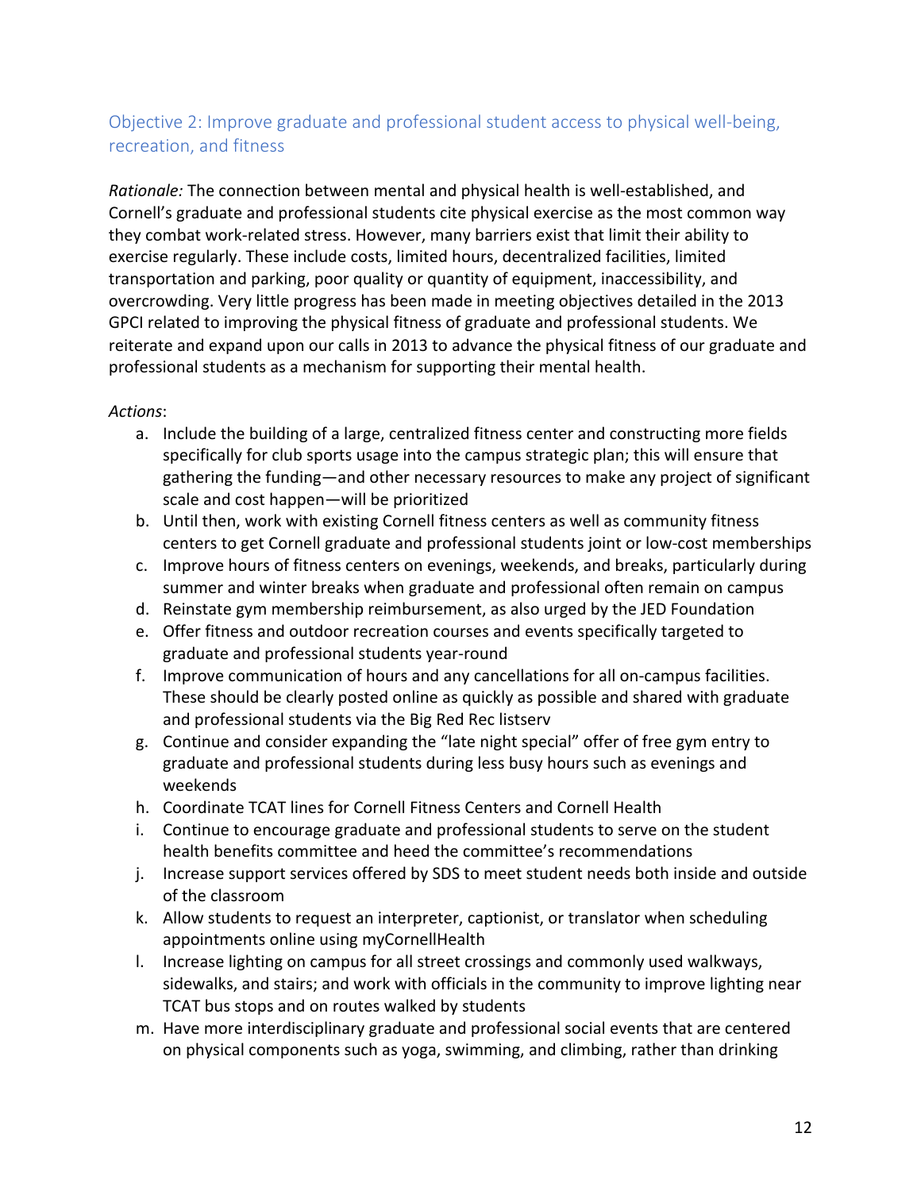### Objective 2: Improve graduate and professional student access to physical well-being, recreation, and fitness

*Rationale:* The connection between mental and physical health is well-established, and Cornell's graduate and professional students cite physical exercise as the most common way they combat work-related stress. However, many barriers exist that limit their ability to exercise regularly. These include costs, limited hours, decentralized facilities, limited transportation and parking, poor quality or quantity of equipment, inaccessibility, and overcrowding. Very little progress has been made in meeting objectives detailed in the 2013 GPCI related to improving the physical fitness of graduate and professional students. We reiterate and expand upon our calls in 2013 to advance the physical fitness of our graduate and professional students as a mechanism for supporting their mental health.

*Actions*:

a. Include the building of a large, centralized fitness center and constructing more fields specifically for club sports usage into the campus strategic plan; this will ensure that gathering the funding—and other necessary resources to make any project of significant scale and cost happen—will be prioritized
b. Until then, work with existing Cornell fitness centers as well as community fitness centers to get Cornell graduate and professional students joint or low-cost memberships
c. Improve hours of fitness centers on evenings, weekends, and breaks, particularly during summer and winter breaks when graduate and professional often remain on campus
d. Reinstate gym membership reimbursement, as also urged by the JED Foundation
e. Offer fitness and outdoor recreation courses and events specifically targeted to graduate and professional students year-round
f. Improve communication of hours and any cancellations for all on-campus facilities. These should be clearly posted online as quickly as possible and shared with graduate and professional students via the Big Red Rec listserv
g. Continue and consider expanding the "late night special" offer of free gym entry to graduate and professional students during less busy hours such as evenings and weekends
h. Coordinate TCAT lines for Cornell Fitness Centers and Cornell Health
i. Continue to encourage graduate and professional students to serve on the student health benefits committee and heed the committee's recommendations
j. Increase support services offered by SDS to meet student needs both inside and outside of the classroom
k. Allow students to request an interpreter, captionist, or translator when scheduling appointments online using myCornellHealth
l. Increase lighting on campus for all street crossings and commonly used walkways, sidewalks, and stairs; and work with officials in the community to improve lighting near TCAT bus stops and on routes walked by students
m. Have more interdisciplinary graduate and professional social events that are centered on physical components such as yoga, swimming, and climbing, rather than drinking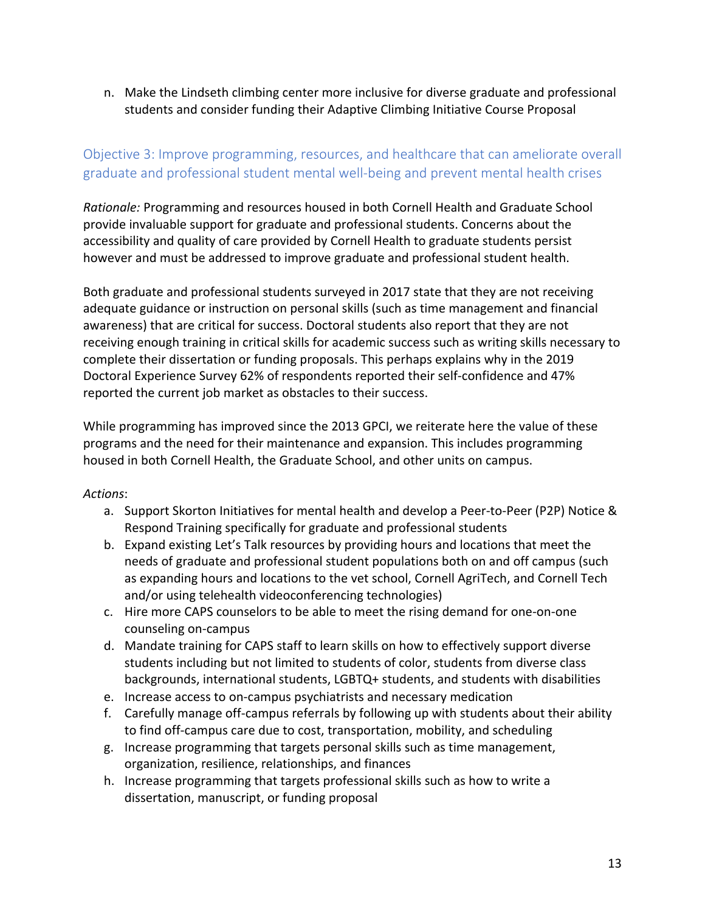n. Make the Lindseth climbing center more inclusive for diverse graduate and professional students and consider funding their Adaptive Climbing Initiative Course Proposal

## Objective 3: Improve programming, resources, and healthcare that can ameliorate overall graduate and professional student mental well-being and prevent mental health crises

*Rationale:* Programming and resources housed in both Cornell Health and Graduate School provide invaluable support for graduate and professional students. Concerns about the accessibility and quality of care provided by Cornell Health to graduate students persist however and must be addressed to improve graduate and professional student health.

Both graduate and professional students surveyed in 2017 state that they are not receiving adequate guidance or instruction on personal skills (such as time management and financial awareness) that are critical for success. Doctoral students also report that they are not receiving enough training in critical skills for academic success such as writing skills necessary to complete their dissertation or funding proposals. This perhaps explains why in the 2019 Doctoral Experience Survey 62% of respondents reported their self-confidence and 47% reported the current job market as obstacles to their success.

While programming has improved since the 2013 GPCI, we reiterate here the value of these programs and the need for their maintenance and expansion. This includes programming housed in both Cornell Health, the Graduate School, and other units on campus.

*Actions*:

a. Support Skorton Initiatives for mental health and develop a Peer-to-Peer (P2P) Notice & Respond Training specifically for graduate and professional students
b. Expand existing Let's Talk resources by providing hours and locations that meet the needs of graduate and professional student populations both on and off campus (such as expanding hours and locations to the vet school, Cornell AgriTech, and Cornell Tech and/or using telehealth videoconferencing technologies)
c. Hire more CAPS counselors to be able to meet the rising demand for one-on-one counseling on-campus
d. Mandate training for CAPS staff to learn skills on how to effectively support diverse students including but not limited to students of color, students from diverse class backgrounds, international students, LGBTQ+ students, and students with disabilities
e. Increase access to on-campus psychiatrists and necessary medication
f. Carefully manage off-campus referrals by following up with students about their ability to find off-campus care due to cost, transportation, mobility, and scheduling
g. Increase programming that targets personal skills such as time management, organization, resilience, relationships, and finances
h. Increase programming that targets professional skills such as how to write a dissertation, manuscript, or funding proposal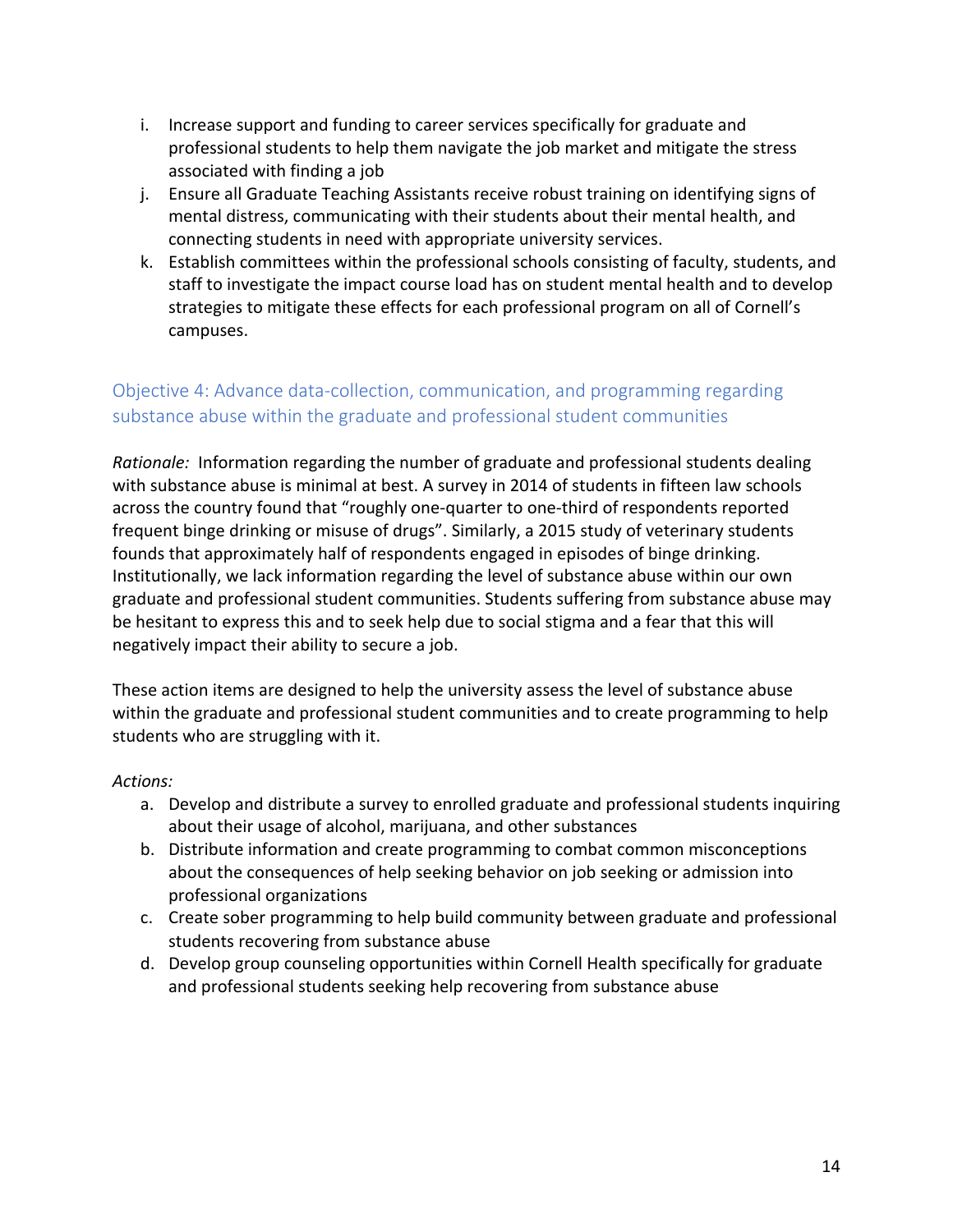i. Increase support and funding to career services specifically for graduate and professional students to help them navigate the job market and mitigate the stress associated with finding a job
j. Ensure all Graduate Teaching Assistants receive robust training on identifying signs of mental distress, communicating with their students about their mental health, and connecting students in need with appropriate university services.
k. Establish committees within the professional schools consisting of faculty, students, and staff to investigate the impact course load has on student mental health and to develop strategies to mitigate these effects for each professional program on all of Cornell's campuses.

### Objective 4: Advance data-collection, communication, and programming regarding substance abuse within the graduate and professional student communities

*Rationale:* Information regarding the number of graduate and professional students dealing with substance abuse is minimal at best. A survey in 2014 of students in fifteen law schools across the country found that "roughly one-quarter to one-third of respondents reported frequent binge drinking or misuse of drugs". Similarly, a 2015 study of veterinary students founds that approximately half of respondents engaged in episodes of binge drinking. Institutionally, we lack information regarding the level of substance abuse within our own graduate and professional student communities. Students suffering from substance abuse may be hesitant to express this and to seek help due to social stigma and a fear that this will negatively impact their ability to secure a job.

These action items are designed to help the university assess the level of substance abuse within the graduate and professional student communities and to create programming to help students who are struggling with it.

*Actions:*

a. Develop and distribute a survey to enrolled graduate and professional students inquiring about their usage of alcohol, marijuana, and other substances
b. Distribute information and create programming to combat common misconceptions about the consequences of help seeking behavior on job seeking or admission into professional organizations
c. Create sober programming to help build community between graduate and professional students recovering from substance abuse
d. Develop group counseling opportunities within Cornell Health specifically for graduate and professional students seeking help recovering from substance abuse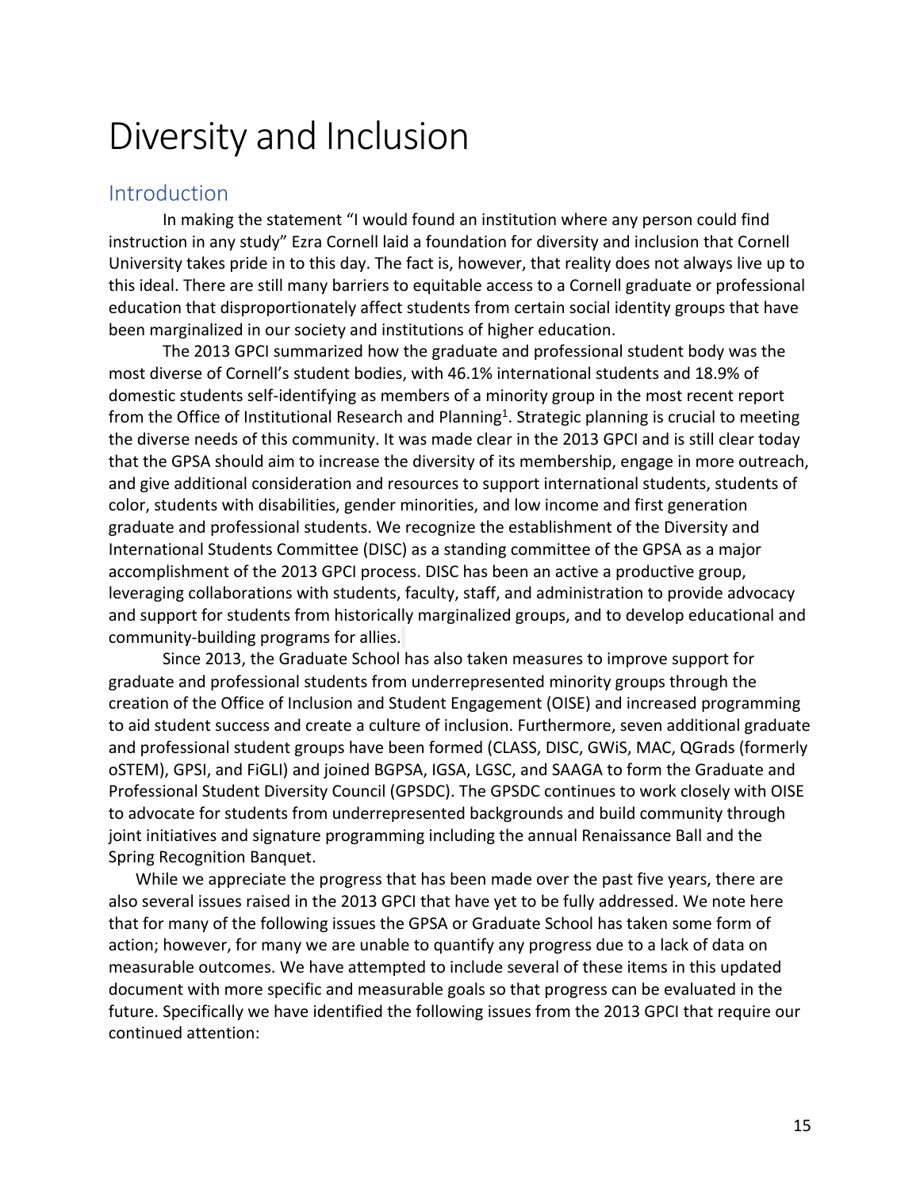# Diversity and Inclusion

## Introduction

In making the statement "I would found an institution where any person could find instruction in any study" Ezra Cornell laid a foundation for diversity and inclusion that Cornell University takes pride in to this day. The fact is, however, that reality does not always live up to this ideal. There are still many barriers to equitable access to a Cornell graduate or professional education that disproportionately affect students from certain social identity groups that have been marginalized in our society and institutions of higher education.

The 2013 GPCI summarized how the graduate and professional student body was the most diverse of Cornell's student bodies, with 46.1% international students and 18.9% of domestic students self-identifying as members of a minority group in the most recent report from the Office of Institutional Research and Planning[1]. Strategic planning is crucial to meeting the diverse needs of this community. It was made clear in the 2013 GPCI and is still clear today that the GPSA should aim to increase the diversity of its membership, engage in more outreach, and give additional consideration and resources to support international students, students of color, students with disabilities, gender minorities, and low income and first generation graduate and professional students. We recognize the establishment of the Diversity and International Students Committee (DISC) as a standing committee of the GPSA as a major accomplishment of the 2013 GPCI process. DISC has been an active a productive group, leveraging collaborations with students, faculty, staff, and administration to provide advocacy and support for students from historically marginalized groups, and to develop educational and community-building programs for allies.

Since 2013, the Graduate School has also taken measures to improve support for graduate and professional students from underrepresented minority groups through the creation of the Office of Inclusion and Student Engagement (OISE) and increased programming to aid student success and create a culture of inclusion. Furthermore, seven additional graduate and professional student groups have been formed (CLASS, DISC, GWiS, MAC, QGrads (formerly oSTEM), GPSI, and FiGLI) and joined BGPSA, IGSA, LGSC, and SAAGA to form the Graduate and Professional Student Diversity Council (GPSDC). The GPSDC continues to work closely with OISE to advocate for students from underrepresented backgrounds and build community through joint initiatives and signature programming including the annual Renaissance Ball and the Spring Recognition Banquet.

While we appreciate the progress that has been made over the past five years, there are also several issues raised in the 2013 GPCI that have yet to be fully addressed. We note here that for many of the following issues the GPSA or Graduate School has taken some form of action; however, for many we are unable to quantify any progress due to a lack of data on measurable outcomes. We have attempted to include several of these items in this updated document with more specific and measurable goals so that progress can be evaluated in the future. Specifically we have identified the following issues from the 2013 GPCI that require our continued attention: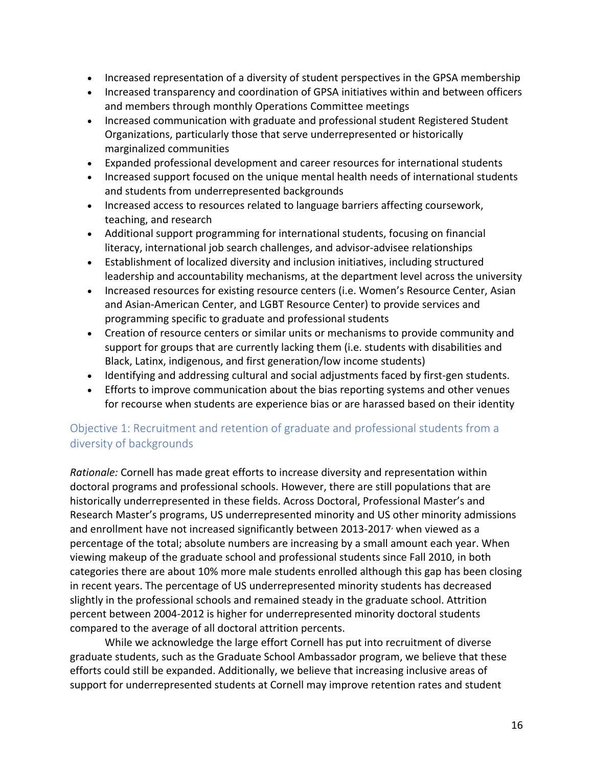- Increased representation of a diversity of student perspectives in the GPSA membership
- Increased transparency and coordination of GPSA initiatives within and between officers and members through monthly Operations Committee meetings
- Increased communication with graduate and professional student Registered Student Organizations, particularly those that serve underrepresented or historically marginalized communities
- Expanded professional development and career resources for international students
- Increased support focused on the unique mental health needs of international students and students from underrepresented backgrounds
- Increased access to resources related to language barriers affecting coursework, teaching, and research
- Additional support programming for international students, focusing on financial literacy, international job search challenges, and advisor-advisee relationships
- Establishment of localized diversity and inclusion initiatives, including structured leadership and accountability mechanisms, at the department level across the university
- Increased resources for existing resource centers (i.e. Women's Resource Center, Asian and Asian-American Center, and LGBT Resource Center) to provide services and programming specific to graduate and professional students
- Creation of resource centers or similar units or mechanisms to provide community and support for groups that are currently lacking them (i.e. students with disabilities and Black, Latinx, indigenous, and first generation/low income students)
- Identifying and addressing cultural and social adjustments faced by first-gen students.
- Efforts to improve communication about the bias reporting systems and other venues for recourse when students are experience bias or are harassed based on their identity

## Objective 1: Recruitment and retention of graduate and professional students from a diversity of backgrounds

*Rationale:* Cornell has made great efforts to increase diversity and representation within doctoral programs and professional schools. However, there are still populations that are historically underrepresented in these fields. Across Doctoral, Professional Master's and Research Master's programs, US underrepresented minority and US other minority admissions and enrollment have not increased significantly between 2013-2017, when viewed as a percentage of the total; absolute numbers are increasing by a small amount each year. When viewing makeup of the graduate school and professional students since Fall 2010, in both categories there are about 10% more male students enrolled although this gap has been closing in recent years. The percentage of US underrepresented minority students has decreased slightly in the professional schools and remained steady in the graduate school. Attrition percent between 2004-2012 is higher for underrepresented minority doctoral students compared to the average of all doctoral attrition percents.

While we acknowledge the large effort Cornell has put into recruitment of diverse graduate students, such as the Graduate School Ambassador program, we believe that these efforts could still be expanded. Additionally, we believe that increasing inclusive areas of support for underrepresented students at Cornell may improve retention rates and student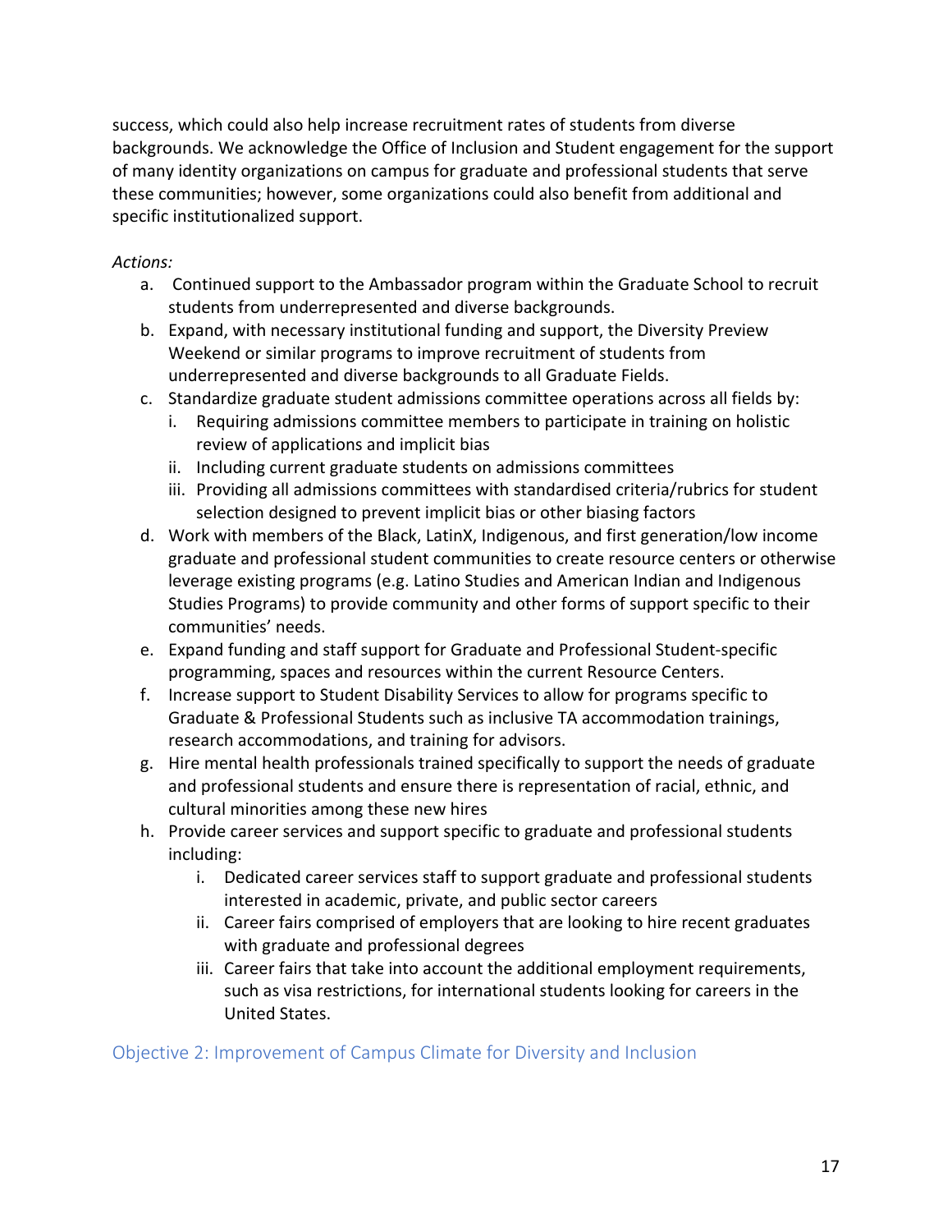success, which could also help increase recruitment rates of students from diverse backgrounds. We acknowledge the Office of Inclusion and Student engagement for the support of many identity organizations on campus for graduate and professional students that serve these communities; however, some organizations could also benefit from additional and specific institutionalized support.

*Actions:*

a. Continued support to the Ambassador program within the Graduate School to recruit students from underrepresented and diverse backgrounds.
b. Expand, with necessary institutional funding and support, the Diversity Preview Weekend or similar programs to improve recruitment of students from underrepresented and diverse backgrounds to all Graduate Fields.
c. Standardize graduate student admissions committee operations across all fields by:
    i. Requiring admissions committee members to participate in training on holistic review of applications and implicit bias
    ii. Including current graduate students on admissions committees
    iii. Providing all admissions committees with standardised criteria/rubrics for student selection designed to prevent implicit bias or other biasing factors
d. Work with members of the Black, LatinX, Indigenous, and first generation/low income graduate and professional student communities to create resource centers or otherwise leverage existing programs (e.g. Latino Studies and American Indian and Indigenous Studies Programs) to provide community and other forms of support specific to their communities' needs.
e. Expand funding and staff support for Graduate and Professional Student-specific programming, spaces and resources within the current Resource Centers.
f. Increase support to Student Disability Services to allow for programs specific to Graduate & Professional Students such as inclusive TA accommodation trainings, research accommodations, and training for advisors.
g. Hire mental health professionals trained specifically to support the needs of graduate and professional students and ensure there is representation of racial, ethnic, and cultural minorities among these new hires
h. Provide career services and support specific to graduate and professional students including:
    i. Dedicated career services staff to support graduate and professional students interested in academic, private, and public sector careers
    ii. Career fairs comprised of employers that are looking to hire recent graduates with graduate and professional degrees
    iii. Career fairs that take into account the additional employment requirements, such as visa restrictions, for international students looking for careers in the United States.

### Objective 2: Improvement of Campus Climate for Diversity and Inclusion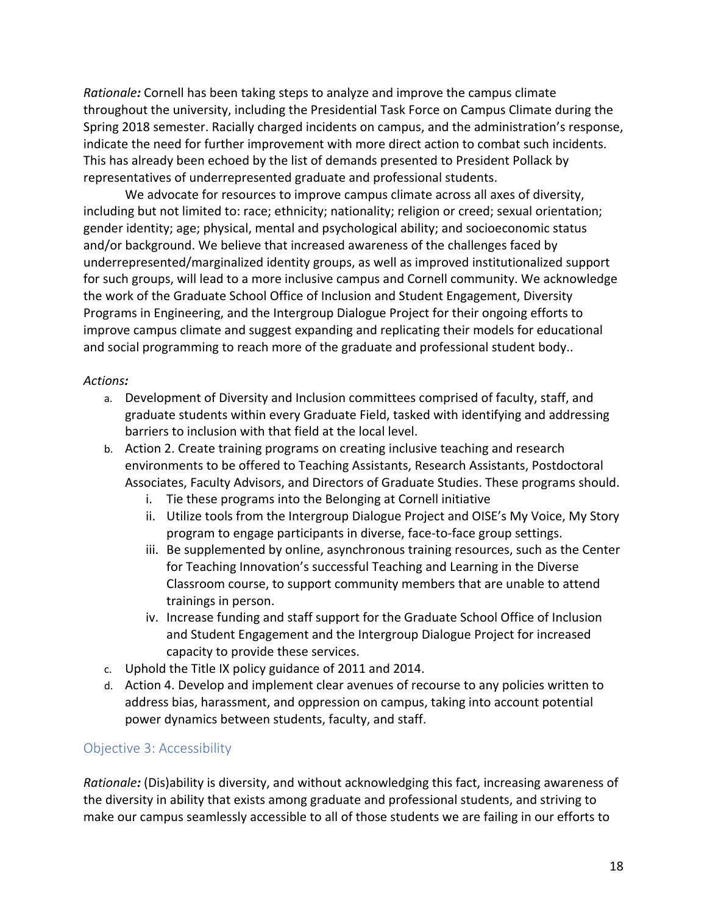*Rationale:* Cornell has been taking steps to analyze and improve the campus climate throughout the university, including the Presidential Task Force on Campus Climate during the Spring 2018 semester. Racially charged incidents on campus, and the administration's response, indicate the need for further improvement with more direct action to combat such incidents. This has already been echoed by the list of demands presented to President Pollack by representatives of underrepresented graduate and professional students.

We advocate for resources to improve campus climate across all axes of diversity, including but not limited to: race; ethnicity; nationality; religion or creed; sexual orientation; gender identity; age; physical, mental and psychological ability; and socioeconomic status and/or background. We believe that increased awareness of the challenges faced by underrepresented/marginalized identity groups, as well as improved institutionalized support for such groups, will lead to a more inclusive campus and Cornell community. We acknowledge the work of the Graduate School Office of Inclusion and Student Engagement, Diversity Programs in Engineering, and the Intergroup Dialogue Project for their ongoing efforts to improve campus climate and suggest expanding and replicating their models for educational and social programming to reach more of the graduate and professional student body..

*Actions:*

a. Development of Diversity and Inclusion committees comprised of faculty, staff, and graduate students within every Graduate Field, tasked with identifying and addressing barriers to inclusion with that field at the local level.
b. Action 2. Create training programs on creating inclusive teaching and research environments to be offered to Teaching Assistants, Research Assistants, Postdoctoral Associates, Faculty Advisors, and Directors of Graduate Studies. These programs should.
   i. Tie these programs into the Belonging at Cornell initiative
   ii. Utilize tools from the Intergroup Dialogue Project and OISE's My Voice, My Story program to engage participants in diverse, face-to-face group settings.
   iii. Be supplemented by online, asynchronous training resources, such as the Center for Teaching Innovation's successful Teaching and Learning in the Diverse Classroom course, to support community members that are unable to attend trainings in person.
   iv. Increase funding and staff support for the Graduate School Office of Inclusion and Student Engagement and the Intergroup Dialogue Project for increased capacity to provide these services.
c. Uphold the Title IX policy guidance of 2011 and 2014.
d. Action 4. Develop and implement clear avenues of recourse to any policies written to address bias, harassment, and oppression on campus, taking into account potential power dynamics between students, faculty, and staff.

## Objective 3: Accessibility

*Rationale:* (Dis)ability is diversity, and without acknowledging this fact, increasing awareness of the diversity in ability that exists among graduate and professional students, and striving to make our campus seamlessly accessible to all of those students we are failing in our efforts to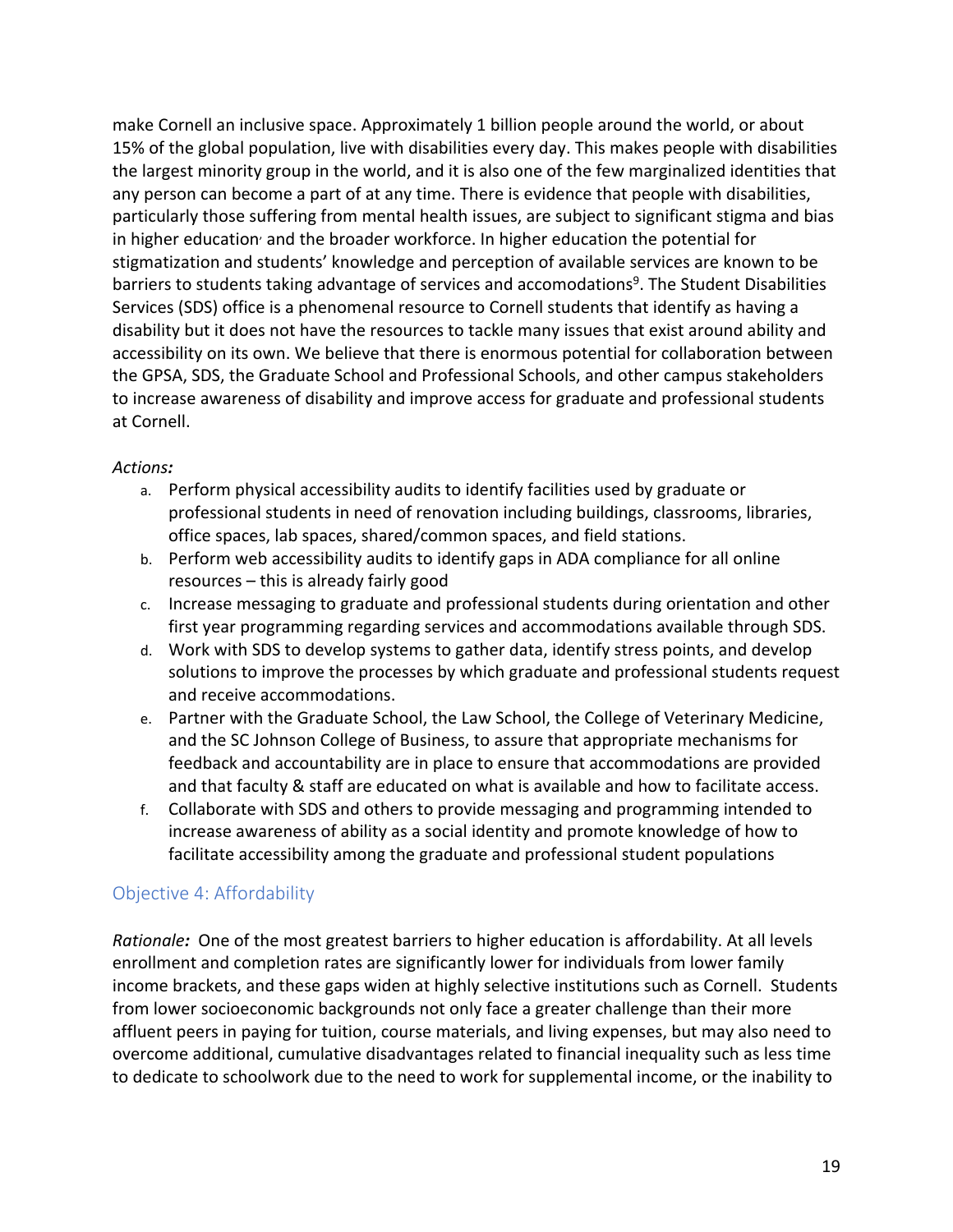make Cornell an inclusive space. Approximately 1 billion people around the world, or about 15% of the global population, live with disabilities every day. This makes people with disabilities the largest minority group in the world, and it is also one of the few marginalized identities that any person can become a part of at any time. There is evidence that people with disabilities, particularly those suffering from mental health issues, are subject to significant stigma and bias in higher education, and the broader workforce. In higher education the potential for stigmatization and students' knowledge and perception of available services are known to be barriers to students taking advantage of services and accomodations[9]. The Student Disabilities Services (SDS) office is a phenomenal resource to Cornell students that identify as having a disability but it does not have the resources to tackle many issues that exist around ability and accessibility on its own. We believe that there is enormous potential for collaboration between the GPSA, SDS, the Graduate School and Professional Schools, and other campus stakeholders to increase awareness of disability and improve access for graduate and professional students at Cornell.

*Actions:*

a. Perform physical accessibility audits to identify facilities used by graduate or professional students in need of renovation including buildings, classrooms, libraries, office spaces, lab spaces, shared/common spaces, and field stations.
b. Perform web accessibility audits to identify gaps in ADA compliance for all online resources – this is already fairly good
c. Increase messaging to graduate and professional students during orientation and other first year programming regarding services and accommodations available through SDS.
d. Work with SDS to develop systems to gather data, identify stress points, and develop solutions to improve the processes by which graduate and professional students request and receive accommodations.
e. Partner with the Graduate School, the Law School, the College of Veterinary Medicine, and the SC Johnson College of Business, to assure that appropriate mechanisms for feedback and accountability are in place to ensure that accommodations are provided and that faculty & staff are educated on what is available and how to facilitate access.
f. Collaborate with SDS and others to provide messaging and programming intended to increase awareness of ability as a social identity and promote knowledge of how to facilitate accessibility among the graduate and professional student populations

## Objective 4: Affordability

*Rationale:* One of the most greatest barriers to higher education is affordability. At all levels enrollment and completion rates are significantly lower for individuals from lower family income brackets, and these gaps widen at highly selective institutions such as Cornell. Students from lower socioeconomic backgrounds not only face a greater challenge than their more affluent peers in paying for tuition, course materials, and living expenses, but may also need to overcome additional, cumulative disadvantages related to financial inequality such as less time to dedicate to schoolwork due to the need to work for supplemental income, or the inability to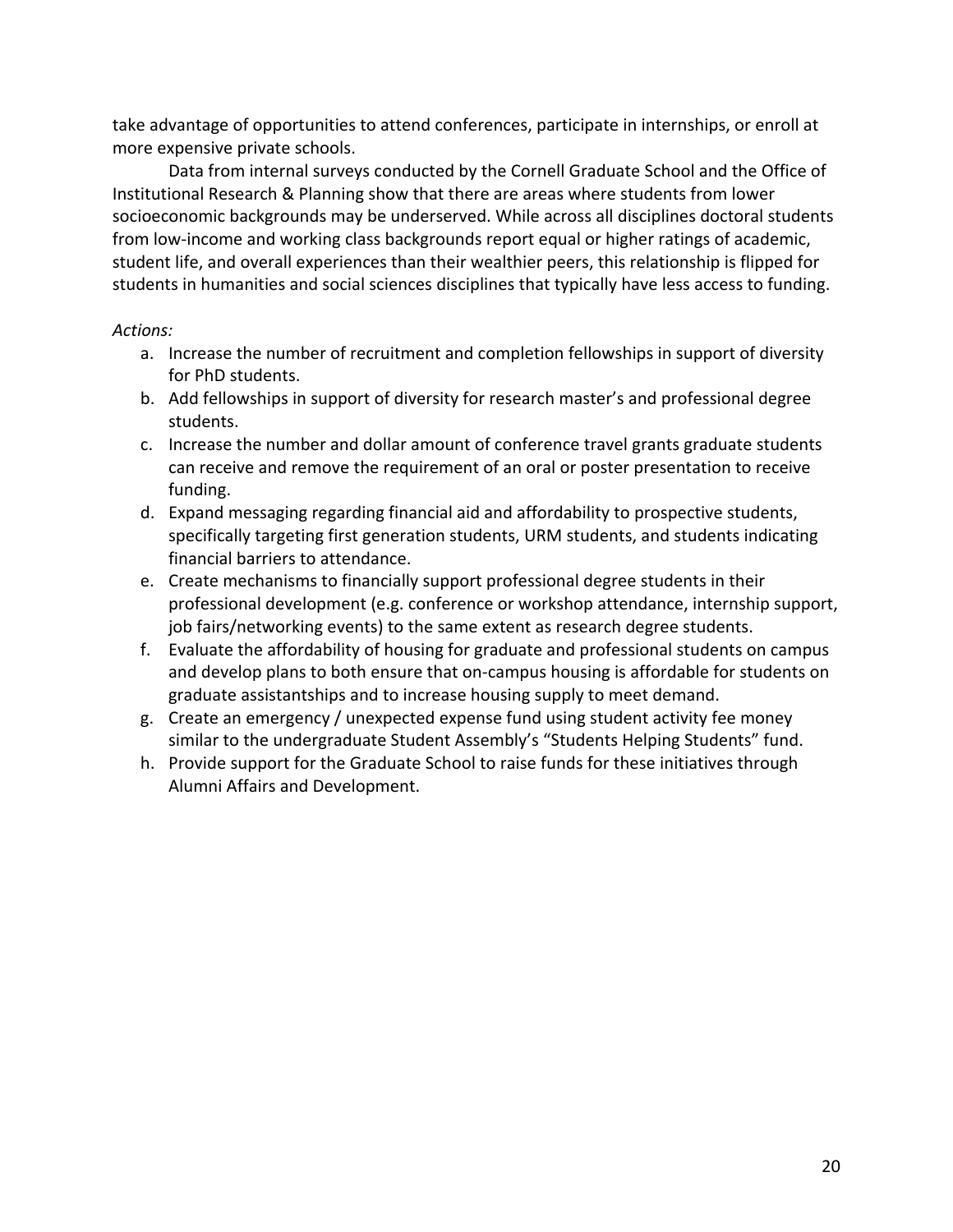take advantage of opportunities to attend conferences, participate in internships, or enroll at more expensive private schools.

Data from internal surveys conducted by the Cornell Graduate School and the Office of Institutional Research & Planning show that there are areas where students from lower socioeconomic backgrounds may be underserved. While across all disciplines doctoral students from low-income and working class backgrounds report equal or higher ratings of academic, student life, and overall experiences than their wealthier peers, this relationship is flipped for students in humanities and social sciences disciplines that typically have less access to funding.

*Actions:*

a. Increase the number of recruitment and completion fellowships in support of diversity for PhD students.
b. Add fellowships in support of diversity for research master's and professional degree students.
c. Increase the number and dollar amount of conference travel grants graduate students can receive and remove the requirement of an oral or poster presentation to receive funding.
d. Expand messaging regarding financial aid and affordability to prospective students, specifically targeting first generation students, URM students, and students indicating financial barriers to attendance.
e. Create mechanisms to financially support professional degree students in their professional development (e.g. conference or workshop attendance, internship support, job fairs/networking events) to the same extent as research degree students.
f. Evaluate the affordability of housing for graduate and professional students on campus and develop plans to both ensure that on-campus housing is affordable for students on graduate assistantships and to increase housing supply to meet demand.
g. Create an emergency / unexpected expense fund using student activity fee money similar to the undergraduate Student Assembly's "Students Helping Students" fund.
h. Provide support for the Graduate School to raise funds for these initiatives through Alumni Affairs and Development.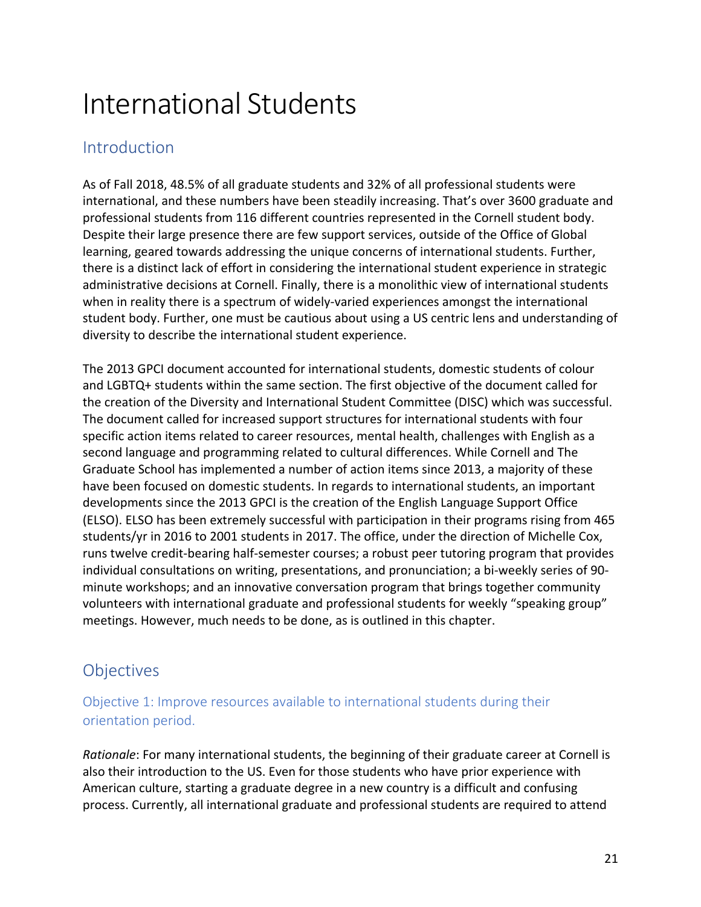# International Students

## Introduction

As of Fall 2018, 48.5% of all graduate students and 32% of all professional students were international, and these numbers have been steadily increasing. That's over 3600 graduate and professional students from 116 different countries represented in the Cornell student body. Despite their large presence there are few support services, outside of the Office of Global learning, geared towards addressing the unique concerns of international students. Further, there is a distinct lack of effort in considering the international student experience in strategic administrative decisions at Cornell. Finally, there is a monolithic view of international students when in reality there is a spectrum of widely-varied experiences amongst the international student body. Further, one must be cautious about using a US centric lens and understanding of diversity to describe the international student experience.

The 2013 GPCI document accounted for international students, domestic students of colour and LGBTQ+ students within the same section. The first objective of the document called for the creation of the Diversity and International Student Committee (DISC) which was successful. The document called for increased support structures for international students with four specific action items related to career resources, mental health, challenges with English as a second language and programming related to cultural differences. While Cornell and The Graduate School has implemented a number of action items since 2013, a majority of these have been focused on domestic students. In regards to international students, an important developments since the 2013 GPCI is the creation of the English Language Support Office (ELSO). ELSO has been extremely successful with participation in their programs rising from 465 students/yr in 2016 to 2001 students in 2017. The office, under the direction of Michelle Cox, runs twelve credit-bearing half-semester courses; a robust peer tutoring program that provides individual consultations on writing, presentations, and pronunciation; a bi-weekly series of 90-minute workshops; and an innovative conversation program that brings together community volunteers with international graduate and professional students for weekly "speaking group" meetings. However, much needs to be done, as is outlined in this chapter.

## Objectives

### Objective 1: Improve resources available to international students during their orientation period.

*Rationale*: For many international students, the beginning of their graduate career at Cornell is also their introduction to the US. Even for those students who have prior experience with American culture, starting a graduate degree in a new country is a difficult and confusing process. Currently, all international graduate and professional students are required to attend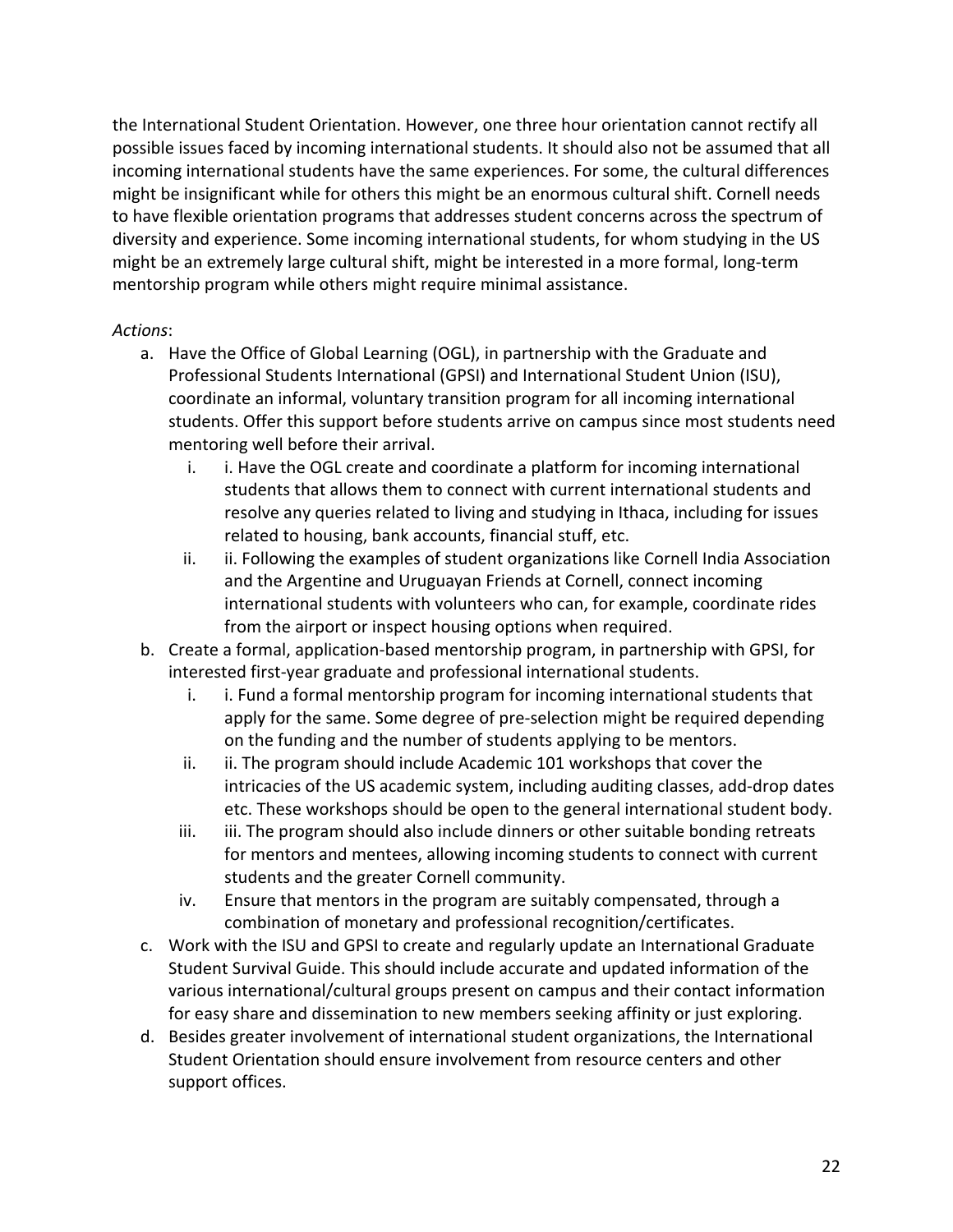the International Student Orientation. However, one three hour orientation cannot rectify all possible issues faced by incoming international students. It should also not be assumed that all incoming international students have the same experiences. For some, the cultural differences might be insignificant while for others this might be an enormous cultural shift. Cornell needs to have flexible orientation programs that addresses student concerns across the spectrum of diversity and experience. Some incoming international students, for whom studying in the US might be an extremely large cultural shift, might be interested in a more formal, long-term mentorship program while others might require minimal assistance.

*Actions*:

a. Have the Office of Global Learning (OGL), in partnership with the Graduate and Professional Students International (GPSI) and International Student Union (ISU), coordinate an informal, voluntary transition program for all incoming international students. Offer this support before students arrive on campus since most students need mentoring well before their arrival.
    i. i. Have the OGL create and coordinate a platform for incoming international students that allows them to connect with current international students and resolve any queries related to living and studying in Ithaca, including for issues related to housing, bank accounts, financial stuff, etc.
    ii. ii. Following the examples of student organizations like Cornell India Association and the Argentine and Uruguayan Friends at Cornell, connect incoming international students with volunteers who can, for example, coordinate rides from the airport or inspect housing options when required.
b. Create a formal, application-based mentorship program, in partnership with GPSI, for interested first-year graduate and professional international students.
    i. i. Fund a formal mentorship program for incoming international students that apply for the same. Some degree of pre-selection might be required depending on the funding and the number of students applying to be mentors.
    ii. ii. The program should include Academic 101 workshops that cover the intricacies of the US academic system, including auditing classes, add-drop dates etc. These workshops should be open to the general international student body.
    iii. iii. The program should also include dinners or other suitable bonding retreats for mentors and mentees, allowing incoming students to connect with current students and the greater Cornell community.
    iv. Ensure that mentors in the program are suitably compensated, through a combination of monetary and professional recognition/certificates.
c. Work with the ISU and GPSI to create and regularly update an International Graduate Student Survival Guide. This should include accurate and updated information of the various international/cultural groups present on campus and their contact information for easy share and dissemination to new members seeking affinity or just exploring.
d. Besides greater involvement of international student organizations, the International Student Orientation should ensure involvement from resource centers and other support offices.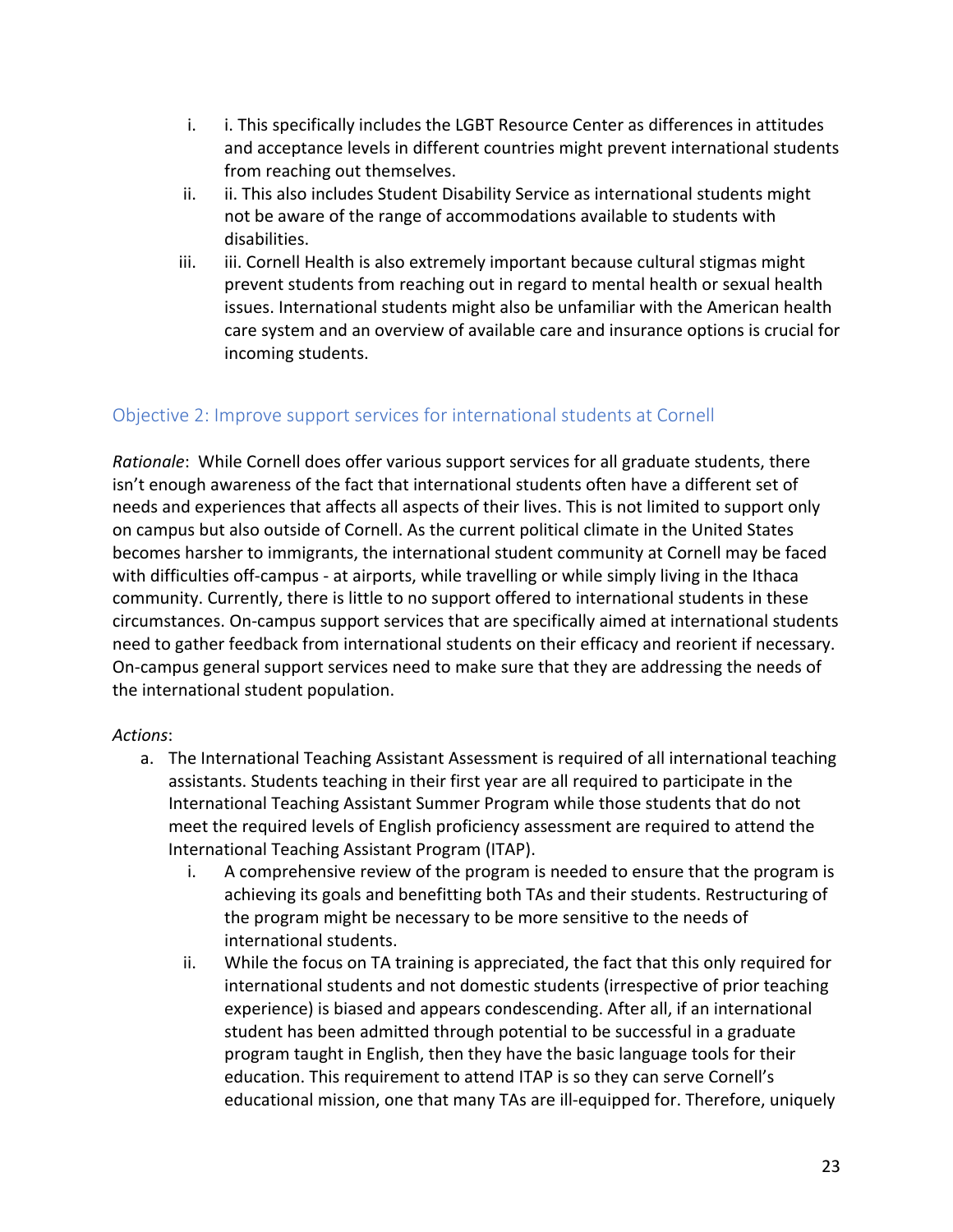i. i. This specifically includes the LGBT Resource Center as differences in attitudes and acceptance levels in different countries might prevent international students from reaching out themselves.
ii. ii. This also includes Student Disability Service as international students might not be aware of the range of accommodations available to students with disabilities.
iii. iii. Cornell Health is also extremely important because cultural stigmas might prevent students from reaching out in regard to mental health or sexual health issues. International students might also be unfamiliar with the American health care system and an overview of available care and insurance options is crucial for incoming students.

## Objective 2: Improve support services for international students at Cornell

*Rationale*: While Cornell does offer various support services for all graduate students, there isn't enough awareness of the fact that international students often have a different set of needs and experiences that affects all aspects of their lives. This is not limited to support only on campus but also outside of Cornell. As the current political climate in the United States becomes harsher to immigrants, the international student community at Cornell may be faced with difficulties off-campus - at airports, while travelling or while simply living in the Ithaca community. Currently, there is little to no support offered to international students in these circumstances. On-campus support services that are specifically aimed at international students need to gather feedback from international students on their efficacy and reorient if necessary. On-campus general support services need to make sure that they are addressing the needs of the international student population.

*Actions*:

a. The International Teaching Assistant Assessment is required of all international teaching assistants. Students teaching in their first year are all required to participate in the International Teaching Assistant Summer Program while those students that do not meet the required levels of English proficiency assessment are required to attend the International Teaching Assistant Program (ITAP).
   i. A comprehensive review of the program is needed to ensure that the program is achieving its goals and benefitting both TAs and their students. Restructuring of the program might be necessary to be more sensitive to the needs of international students.
   ii. While the focus on TA training is appreciated, the fact that this only required for international students and not domestic students (irrespective of prior teaching experience) is biased and appears condescending. After all, if an international student has been admitted through potential to be successful in a graduate program taught in English, then they have the basic language tools for their education. This requirement to attend ITAP is so they can serve Cornell's educational mission, one that many TAs are ill-equipped for. Therefore, uniquely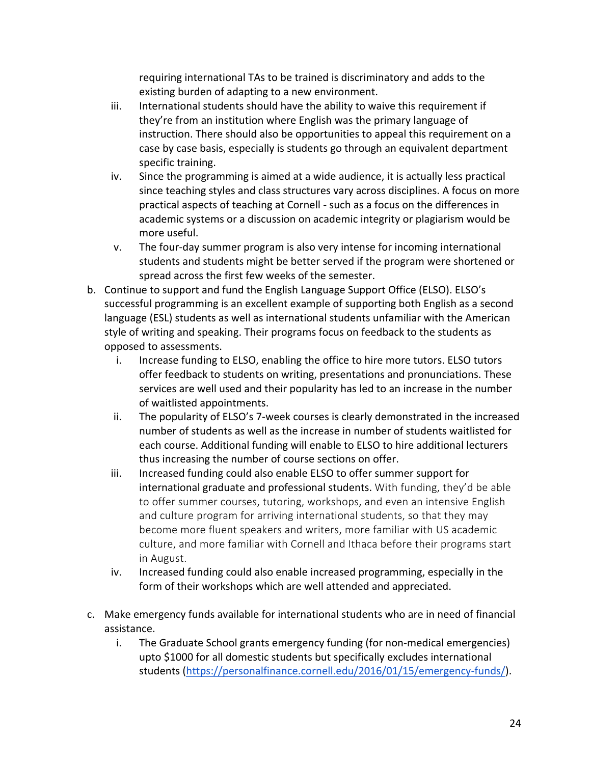requiring international TAs to be trained is discriminatory and adds to the existing burden of adapting to a new environment.

iii. International students should have the ability to waive this requirement if they're from an institution where English was the primary language of instruction. There should also be opportunities to appeal this requirement on a case by case basis, especially is students go through an equivalent department specific training.

iv. Since the programming is aimed at a wide audience, it is actually less practical since teaching styles and class structures vary across disciplines. A focus on more practical aspects of teaching at Cornell - such as a focus on the differences in academic systems or a discussion on academic integrity or plagiarism would be more useful.

v. The four-day summer program is also very intense for incoming international students and students might be better served if the program were shortened or spread across the first few weeks of the semester.

b. Continue to support and fund the English Language Support Office (ELSO). ELSO's successful programming is an excellent example of supporting both English as a second language (ESL) students as well as international students unfamiliar with the American style of writing and speaking. Their programs focus on feedback to the students as opposed to assessments.

  i. Increase funding to ELSO, enabling the office to hire more tutors. ELSO tutors offer feedback to students on writing, presentations and pronunciations. These services are well used and their popularity has led to an increase in the number of waitlisted appointments.

  ii. The popularity of ELSO's 7-week courses is clearly demonstrated in the increased number of students as well as the increase in number of students waitlisted for each course. Additional funding will enable to ELSO to hire additional lecturers thus increasing the number of course sections on offer.

  iii. Increased funding could also enable ELSO to offer summer support for international graduate and professional students. With funding, they'd be able to offer summer courses, tutoring, workshops, and even an intensive English and culture program for arriving international students, so that they may become more fluent speakers and writers, more familiar with US academic culture, and more familiar with Cornell and Ithaca before their programs start in August.

  iv. Increased funding could also enable increased programming, especially in the form of their workshops which are well attended and appreciated.

c. Make emergency funds available for international students who are in need of financial assistance.

  i. The Graduate School grants emergency funding (for non-medical emergencies) upto $1000 for all domestic students but specifically excludes international students (https://personalfinance.cornell.edu/2016/01/15/emergency-funds/).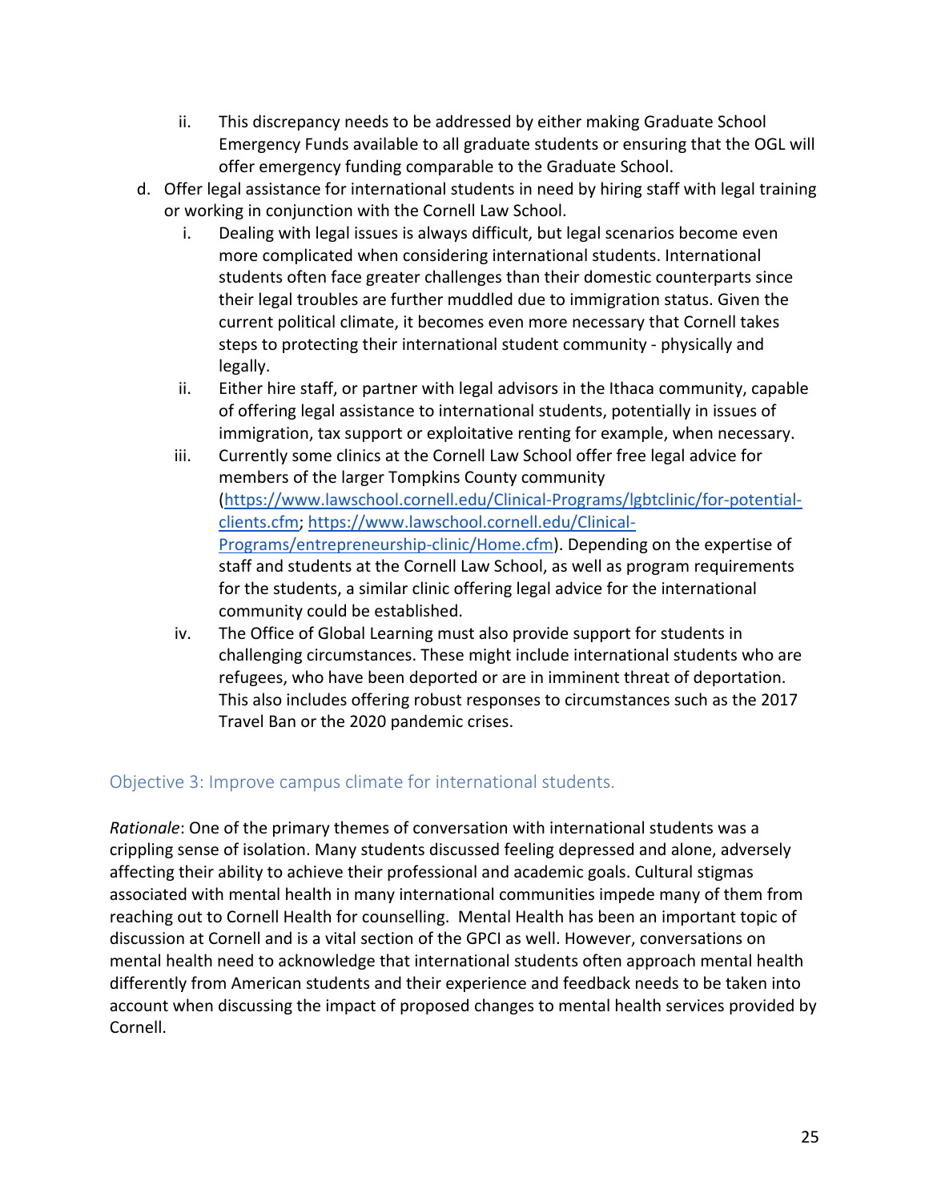ii. This discrepancy needs to be addressed by either making Graduate School Emergency Funds available to all graduate students or ensuring that the OGL will offer emergency funding comparable to the Graduate School.

d. Offer legal assistance for international students in need by hiring staff with legal training or working in conjunction with the Cornell Law School.

   i. Dealing with legal issues is always difficult, but legal scenarios become even more complicated when considering international students. International students often face greater challenges than their domestic counterparts since their legal troubles are further muddled due to immigration status. Given the current political climate, it becomes even more necessary that Cornell takes steps to protecting their international student community - physically and legally.

   ii. Either hire staff, or partner with legal advisors in the Ithaca community, capable of offering legal assistance to international students, potentially in issues of immigration, tax support or exploitative renting for example, when necessary.

   iii. Currently some clinics at the Cornell Law School offer free legal advice for members of the larger Tompkins County community ([https://www.lawschool.cornell.edu/Clinical-Programs/lgbtclinic/for-potential-clients.cfm](https://www.lawschool.cornell.edu/Clinical-Programs/lgbtclinic/for-potential-clients.cfm); [https://www.lawschool.cornell.edu/Clinical-Programs/entrepreneurship-clinic/Home.cfm](https://www.lawschool.cornell.edu/Clinical-Programs/entrepreneurship-clinic/Home.cfm)). Depending on the expertise of staff and students at the Cornell Law School, as well as program requirements for the students, a similar clinic offering legal advice for the international community could be established.

   iv. The Office of Global Learning must also provide support for students in challenging circumstances. These might include international students who are refugees, who have been deported or are in imminent threat of deportation. This also includes offering robust responses to circumstances such as the 2017 Travel Ban or the 2020 pandemic crises.

### Objective 3: Improve campus climate for international students.

*Rationale*: One of the primary themes of conversation with international students was a crippling sense of isolation. Many students discussed feeling depressed and alone, adversely affecting their ability to achieve their professional and academic goals. Cultural stigmas associated with mental health in many international communities impede many of them from reaching out to Cornell Health for counselling. Mental Health has been an important topic of discussion at Cornell and is a vital section of the GPCI as well. However, conversations on mental health need to acknowledge that international students often approach mental health differently from American students and their experience and feedback needs to be taken into account when discussing the impact of proposed changes to mental health services provided by Cornell.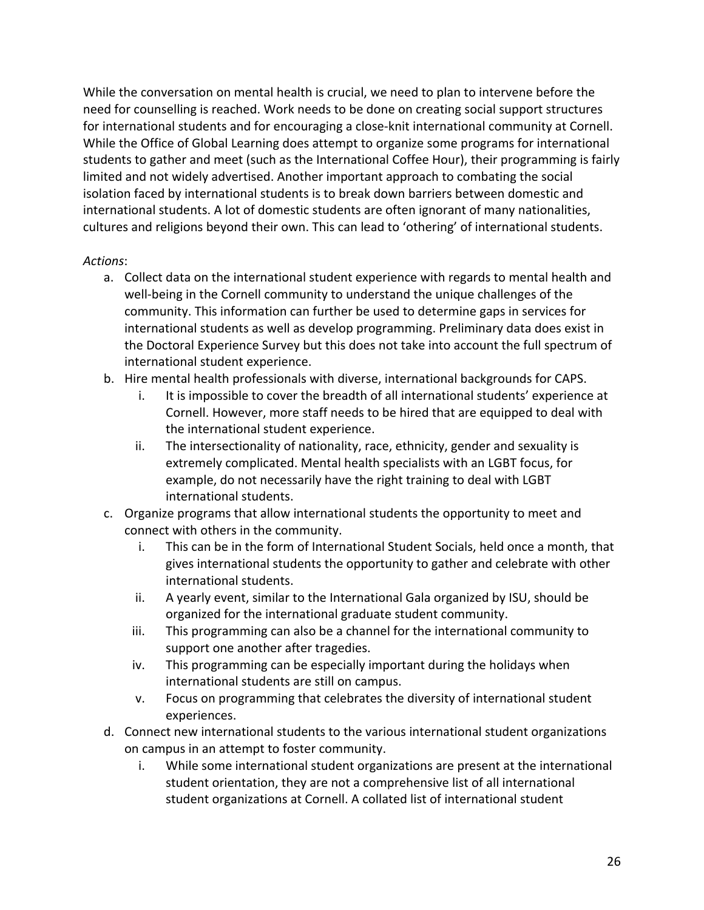While the conversation on mental health is crucial, we need to plan to intervene before the need for counselling is reached. Work needs to be done on creating social support structures for international students and for encouraging a close-knit international community at Cornell. While the Office of Global Learning does attempt to organize some programs for international students to gather and meet (such as the International Coffee Hour), their programming is fairly limited and not widely advertised. Another important approach to combating the social isolation faced by international students is to break down barriers between domestic and international students. A lot of domestic students are often ignorant of many nationalities, cultures and religions beyond their own. This can lead to 'othering' of international students.

*Actions*:

a. Collect data on the international student experience with regards to mental health and well-being in the Cornell community to understand the unique challenges of the community. This information can further be used to determine gaps in services for international students as well as develop programming. Preliminary data does exist in the Doctoral Experience Survey but this does not take into account the full spectrum of international student experience.
b. Hire mental health professionals with diverse, international backgrounds for CAPS.
    i. It is impossible to cover the breadth of all international students' experience at Cornell. However, more staff needs to be hired that are equipped to deal with the international student experience.
    ii. The intersectionality of nationality, race, ethnicity, gender and sexuality is extremely complicated. Mental health specialists with an LGBT focus, for example, do not necessarily have the right training to deal with LGBT international students.
c. Organize programs that allow international students the opportunity to meet and connect with others in the community.
    i. This can be in the form of International Student Socials, held once a month, that gives international students the opportunity to gather and celebrate with other international students.
    ii. A yearly event, similar to the International Gala organized by ISU, should be organized for the international graduate student community.
    iii. This programming can also be a channel for the international community to support one another after tragedies.
    iv. This programming can be especially important during the holidays when international students are still on campus.
    v. Focus on programming that celebrates the diversity of international student experiences.
d. Connect new international students to the various international student organizations on campus in an attempt to foster community.
    i. While some international student organizations are present at the international student orientation, they are not a comprehensive list of all international student organizations at Cornell. A collated list of international student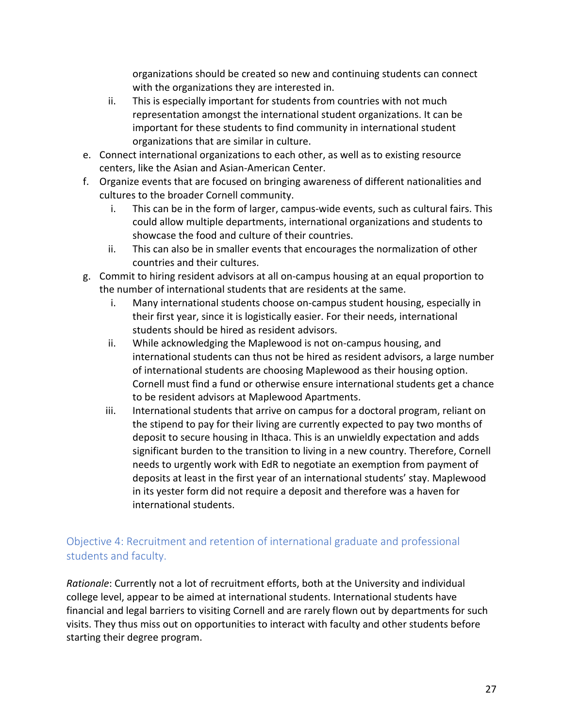organizations should be created so new and continuing students can connect with the organizations they are interested in.

   ii. This is especially important for students from countries with not much representation amongst the international student organizations. It can be important for these students to find community in international student organizations that are similar in culture.

e. Connect international organizations to each other, as well as to existing resource centers, like the Asian and Asian-American Center.

f. Organize events that are focused on bringing awareness of different nationalities and cultures to the broader Cornell community.

   i. This can be in the form of larger, campus-wide events, such as cultural fairs. This could allow multiple departments, international organizations and students to showcase the food and culture of their countries.

   ii. This can also be in smaller events that encourages the normalization of other countries and their cultures.

g. Commit to hiring resident advisors at all on-campus housing at an equal proportion to the number of international students that are residents at the same.

   i. Many international students choose on-campus student housing, especially in their first year, since it is logistically easier. For their needs, international students should be hired as resident advisors.

   ii. While acknowledging the Maplewood is not on-campus housing, and international students can thus not be hired as resident advisors, a large number of international students are choosing Maplewood as their housing option. Cornell must find a fund or otherwise ensure international students get a chance to be resident advisors at Maplewood Apartments.

   iii. International students that arrive on campus for a doctoral program, reliant on the stipend to pay for their living are currently expected to pay two months of deposit to secure housing in Ithaca. This is an unwieldly expectation and adds significant burden to the transition to living in a new country. Therefore, Cornell needs to urgently work with EdR to negotiate an exemption from payment of deposits at least in the first year of an international students' stay. Maplewood in its yester form did not require a deposit and therefore was a haven for international students.

## Objective 4: Recruitment and retention of international graduate and professional students and faculty.

*Rationale*: Currently not a lot of recruitment efforts, both at the University and individual college level, appear to be aimed at international students. International students have financial and legal barriers to visiting Cornell and are rarely flown out by departments for such visits. They thus miss out on opportunities to interact with faculty and other students before starting their degree program.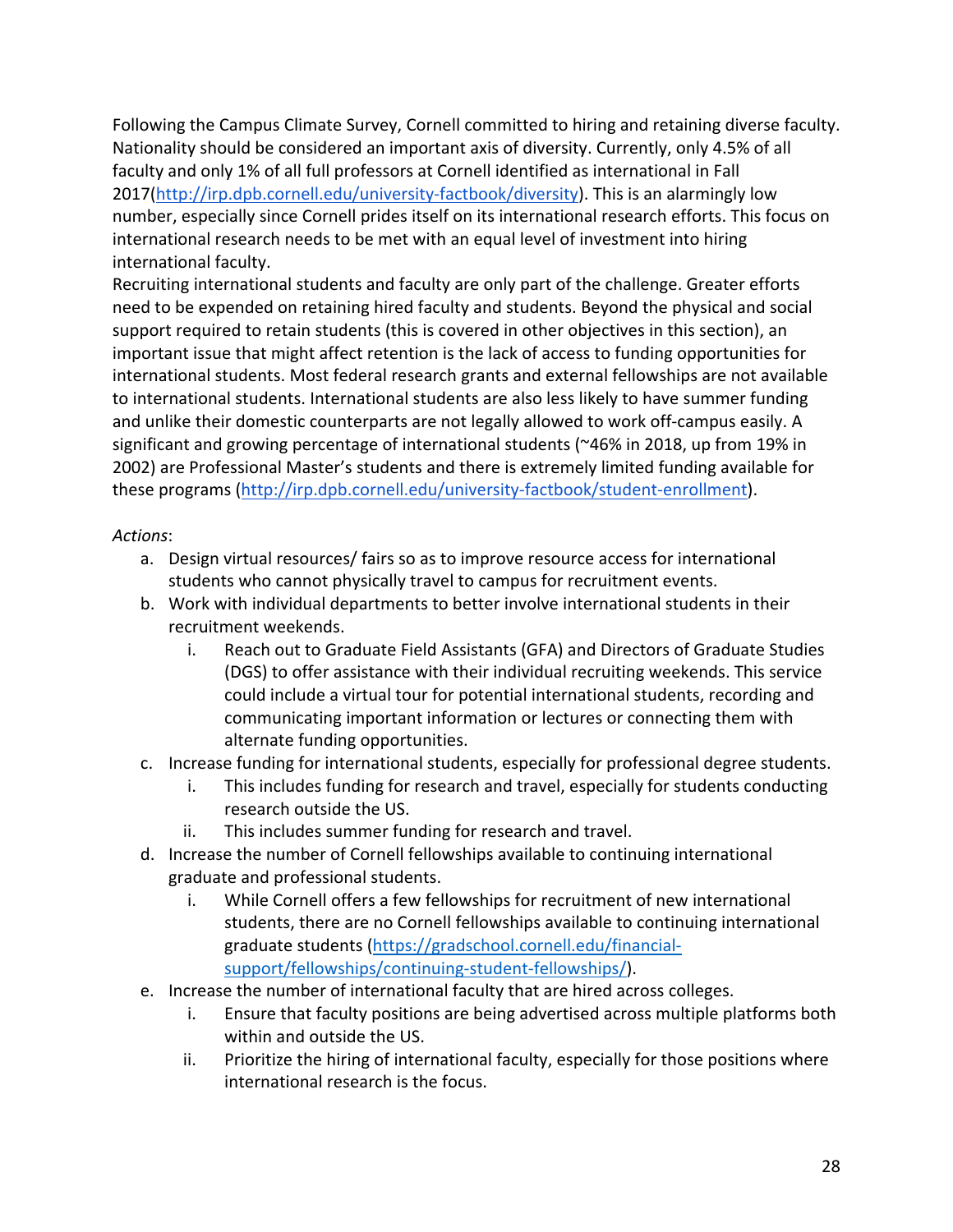Following the Campus Climate Survey, Cornell committed to hiring and retaining diverse faculty. Nationality should be considered an important axis of diversity. Currently, only 4.5% of all faculty and only 1% of all full professors at Cornell identified as international in Fall 2017(http://irp.dpb.cornell.edu/university-factbook/diversity). This is an alarmingly low number, especially since Cornell prides itself on its international research efforts. This focus on international research needs to be met with an equal level of investment into hiring international faculty.

Recruiting international students and faculty are only part of the challenge. Greater efforts need to be expended on retaining hired faculty and students. Beyond the physical and social support required to retain students (this is covered in other objectives in this section), an important issue that might affect retention is the lack of access to funding opportunities for international students. Most federal research grants and external fellowships are not available to international students. International students are also less likely to have summer funding and unlike their domestic counterparts are not legally allowed to work off-campus easily. A significant and growing percentage of international students (~46% in 2018, up from 19% in 2002) are Professional Master's students and there is extremely limited funding available for these programs (http://irp.dpb.cornell.edu/university-factbook/student-enrollment).

*Actions*:

a. Design virtual resources/ fairs so as to improve resource access for international students who cannot physically travel to campus for recruitment events.
b. Work with individual departments to better involve international students in their recruitment weekends.
    i. Reach out to Graduate Field Assistants (GFA) and Directors of Graduate Studies (DGS) to offer assistance with their individual recruiting weekends. This service could include a virtual tour for potential international students, recording and communicating important information or lectures or connecting them with alternate funding opportunities.
c. Increase funding for international students, especially for professional degree students.
    i. This includes funding for research and travel, especially for students conducting research outside the US.
    ii. This includes summer funding for research and travel.
d. Increase the number of Cornell fellowships available to continuing international graduate and professional students.
    i. While Cornell offers a few fellowships for recruitment of new international students, there are no Cornell fellowships available to continuing international graduate students (https://gradschool.cornell.edu/financial-support/fellowships/continuing-student-fellowships/).
e. Increase the number of international faculty that are hired across colleges.
    i. Ensure that faculty positions are being advertised across multiple platforms both within and outside the US.
    ii. Prioritize the hiring of international faculty, especially for those positions where international research is the focus.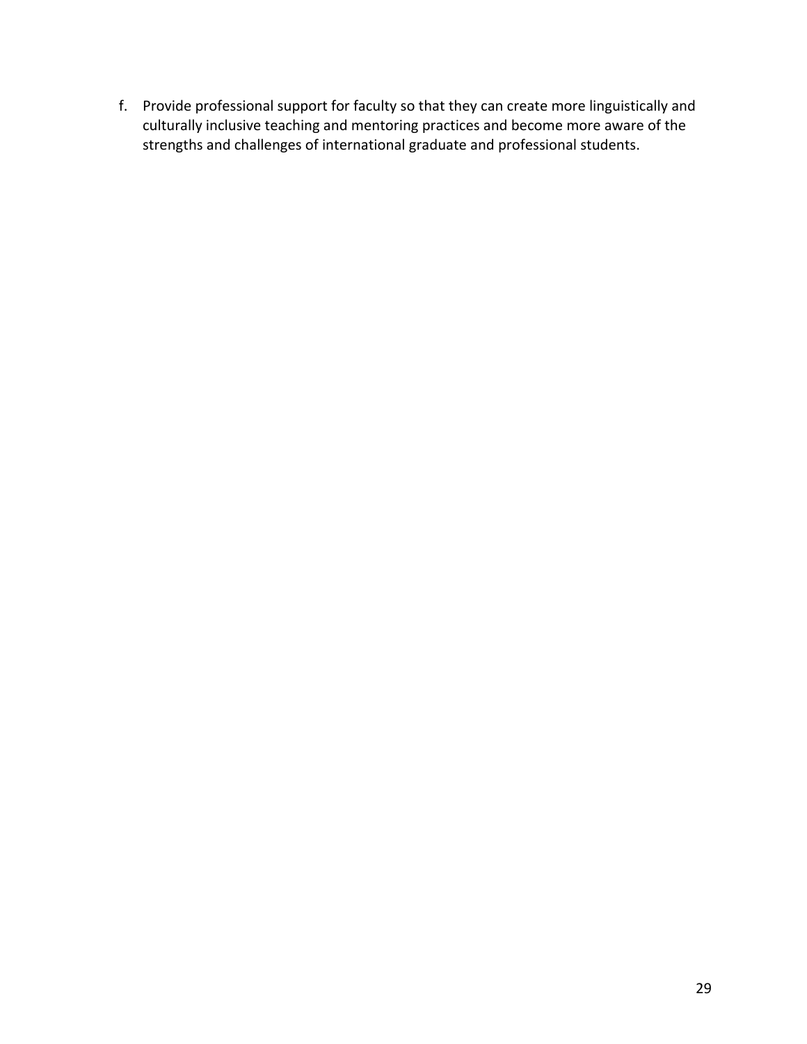f. Provide professional support for faculty so that they can create more linguistically and culturally inclusive teaching and mentoring practices and become more aware of the strengths and challenges of international graduate and professional students.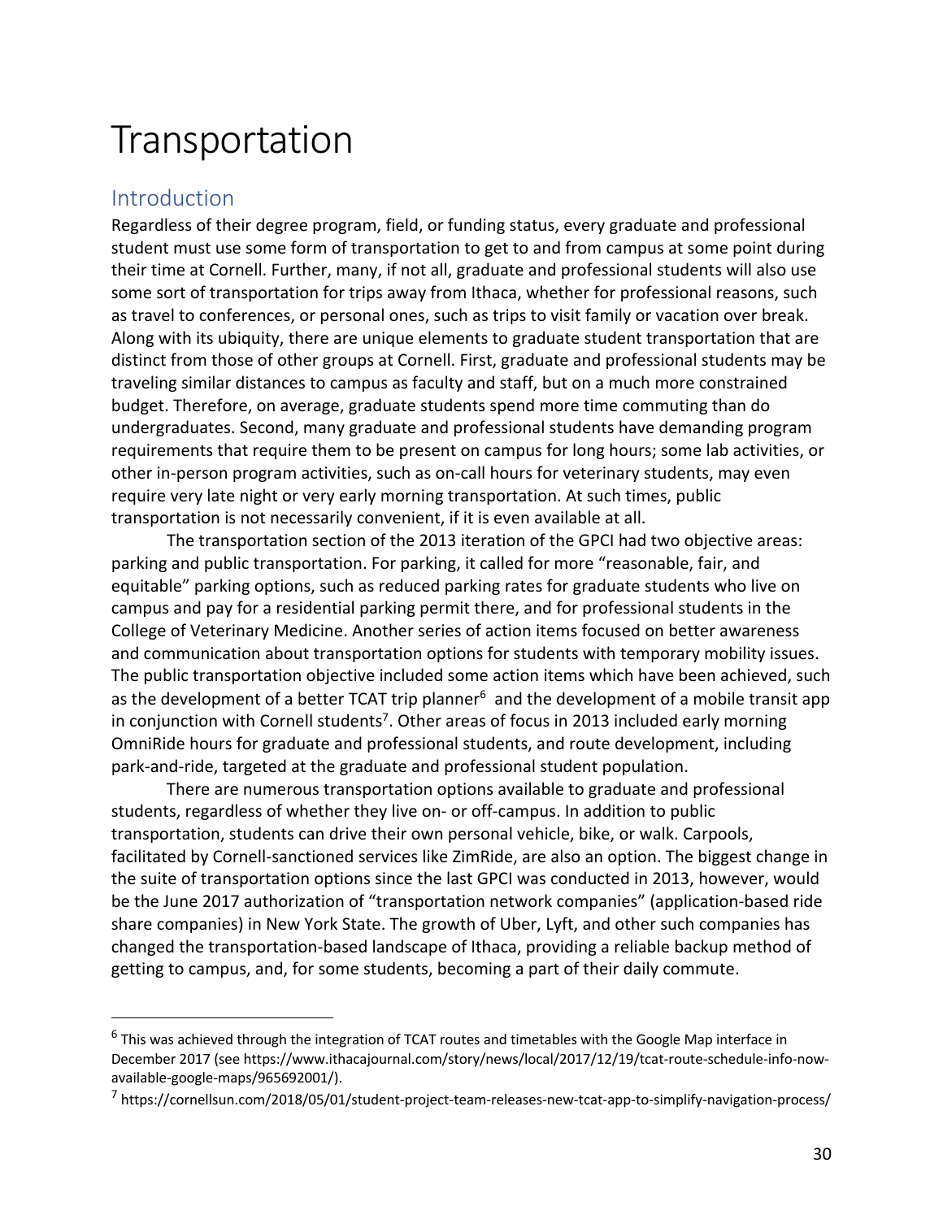# Transportation

## Introduction

Regardless of their degree program, field, or funding status, every graduate and professional student must use some form of transportation to get to and from campus at some point during their time at Cornell. Further, many, if not all, graduate and professional students will also use some sort of transportation for trips away from Ithaca, whether for professional reasons, such as travel to conferences, or personal ones, such as trips to visit family or vacation over break. Along with its ubiquity, there are unique elements to graduate student transportation that are distinct from those of other groups at Cornell. First, graduate and professional students may be traveling similar distances to campus as faculty and staff, but on a much more constrained budget. Therefore, on average, graduate students spend more time commuting than do undergraduates. Second, many graduate and professional students have demanding program requirements that require them to be present on campus for long hours; some lab activities, or other in-person program activities, such as on-call hours for veterinary students, may even require very late night or very early morning transportation. At such times, public transportation is not necessarily convenient, if it is even available at all.

The transportation section of the 2013 iteration of the GPCI had two objective areas: parking and public transportation. For parking, it called for more "reasonable, fair, and equitable" parking options, such as reduced parking rates for graduate students who live on campus and pay for a residential parking permit there, and for professional students in the College of Veterinary Medicine. Another series of action items focused on better awareness and communication about transportation options for students with temporary mobility issues. The public transportation objective included some action items which have been achieved, such as the development of a better TCAT trip planner[6] and the development of a mobile transit app in conjunction with Cornell students[7]. Other areas of focus in 2013 included early morning OmniRide hours for graduate and professional students, and route development, including park-and-ride, targeted at the graduate and professional student population.

There are numerous transportation options available to graduate and professional students, regardless of whether they live on- or off-campus. In addition to public transportation, students can drive their own personal vehicle, bike, or walk. Carpools, facilitated by Cornell-sanctioned services like ZimRide, are also an option. The biggest change in the suite of transportation options since the last GPCI was conducted in 2013, however, would be the June 2017 authorization of "transportation network companies" (application-based ride share companies) in New York State. The growth of Uber, Lyft, and other such companies has changed the transportation-based landscape of Ithaca, providing a reliable backup method of getting to campus, and, for some students, becoming a part of their daily commute.

---

[6] This was achieved through the integration of TCAT routes and timetables with the Google Map interface in December 2017 (see https://www.ithacajournal.com/story/news/local/2017/12/19/tcat-route-schedule-info-now-available-google-maps/965692001/).

[7] https://cornellsun.com/2018/05/01/student-project-team-releases-new-tcat-app-to-simplify-navigation-process/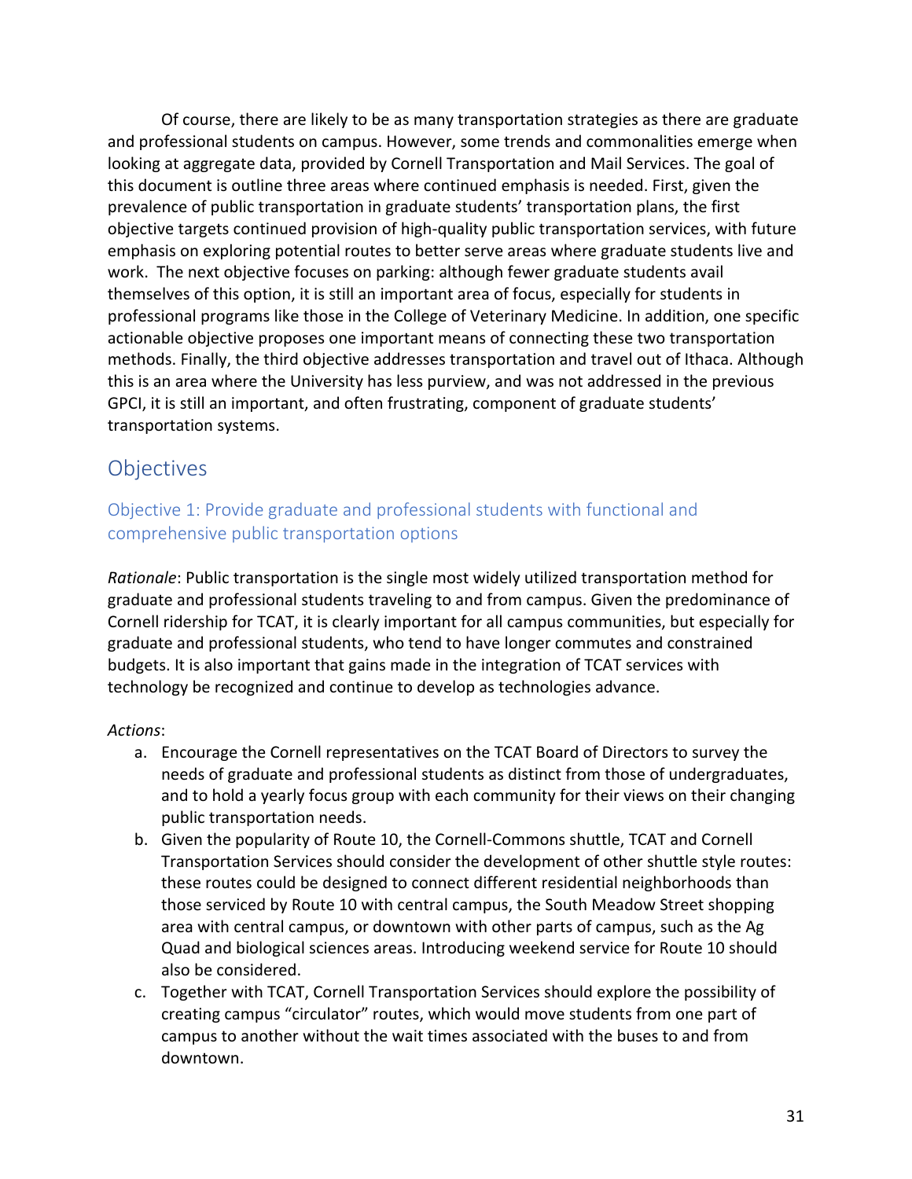Of course, there are likely to be as many transportation strategies as there are graduate and professional students on campus. However, some trends and commonalities emerge when looking at aggregate data, provided by Cornell Transportation and Mail Services. The goal of this document is outline three areas where continued emphasis is needed. First, given the prevalence of public transportation in graduate students' transportation plans, the first objective targets continued provision of high-quality public transportation services, with future emphasis on exploring potential routes to better serve areas where graduate students live and work. The next objective focuses on parking: although fewer graduate students avail themselves of this option, it is still an important area of focus, especially for students in professional programs like those in the College of Veterinary Medicine. In addition, one specific actionable objective proposes one important means of connecting these two transportation methods. Finally, the third objective addresses transportation and travel out of Ithaca. Although this is an area where the University has less purview, and was not addressed in the previous GPCI, it is still an important, and often frustrating, component of graduate students' transportation systems.

## Objectives

### Objective 1: Provide graduate and professional students with functional and comprehensive public transportation options

*Rationale*: Public transportation is the single most widely utilized transportation method for graduate and professional students traveling to and from campus. Given the predominance of Cornell ridership for TCAT, it is clearly important for all campus communities, but especially for graduate and professional students, who tend to have longer commutes and constrained budgets. It is also important that gains made in the integration of TCAT services with technology be recognized and continue to develop as technologies advance.

*Actions*:

a. Encourage the Cornell representatives on the TCAT Board of Directors to survey the needs of graduate and professional students as distinct from those of undergraduates, and to hold a yearly focus group with each community for their views on their changing public transportation needs.
b. Given the popularity of Route 10, the Cornell-Commons shuttle, TCAT and Cornell Transportation Services should consider the development of other shuttle style routes: these routes could be designed to connect different residential neighborhoods than those serviced by Route 10 with central campus, the South Meadow Street shopping area with central campus, or downtown with other parts of campus, such as the Ag Quad and biological sciences areas. Introducing weekend service for Route 10 should also be considered.
c. Together with TCAT, Cornell Transportation Services should explore the possibility of creating campus "circulator" routes, which would move students from one part of campus to another without the wait times associated with the buses to and from downtown.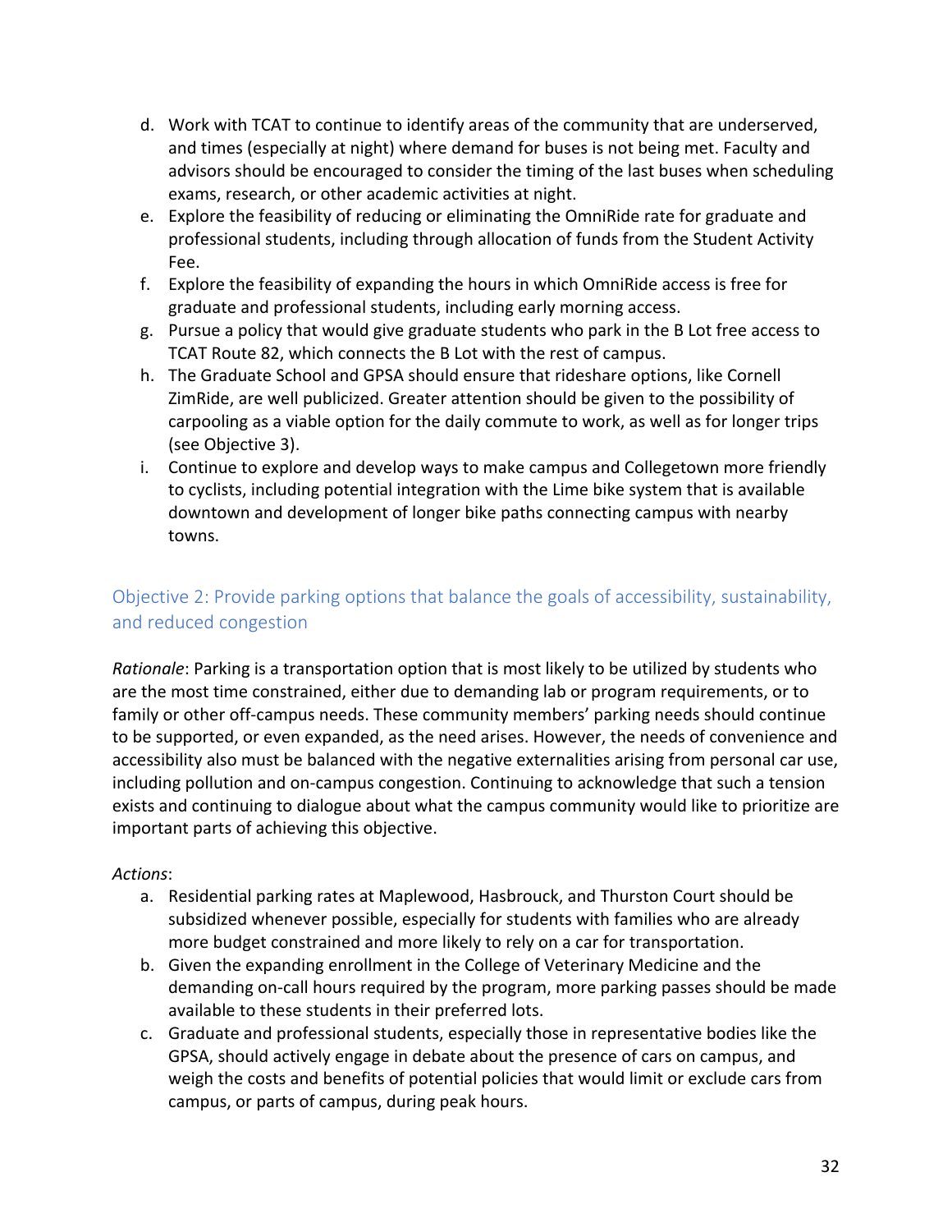d. Work with TCAT to continue to identify areas of the community that are underserved, and times (especially at night) where demand for buses is not being met. Faculty and advisors should be encouraged to consider the timing of the last buses when scheduling exams, research, or other academic activities at night.
e. Explore the feasibility of reducing or eliminating the OmniRide rate for graduate and professional students, including through allocation of funds from the Student Activity Fee.
f. Explore the feasibility of expanding the hours in which OmniRide access is free for graduate and professional students, including early morning access.
g. Pursue a policy that would give graduate students who park in the B Lot free access to TCAT Route 82, which connects the B Lot with the rest of campus.
h. The Graduate School and GPSA should ensure that rideshare options, like Cornell ZimRide, are well publicized. Greater attention should be given to the possibility of carpooling as a viable option for the daily commute to work, as well as for longer trips (see Objective 3).
i. Continue to explore and develop ways to make campus and Collegetown more friendly to cyclists, including potential integration with the Lime bike system that is available downtown and development of longer bike paths connecting campus with nearby towns.

### Objective 2: Provide parking options that balance the goals of accessibility, sustainability, and reduced congestion

*Rationale*: Parking is a transportation option that is most likely to be utilized by students who are the most time constrained, either due to demanding lab or program requirements, or to family or other off-campus needs. These community members' parking needs should continue to be supported, or even expanded, as the need arises. However, the needs of convenience and accessibility also must be balanced with the negative externalities arising from personal car use, including pollution and on-campus congestion. Continuing to acknowledge that such a tension exists and continuing to dialogue about what the campus community would like to prioritize are important parts of achieving this objective.

*Actions*:

a. Residential parking rates at Maplewood, Hasbrouck, and Thurston Court should be subsidized whenever possible, especially for students with families who are already more budget constrained and more likely to rely on a car for transportation.
b. Given the expanding enrollment in the College of Veterinary Medicine and the demanding on-call hours required by the program, more parking passes should be made available to these students in their preferred lots.
c. Graduate and professional students, especially those in representative bodies like the GPSA, should actively engage in debate about the presence of cars on campus, and weigh the costs and benefits of potential policies that would limit or exclude cars from campus, or parts of campus, during peak hours.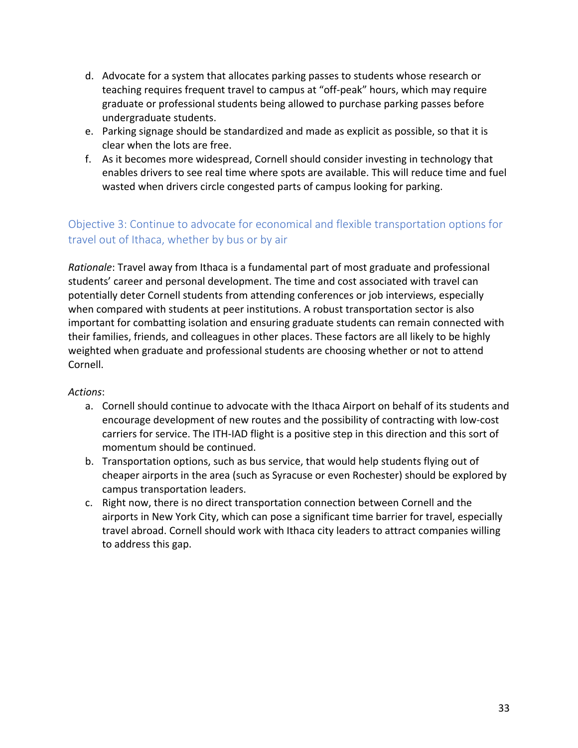d. Advocate for a system that allocates parking passes to students whose research or teaching requires frequent travel to campus at "off-peak" hours, which may require graduate or professional students being allowed to purchase parking passes before undergraduate students.
e. Parking signage should be standardized and made as explicit as possible, so that it is clear when the lots are free.
f. As it becomes more widespread, Cornell should consider investing in technology that enables drivers to see real time where spots are available. This will reduce time and fuel wasted when drivers circle congested parts of campus looking for parking.

### Objective 3: Continue to advocate for economical and flexible transportation options for travel out of Ithaca, whether by bus or by air

*Rationale*: Travel away from Ithaca is a fundamental part of most graduate and professional students' career and personal development. The time and cost associated with travel can potentially deter Cornell students from attending conferences or job interviews, especially when compared with students at peer institutions. A robust transportation sector is also important for combatting isolation and ensuring graduate students can remain connected with their families, friends, and colleagues in other places. These factors are all likely to be highly weighted when graduate and professional students are choosing whether or not to attend Cornell.

*Actions*:

a. Cornell should continue to advocate with the Ithaca Airport on behalf of its students and encourage development of new routes and the possibility of contracting with low-cost carriers for service. The ITH-IAD flight is a positive step in this direction and this sort of momentum should be continued.
b. Transportation options, such as bus service, that would help students flying out of cheaper airports in the area (such as Syracuse or even Rochester) should be explored by campus transportation leaders.
c. Right now, there is no direct transportation connection between Cornell and the airports in New York City, which can pose a significant time barrier for travel, especially travel abroad. Cornell should work with Ithaca city leaders to attract companies willing to address this gap.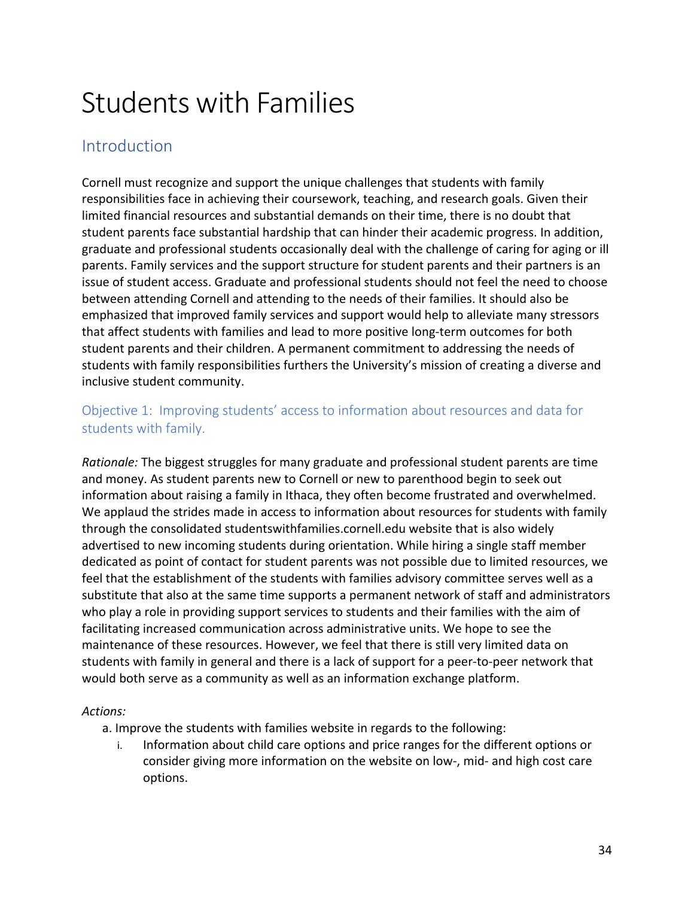# Students with Families

## Introduction

Cornell must recognize and support the unique challenges that students with family responsibilities face in achieving their coursework, teaching, and research goals. Given their limited financial resources and substantial demands on their time, there is no doubt that student parents face substantial hardship that can hinder their academic progress. In addition, graduate and professional students occasionally deal with the challenge of caring for aging or ill parents. Family services and the support structure for student parents and their partners is an issue of student access. Graduate and professional students should not feel the need to choose between attending Cornell and attending to the needs of their families. It should also be emphasized that improved family services and support would help to alleviate many stressors that affect students with families and lead to more positive long-term outcomes for both student parents and their children. A permanent commitment to addressing the needs of students with family responsibilities furthers the University's mission of creating a diverse and inclusive student community.

### Objective 1: Improving students' access to information about resources and data for students with family.

*Rationale:* The biggest struggles for many graduate and professional student parents are time and money. As student parents new to Cornell or new to parenthood begin to seek out information about raising a family in Ithaca, they often become frustrated and overwhelmed. We applaud the strides made in access to information about resources for students with family through the consolidated studentswithfamilies.cornell.edu website that is also widely advertised to new incoming students during orientation. While hiring a single staff member dedicated as point of contact for student parents was not possible due to limited resources, we feel that the establishment of the students with families advisory committee serves well as a substitute that also at the same time supports a permanent network of staff and administrators who play a role in providing support services to students and their families with the aim of facilitating increased communication across administrative units. We hope to see the maintenance of these resources. However, we feel that there is still very limited data on students with family in general and there is a lack of support for a peer-to-peer network that would both serve as a community as well as an information exchange platform.

*Actions:*

a. Improve the students with families website in regards to the following:

   i. Information about child care options and price ranges for the different options or consider giving more information on the website on low-, mid- and high cost care options.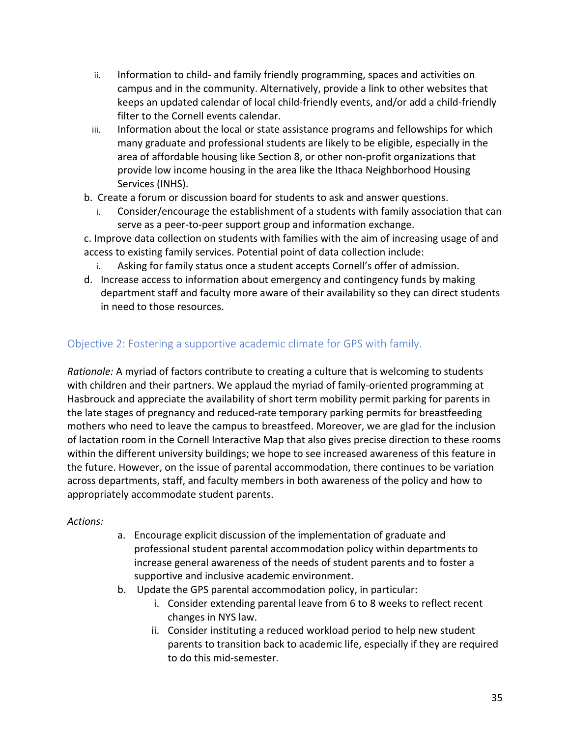ii. Information to child- and family friendly programming, spaces and activities on campus and in the community. Alternatively, provide a link to other websites that keeps an updated calendar of local child-friendly events, and/or add a child-friendly filter to the Cornell events calendar.
   iii. Information about the local or state assistance programs and fellowships for which many graduate and professional students are likely to be eligible, especially in the area of affordable housing like Section 8, or other non-profit organizations that provide low income housing in the area like the Ithaca Neighborhood Housing Services (INHS).

b. Create a forum or discussion board for students to ask and answer questions.
   i. Consider/encourage the establishment of a students with family association that can serve as a peer-to-peer support group and information exchange.

c. Improve data collection on students with families with the aim of increasing usage of and access to existing family services. Potential point of data collection include:
   i. Asking for family status once a student accepts Cornell's offer of admission.

d. Increase access to information about emergency and contingency funds by making department staff and faculty more aware of their availability so they can direct students in need to those resources.

### Objective 2: Fostering a supportive academic climate for GPS with family.

*Rationale:* A myriad of factors contribute to creating a culture that is welcoming to students with children and their partners. We applaud the myriad of family-oriented programming at Hasbrouck and appreciate the availability of short term mobility permit parking for parents in the late stages of pregnancy and reduced-rate temporary parking permits for breastfeeding mothers who need to leave the campus to breastfeed. Moreover, we are glad for the inclusion of lactation room in the Cornell Interactive Map that also gives precise direction to these rooms within the different university buildings; we hope to see increased awareness of this feature in the future. However, on the issue of parental accommodation, there continues to be variation across departments, staff, and faculty members in both awareness of the policy and how to appropriately accommodate student parents.

*Actions:*

a. Encourage explicit discussion of the implementation of graduate and professional student parental accommodation policy within departments to increase general awareness of the needs of student parents and to foster a supportive and inclusive academic environment.

b. Update the GPS parental accommodation policy, in particular:
   i. Consider extending parental leave from 6 to 8 weeks to reflect recent changes in NYS law.
   ii. Consider instituting a reduced workload period to help new student parents to transition back to academic life, especially if they are required to do this mid-semester.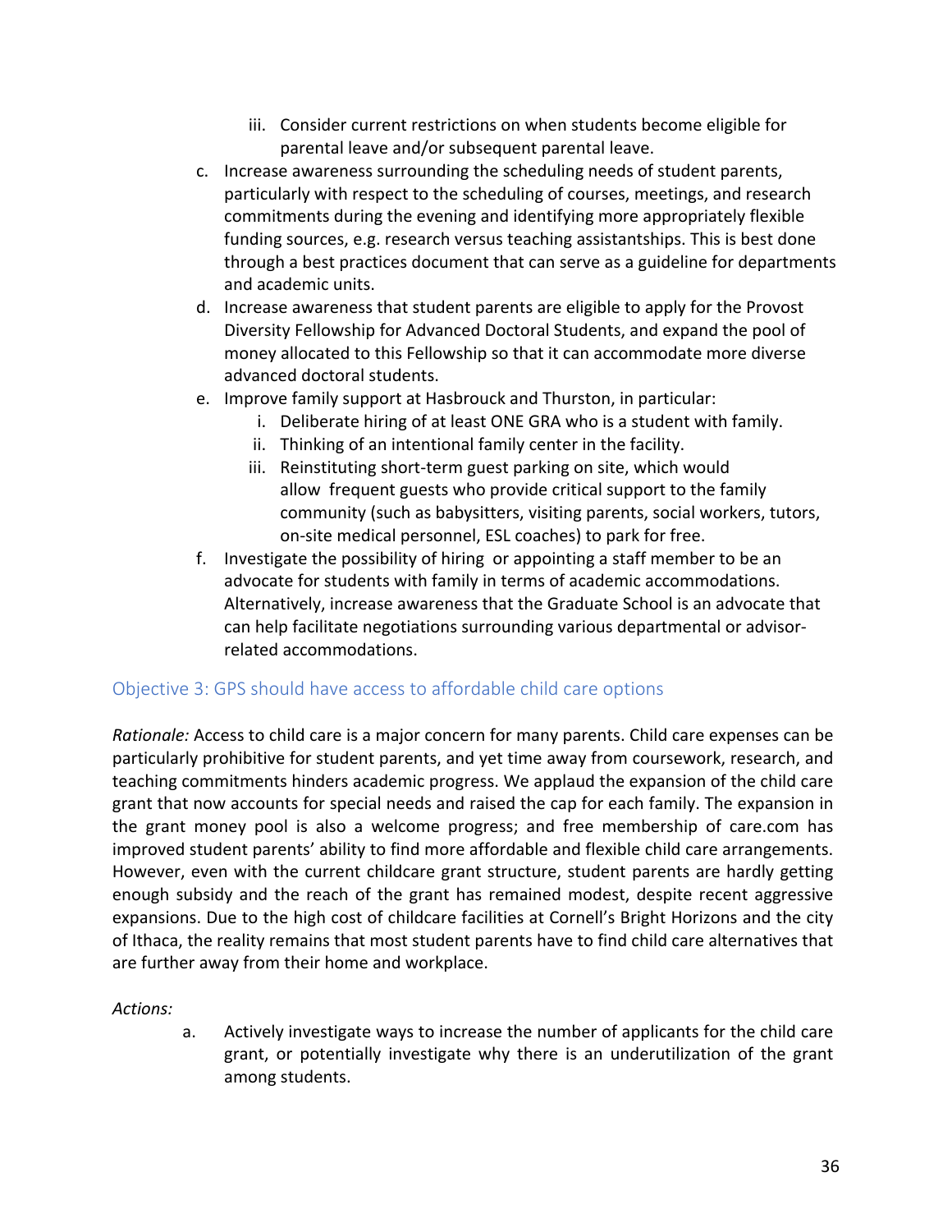iii. Consider current restrictions on when students become eligible for parental leave and/or subsequent parental leave.

c. Increase awareness surrounding the scheduling needs of student parents, particularly with respect to the scheduling of courses, meetings, and research commitments during the evening and identifying more appropriately flexible funding sources, e.g. research versus teaching assistantships. This is best done through a best practices document that can serve as a guideline for departments and academic units.
d. Increase awareness that student parents are eligible to apply for the Provost Diversity Fellowship for Advanced Doctoral Students, and expand the pool of money allocated to this Fellowship so that it can accommodate more diverse advanced doctoral students.
e. Improve family support at Hasbrouck and Thurston, in particular:
   i. Deliberate hiring of at least ONE GRA who is a student with family.
   ii. Thinking of an intentional family center in the facility.
   iii. Reinstituting short-term guest parking on site, which would allow frequent guests who provide critical support to the family community (such as babysitters, visiting parents, social workers, tutors, on-site medical personnel, ESL coaches) to park for free.
f. Investigate the possibility of hiring or appointing a staff member to be an advocate for students with family in terms of academic accommodations. Alternatively, increase awareness that the Graduate School is an advocate that can help facilitate negotiations surrounding various departmental or advisor-related accommodations.

### Objective 3: GPS should have access to affordable child care options

*Rationale:* Access to child care is a major concern for many parents. Child care expenses can be particularly prohibitive for student parents, and yet time away from coursework, research, and teaching commitments hinders academic progress. We applaud the expansion of the child care grant that now accounts for special needs and raised the cap for each family. The expansion in the grant money pool is also a welcome progress; and free membership of care.com has improved student parents' ability to find more affordable and flexible child care arrangements. However, even with the current childcare grant structure, student parents are hardly getting enough subsidy and the reach of the grant has remained modest, despite recent aggressive expansions. Due to the high cost of childcare facilities at Cornell's Bright Horizons and the city of Ithaca, the reality remains that most student parents have to find child care alternatives that are further away from their home and workplace.

*Actions:*

a. Actively investigate ways to increase the number of applicants for the child care grant, or potentially investigate why there is an underutilization of the grant among students.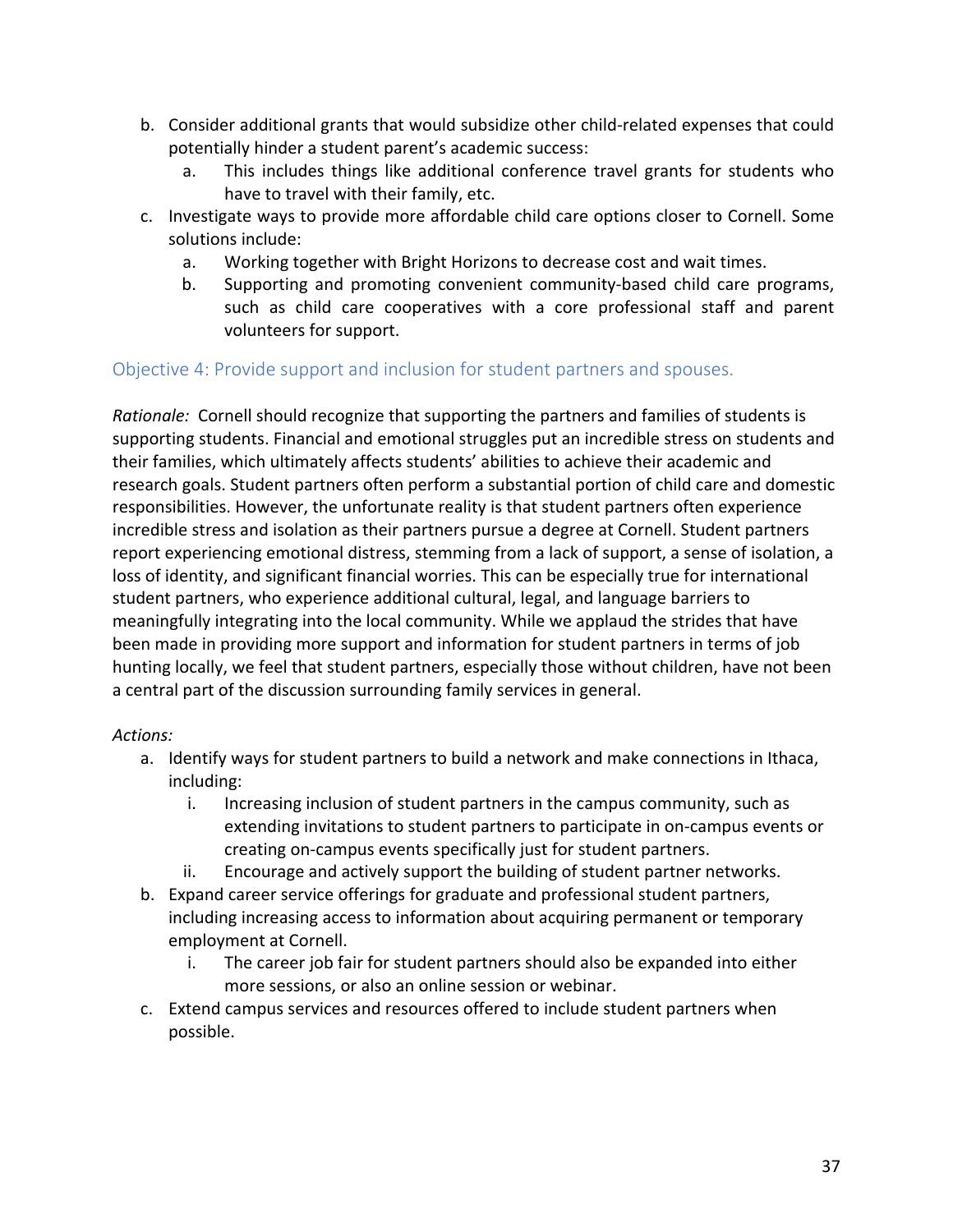b. Consider additional grants that would subsidize other child-related expenses that could potentially hinder a student parent's academic success:
   a. This includes things like additional conference travel grants for students who have to travel with their family, etc.
c. Investigate ways to provide more affordable child care options closer to Cornell. Some solutions include:
   a. Working together with Bright Horizons to decrease cost and wait times.
   b. Supporting and promoting convenient community-based child care programs, such as child care cooperatives with a core professional staff and parent volunteers for support.

### Objective 4: Provide support and inclusion for student partners and spouses.

*Rationale:* Cornell should recognize that supporting the partners and families of students is supporting students. Financial and emotional struggles put an incredible stress on students and their families, which ultimately affects students' abilities to achieve their academic and research goals. Student partners often perform a substantial portion of child care and domestic responsibilities. However, the unfortunate reality is that student partners often experience incredible stress and isolation as their partners pursue a degree at Cornell. Student partners report experiencing emotional distress, stemming from a lack of support, a sense of isolation, a loss of identity, and significant financial worries. This can be especially true for international student partners, who experience additional cultural, legal, and language barriers to meaningfully integrating into the local community. While we applaud the strides that have been made in providing more support and information for student partners in terms of job hunting locally, we feel that student partners, especially those without children, have not been a central part of the discussion surrounding family services in general.

*Actions:*

a. Identify ways for student partners to build a network and make connections in Ithaca, including:
   i. Increasing inclusion of student partners in the campus community, such as extending invitations to student partners to participate in on-campus events or creating on-campus events specifically just for student partners.
   ii. Encourage and actively support the building of student partner networks.
b. Expand career service offerings for graduate and professional student partners, including increasing access to information about acquiring permanent or temporary employment at Cornell.
   i. The career job fair for student partners should also be expanded into either more sessions, or also an online session or webinar.
c. Extend campus services and resources offered to include student partners when possible.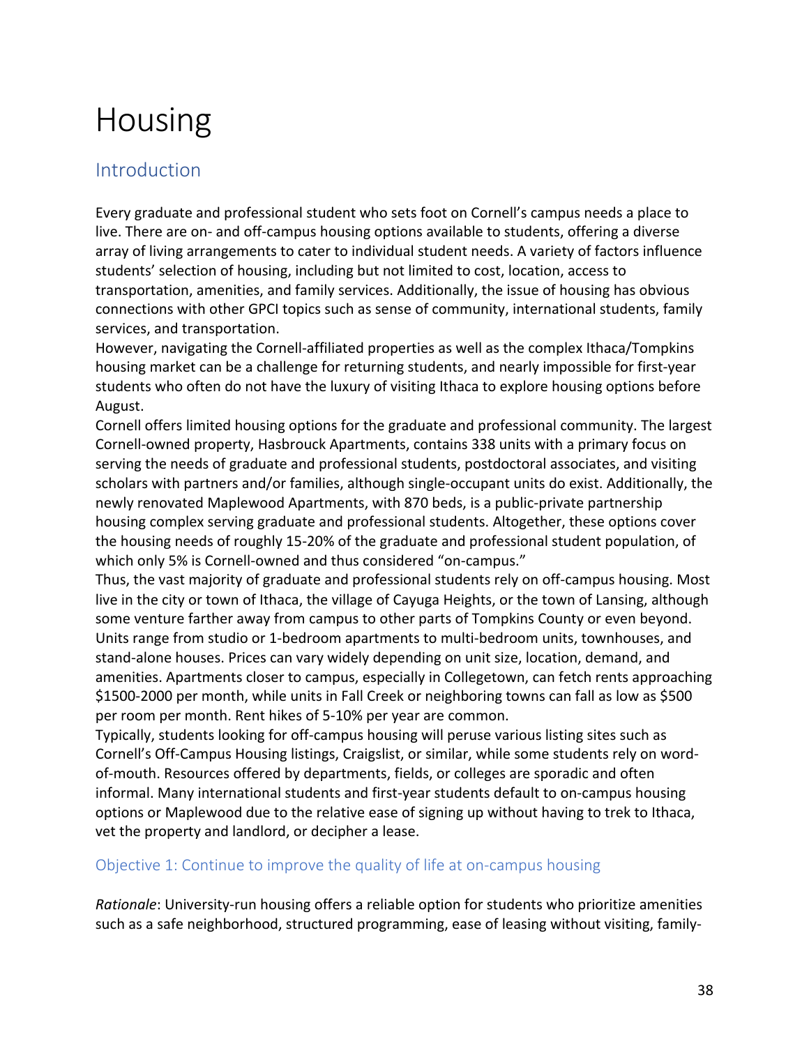# Housing

## Introduction

Every graduate and professional student who sets foot on Cornell's campus needs a place to live. There are on- and off-campus housing options available to students, offering a diverse array of living arrangements to cater to individual student needs. A variety of factors influence students' selection of housing, including but not limited to cost, location, access to transportation, amenities, and family services. Additionally, the issue of housing has obvious connections with other GPCI topics such as sense of community, international students, family services, and transportation.

However, navigating the Cornell-affiliated properties as well as the complex Ithaca/Tompkins housing market can be a challenge for returning students, and nearly impossible for first-year students who often do not have the luxury of visiting Ithaca to explore housing options before August.

Cornell offers limited housing options for the graduate and professional community. The largest Cornell-owned property, Hasbrouck Apartments, contains 338 units with a primary focus on serving the needs of graduate and professional students, postdoctoral associates, and visiting scholars with partners and/or families, although single-occupant units do exist. Additionally, the newly renovated Maplewood Apartments, with 870 beds, is a public-private partnership housing complex serving graduate and professional students. Altogether, these options cover the housing needs of roughly 15-20% of the graduate and professional student population, of which only 5% is Cornell-owned and thus considered "on-campus."

Thus, the vast majority of graduate and professional students rely on off-campus housing. Most live in the city or town of Ithaca, the village of Cayuga Heights, or the town of Lansing, although some venture farther away from campus to other parts of Tompkins County or even beyond. Units range from studio or 1-bedroom apartments to multi-bedroom units, townhouses, and stand-alone houses. Prices can vary widely depending on unit size, location, demand, and amenities. Apartments closer to campus, especially in Collegetown, can fetch rents approaching $1500-2000 per month, while units in Fall Creek or neighboring towns can fall as low as $500 per room per month. Rent hikes of 5-10% per year are common.

Typically, students looking for off-campus housing will peruse various listing sites such as Cornell's Off-Campus Housing listings, Craigslist, or similar, while some students rely on word-of-mouth. Resources offered by departments, fields, or colleges are sporadic and often informal. Many international students and first-year students default to on-campus housing options or Maplewood due to the relative ease of signing up without having to trek to Ithaca, vet the property and landlord, or decipher a lease.

### Objective 1: Continue to improve the quality of life at on-campus housing

*Rationale*: University-run housing offers a reliable option for students who prioritize amenities such as a safe neighborhood, structured programming, ease of leasing without visiting, family-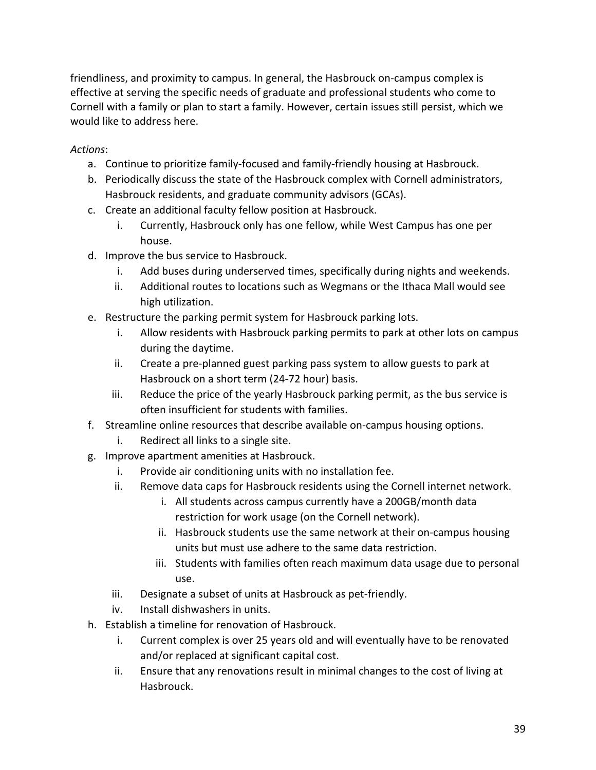friendliness, and proximity to campus. In general, the Hasbrouck on-campus complex is effective at serving the specific needs of graduate and professional students who come to Cornell with a family or plan to start a family. However, certain issues still persist, which we would like to address here.

*Actions*:

a. Continue to prioritize family-focused and family-friendly housing at Hasbrouck.
b. Periodically discuss the state of the Hasbrouck complex with Cornell administrators, Hasbrouck residents, and graduate community advisors (GCAs).
c. Create an additional faculty fellow position at Hasbrouck.
    i. Currently, Hasbrouck only has one fellow, while West Campus has one per house.
d. Improve the bus service to Hasbrouck.
    i. Add buses during underserved times, specifically during nights and weekends.
    ii. Additional routes to locations such as Wegmans or the Ithaca Mall would see high utilization.
e. Restructure the parking permit system for Hasbrouck parking lots.
    i. Allow residents with Hasbrouck parking permits to park at other lots on campus during the daytime.
    ii. Create a pre-planned guest parking pass system to allow guests to park at Hasbrouck on a short term (24-72 hour) basis.
    iii. Reduce the price of the yearly Hasbrouck parking permit, as the bus service is often insufficient for students with families.
f. Streamline online resources that describe available on-campus housing options.
    i. Redirect all links to a single site.
g. Improve apartment amenities at Hasbrouck.
    i. Provide air conditioning units with no installation fee.
    ii. Remove data caps for Hasbrouck residents using the Cornell internet network.
        i. All students across campus currently have a 200GB/month data restriction for work usage (on the Cornell network).
        ii. Hasbrouck students use the same network at their on-campus housing units but must use adhere to the same data restriction.
        iii. Students with families often reach maximum data usage due to personal use.
    iii. Designate a subset of units at Hasbrouck as pet-friendly.
    iv. Install dishwashers in units.
h. Establish a timeline for renovation of Hasbrouck.
    i. Current complex is over 25 years old and will eventually have to be renovated and/or replaced at significant capital cost.
    ii. Ensure that any renovations result in minimal changes to the cost of living at Hasbrouck.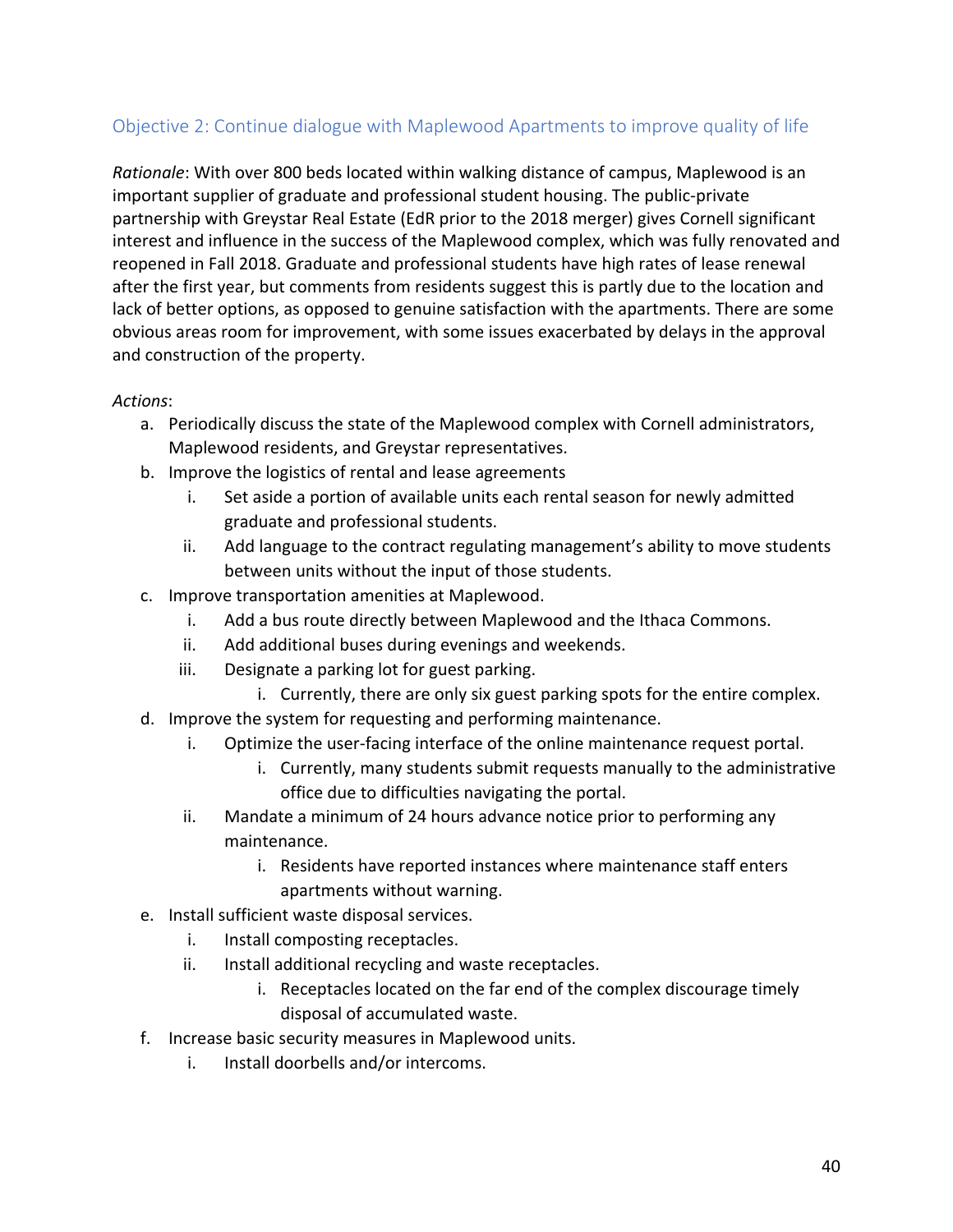### Objective 2: Continue dialogue with Maplewood Apartments to improve quality of life

*Rationale*: With over 800 beds located within walking distance of campus, Maplewood is an important supplier of graduate and professional student housing. The public-private partnership with Greystar Real Estate (EdR prior to the 2018 merger) gives Cornell significant interest and influence in the success of the Maplewood complex, which was fully renovated and reopened in Fall 2018. Graduate and professional students have high rates of lease renewal after the first year, but comments from residents suggest this is partly due to the location and lack of better options, as opposed to genuine satisfaction with the apartments. There are some obvious areas room for improvement, with some issues exacerbated by delays in the approval and construction of the property.

*Actions*:

a. Periodically discuss the state of the Maplewood complex with Cornell administrators, Maplewood residents, and Greystar representatives.
b. Improve the logistics of rental and lease agreements
    i. Set aside a portion of available units each rental season for newly admitted graduate and professional students.
    ii. Add language to the contract regulating management's ability to move students between units without the input of those students.
c. Improve transportation amenities at Maplewood.
    i. Add a bus route directly between Maplewood and the Ithaca Commons.
    ii. Add additional buses during evenings and weekends.
    iii. Designate a parking lot for guest parking.
        i. Currently, there are only six guest parking spots for the entire complex.
d. Improve the system for requesting and performing maintenance.
    i. Optimize the user-facing interface of the online maintenance request portal.
        i. Currently, many students submit requests manually to the administrative office due to difficulties navigating the portal.
    ii. Mandate a minimum of 24 hours advance notice prior to performing any maintenance.
        i. Residents have reported instances where maintenance staff enters apartments without warning.
e. Install sufficient waste disposal services.
    i. Install composting receptacles.
    ii. Install additional recycling and waste receptacles.
        i. Receptacles located on the far end of the complex discourage timely disposal of accumulated waste.
f. Increase basic security measures in Maplewood units.
    i. Install doorbells and/or intercoms.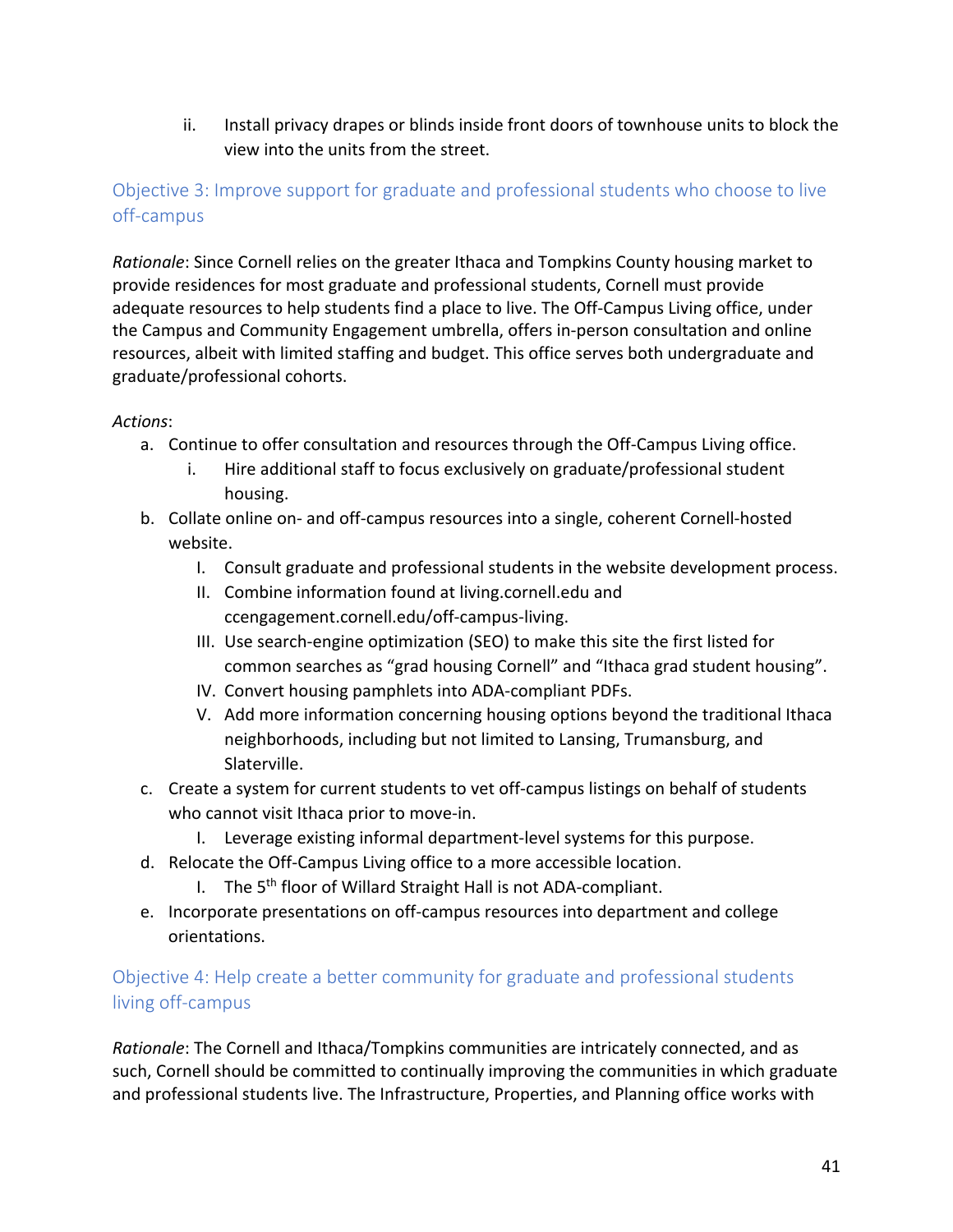ii. Install privacy drapes or blinds inside front doors of townhouse units to block the view into the units from the street.

### Objective 3: Improve support for graduate and professional students who choose to live off-campus

*Rationale*: Since Cornell relies on the greater Ithaca and Tompkins County housing market to provide residences for most graduate and professional students, Cornell must provide adequate resources to help students find a place to live. The Off-Campus Living office, under the Campus and Community Engagement umbrella, offers in-person consultation and online resources, albeit with limited staffing and budget. This office serves both undergraduate and graduate/professional cohorts.

*Actions*:

a. Continue to offer consultation and resources through the Off-Campus Living office.
    i. Hire additional staff to focus exclusively on graduate/professional student housing.
b. Collate online on- and off-campus resources into a single, coherent Cornell-hosted website.
    I. Consult graduate and professional students in the website development process.
    II. Combine information found at living.cornell.edu and ccengagement.cornell.edu/off-campus-living.
    III. Use search-engine optimization (SEO) to make this site the first listed for common searches as "grad housing Cornell" and "Ithaca grad student housing".
    IV. Convert housing pamphlets into ADA-compliant PDFs.
    V. Add more information concerning housing options beyond the traditional Ithaca neighborhoods, including but not limited to Lansing, Trumansburg, and Slaterville.
c. Create a system for current students to vet off-campus listings on behalf of students who cannot visit Ithaca prior to move-in.
    I. Leverage existing informal department-level systems for this purpose.
d. Relocate the Off-Campus Living office to a more accessible location.
    I. The 5th floor of Willard Straight Hall is not ADA-compliant.
e. Incorporate presentations on off-campus resources into department and college orientations.

### Objective 4: Help create a better community for graduate and professional students living off-campus

*Rationale*: The Cornell and Ithaca/Tompkins communities are intricately connected, and as such, Cornell should be committed to continually improving the communities in which graduate and professional students live. The Infrastructure, Properties, and Planning office works with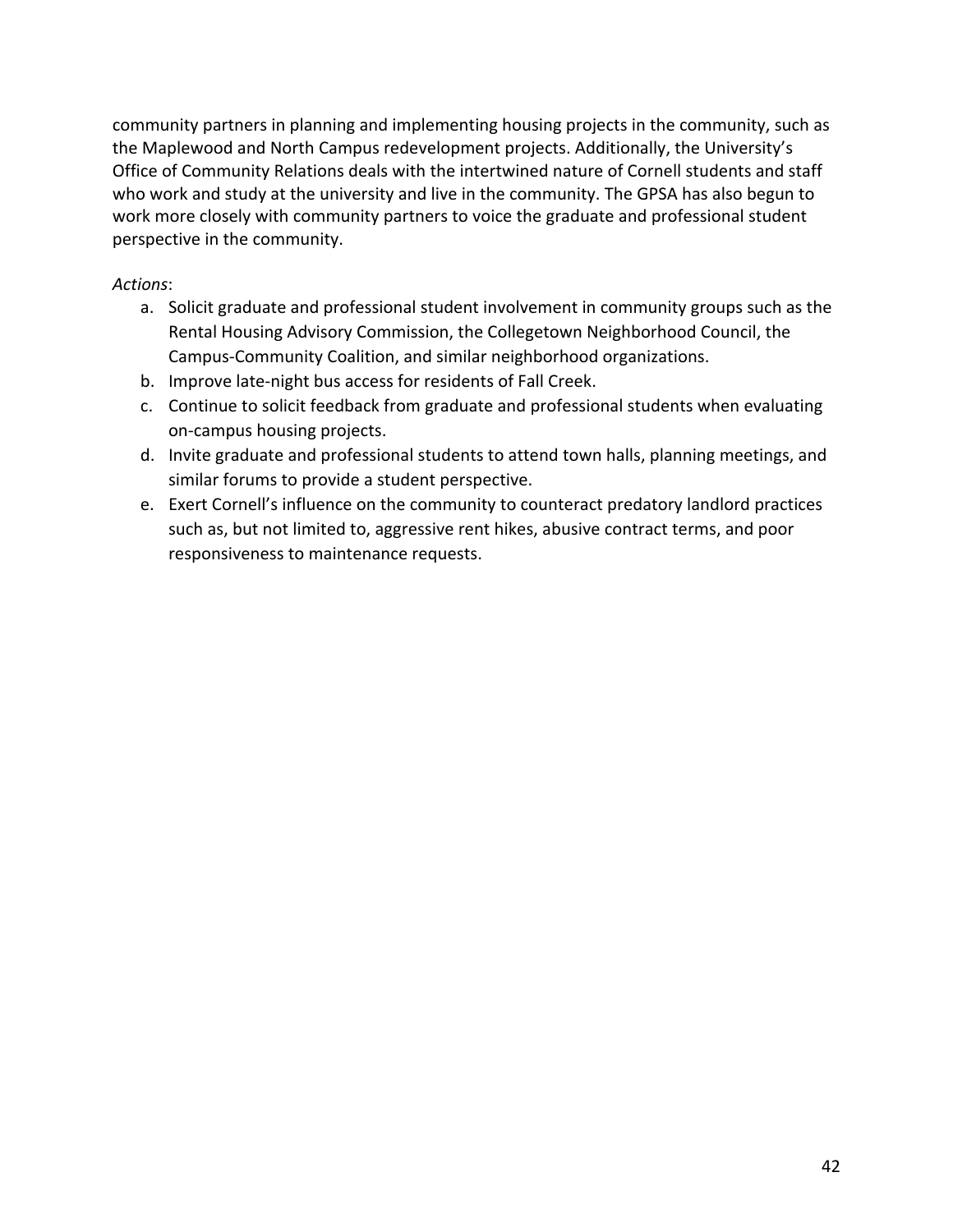community partners in planning and implementing housing projects in the community, such as the Maplewood and North Campus redevelopment projects. Additionally, the University's Office of Community Relations deals with the intertwined nature of Cornell students and staff who work and study at the university and live in the community. The GPSA has also begun to work more closely with community partners to voice the graduate and professional student perspective in the community.

*Actions*:

a. Solicit graduate and professional student involvement in community groups such as the Rental Housing Advisory Commission, the Collegetown Neighborhood Council, the Campus-Community Coalition, and similar neighborhood organizations.
b. Improve late-night bus access for residents of Fall Creek.
c. Continue to solicit feedback from graduate and professional students when evaluating on-campus housing projects.
d. Invite graduate and professional students to attend town halls, planning meetings, and similar forums to provide a student perspective.
e. Exert Cornell's influence on the community to counteract predatory landlord practices such as, but not limited to, aggressive rent hikes, abusive contract terms, and poor responsiveness to maintenance requests.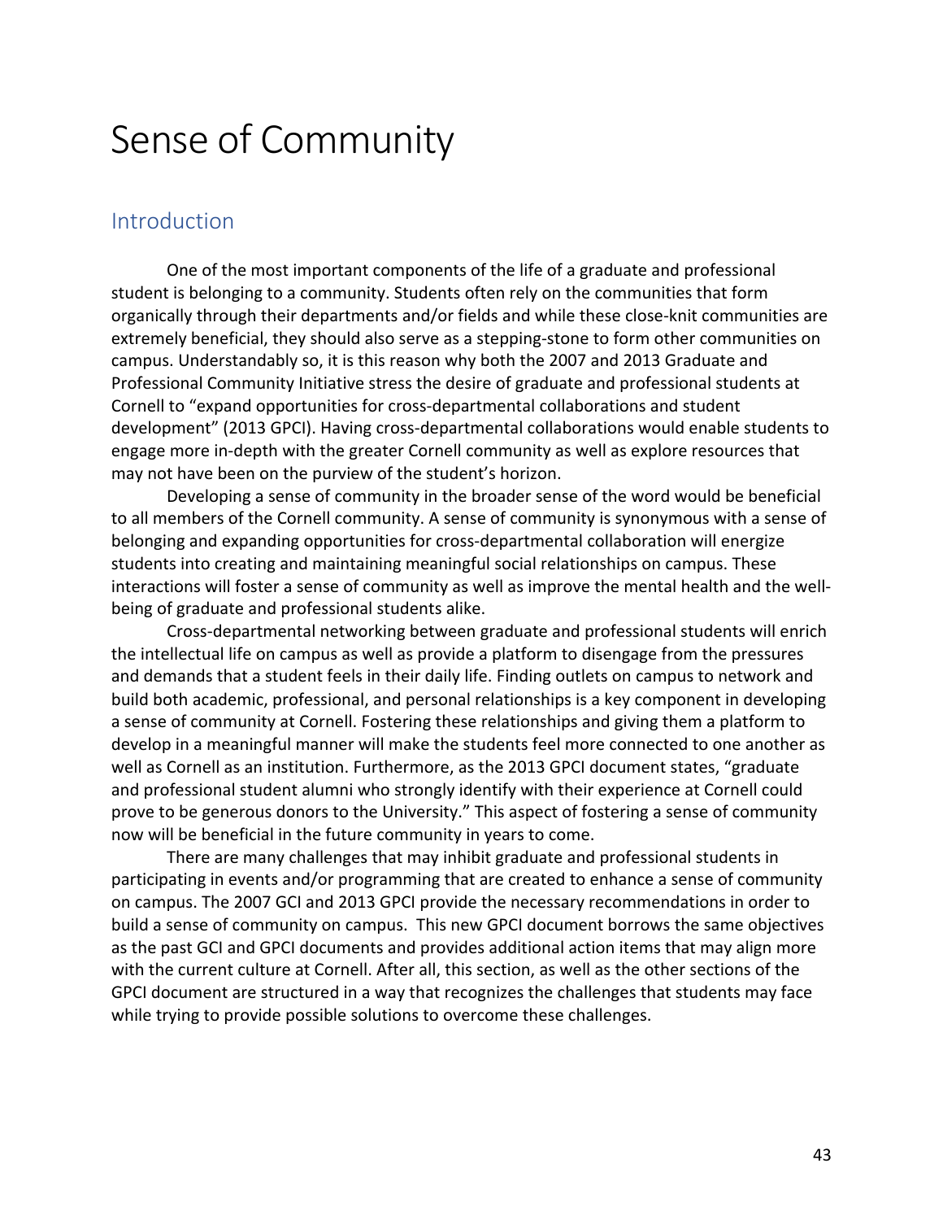# Sense of Community

## Introduction

One of the most important components of the life of a graduate and professional student is belonging to a community. Students often rely on the communities that form organically through their departments and/or fields and while these close-knit communities are extremely beneficial, they should also serve as a stepping-stone to form other communities on campus. Understandably so, it is this reason why both the 2007 and 2013 Graduate and Professional Community Initiative stress the desire of graduate and professional students at Cornell to "expand opportunities for cross-departmental collaborations and student development" (2013 GPCI). Having cross-departmental collaborations would enable students to engage more in-depth with the greater Cornell community as well as explore resources that may not have been on the purview of the student's horizon.

Developing a sense of community in the broader sense of the word would be beneficial to all members of the Cornell community. A sense of community is synonymous with a sense of belonging and expanding opportunities for cross-departmental collaboration will energize students into creating and maintaining meaningful social relationships on campus. These interactions will foster a sense of community as well as improve the mental health and the well-being of graduate and professional students alike.

Cross-departmental networking between graduate and professional students will enrich the intellectual life on campus as well as provide a platform to disengage from the pressures and demands that a student feels in their daily life. Finding outlets on campus to network and build both academic, professional, and personal relationships is a key component in developing a sense of community at Cornell. Fostering these relationships and giving them a platform to develop in a meaningful manner will make the students feel more connected to one another as well as Cornell as an institution. Furthermore, as the 2013 GPCI document states, "graduate and professional student alumni who strongly identify with their experience at Cornell could prove to be generous donors to the University." This aspect of fostering a sense of community now will be beneficial in the future community in years to come.

There are many challenges that may inhibit graduate and professional students in participating in events and/or programming that are created to enhance a sense of community on campus. The 2007 GCI and 2013 GPCI provide the necessary recommendations in order to build a sense of community on campus. This new GPCI document borrows the same objectives as the past GCI and GPCI documents and provides additional action items that may align more with the current culture at Cornell. After all, this section, as well as the other sections of the GPCI document are structured in a way that recognizes the challenges that students may face while trying to provide possible solutions to overcome these challenges.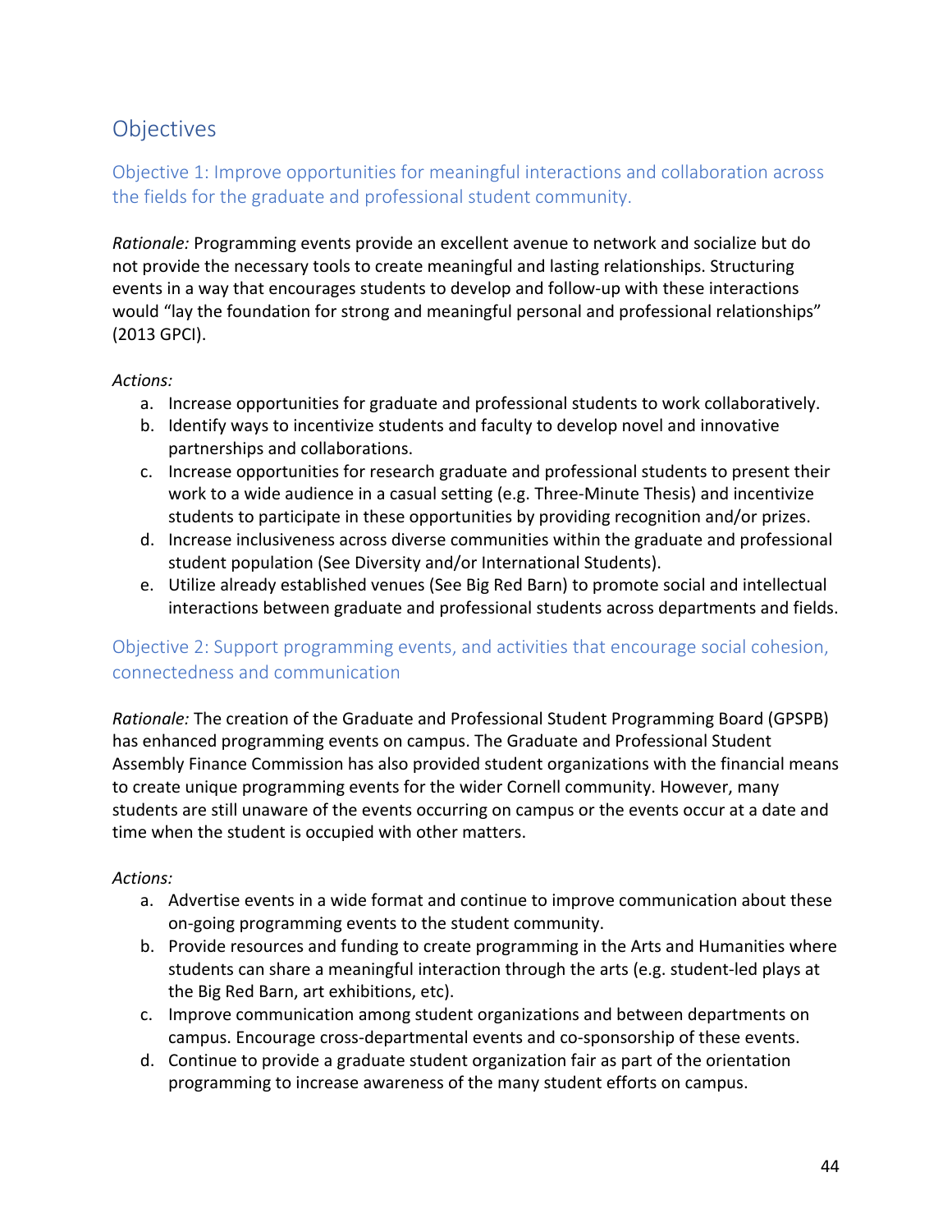## Objectives

### Objective 1: Improve opportunities for meaningful interactions and collaboration across the fields for the graduate and professional student community.

*Rationale:* Programming events provide an excellent avenue to network and socialize but do not provide the necessary tools to create meaningful and lasting relationships. Structuring events in a way that encourages students to develop and follow-up with these interactions would "lay the foundation for strong and meaningful personal and professional relationships" (2013 GPCI).

*Actions:*

a. Increase opportunities for graduate and professional students to work collaboratively.
b. Identify ways to incentivize students and faculty to develop novel and innovative partnerships and collaborations.
c. Increase opportunities for research graduate and professional students to present their work to a wide audience in a casual setting (e.g. Three-Minute Thesis) and incentivize students to participate in these opportunities by providing recognition and/or prizes.
d. Increase inclusiveness across diverse communities within the graduate and professional student population (See Diversity and/or International Students).
e. Utilize already established venues (See Big Red Barn) to promote social and intellectual interactions between graduate and professional students across departments and fields.

### Objective 2: Support programming events, and activities that encourage social cohesion, connectedness and communication

*Rationale:* The creation of the Graduate and Professional Student Programming Board (GPSPB) has enhanced programming events on campus. The Graduate and Professional Student Assembly Finance Commission has also provided student organizations with the financial means to create unique programming events for the wider Cornell community. However, many students are still unaware of the events occurring on campus or the events occur at a date and time when the student is occupied with other matters.

*Actions:*

a. Advertise events in a wide format and continue to improve communication about these on-going programming events to the student community.
b. Provide resources and funding to create programming in the Arts and Humanities where students can share a meaningful interaction through the arts (e.g. student-led plays at the Big Red Barn, art exhibitions, etc).
c. Improve communication among student organizations and between departments on campus. Encourage cross-departmental events and co-sponsorship of these events.
d. Continue to provide a graduate student organization fair as part of the orientation programming to increase awareness of the many student efforts on campus.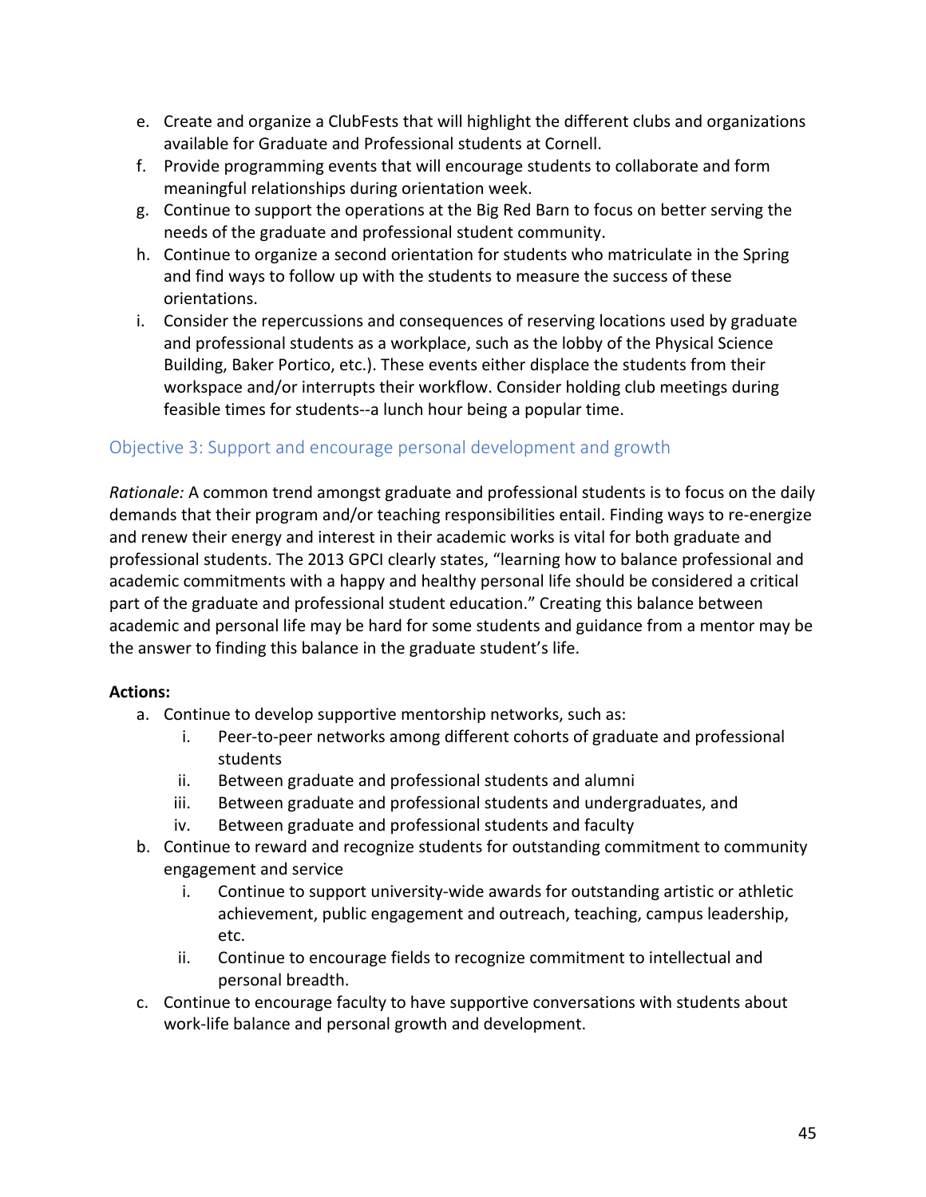e. Create and organize a ClubFests that will highlight the different clubs and organizations available for Graduate and Professional students at Cornell.
f. Provide programming events that will encourage students to collaborate and form meaningful relationships during orientation week.
g. Continue to support the operations at the Big Red Barn to focus on better serving the needs of the graduate and professional student community.
h. Continue to organize a second orientation for students who matriculate in the Spring and find ways to follow up with the students to measure the success of these orientations.
i. Consider the repercussions and consequences of reserving locations used by graduate and professional students as a workplace, such as the lobby of the Physical Science Building, Baker Portico, etc.). These events either displace the students from their workspace and/or interrupts their workflow. Consider holding club meetings during feasible times for students--a lunch hour being a popular time.

### Objective 3: Support and encourage personal development and growth

*Rationale:* A common trend amongst graduate and professional students is to focus on the daily demands that their program and/or teaching responsibilities entail. Finding ways to re-energize and renew their energy and interest in their academic works is vital for both graduate and professional students. The 2013 GPCI clearly states, "learning how to balance professional and academic commitments with a happy and healthy personal life should be considered a critical part of the graduate and professional student education." Creating this balance between academic and personal life may be hard for some students and guidance from a mentor may be the answer to finding this balance in the graduate student's life.

**Actions:**

a. Continue to develop supportive mentorship networks, such as:
    i. Peer-to-peer networks among different cohorts of graduate and professional students
    ii. Between graduate and professional students and alumni
    iii. Between graduate and professional students and undergraduates, and
    iv. Between graduate and professional students and faculty
b. Continue to reward and recognize students for outstanding commitment to community engagement and service
    i. Continue to support university-wide awards for outstanding artistic or athletic achievement, public engagement and outreach, teaching, campus leadership, etc.
    ii. Continue to encourage fields to recognize commitment to intellectual and personal breadth.
c. Continue to encourage faculty to have supportive conversations with students about work-life balance and personal growth and development.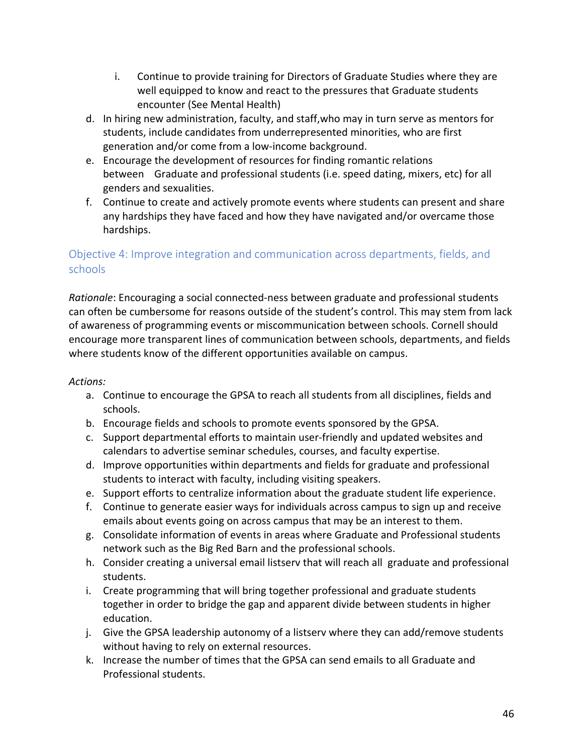i. Continue to provide training for Directors of Graduate Studies where they are well equipped to know and react to the pressures that Graduate students encounter (See Mental Health)

d. In hiring new administration, faculty, and staff,who may in turn serve as mentors for students, include candidates from underrepresented minorities, who are first generation and/or come from a low-income background.
e. Encourage the development of resources for finding romantic relations between Graduate and professional students (i.e. speed dating, mixers, etc) for all genders and sexualities.
f. Continue to create and actively promote events where students can present and share any hardships they have faced and how they have navigated and/or overcame those hardships.

### Objective 4: Improve integration and communication across departments, fields, and schools

*Rationale*: Encouraging a social connected-ness between graduate and professional students can often be cumbersome for reasons outside of the student's control. This may stem from lack of awareness of programming events or miscommunication between schools. Cornell should encourage more transparent lines of communication between schools, departments, and fields where students know of the different opportunities available on campus.

*Actions:*

a. Continue to encourage the GPSA to reach all students from all disciplines, fields and schools.
b. Encourage fields and schools to promote events sponsored by the GPSA.
c. Support departmental efforts to maintain user-friendly and updated websites and calendars to advertise seminar schedules, courses, and faculty expertise.
d. Improve opportunities within departments and fields for graduate and professional students to interact with faculty, including visiting speakers.
e. Support efforts to centralize information about the graduate student life experience.
f. Continue to generate easier ways for individuals across campus to sign up and receive emails about events going on across campus that may be an interest to them.
g. Consolidate information of events in areas where Graduate and Professional students network such as the Big Red Barn and the professional schools.
h. Consider creating a universal email listserv that will reach all graduate and professional students.
i. Create programming that will bring together professional and graduate students together in order to bridge the gap and apparent divide between students in higher education.
j. Give the GPSA leadership autonomy of a listserv where they can add/remove students without having to rely on external resources.
k. Increase the number of times that the GPSA can send emails to all Graduate and Professional students.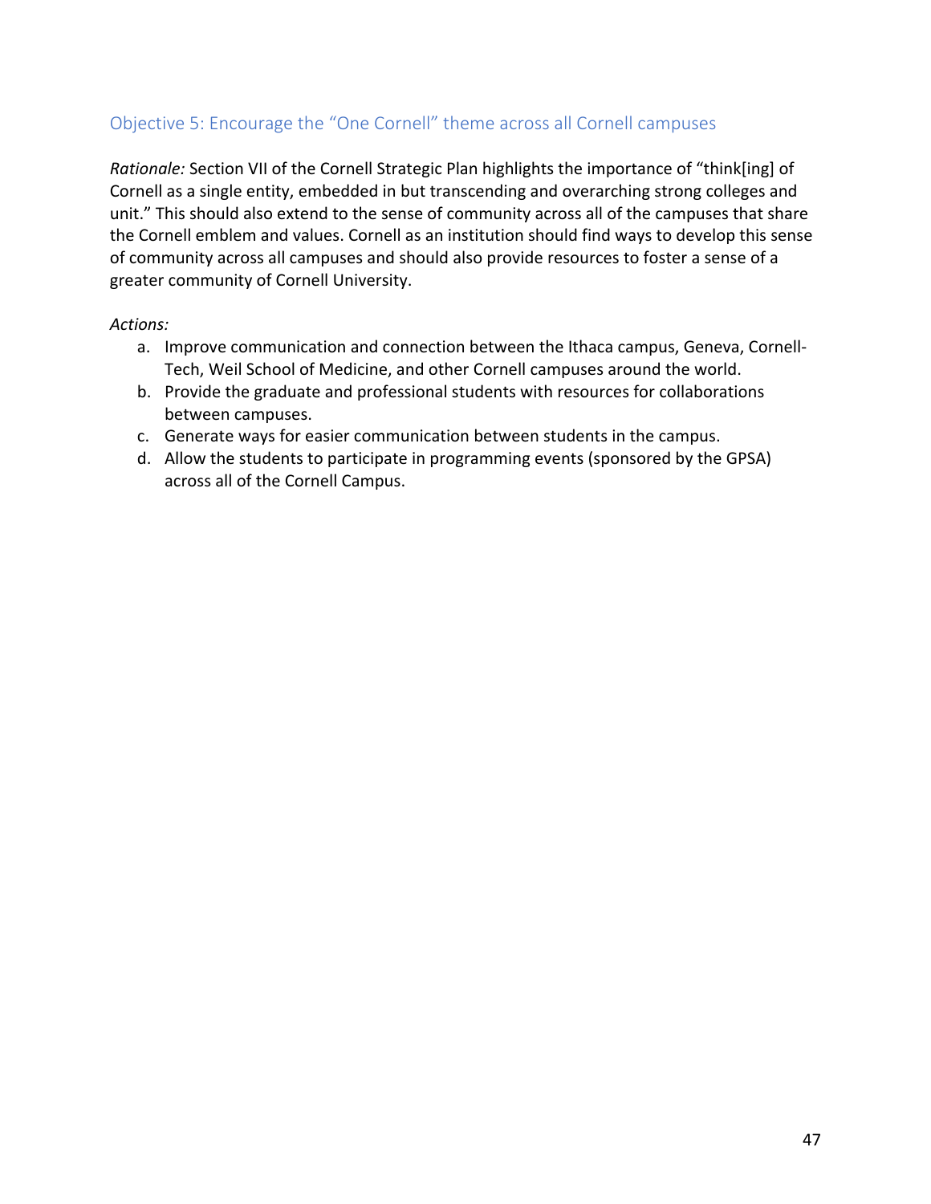### Objective 5: Encourage the “One Cornell” theme across all Cornell campuses

*Rationale:* Section VII of the Cornell Strategic Plan highlights the importance of “think[ing] of Cornell as a single entity, embedded in but transcending and overarching strong colleges and unit.” This should also extend to the sense of community across all of the campuses that share the Cornell emblem and values. Cornell as an institution should find ways to develop this sense of community across all campuses and should also provide resources to foster a sense of a greater community of Cornell University.

*Actions:*

a. Improve communication and connection between the Ithaca campus, Geneva, Cornell-Tech, Weil School of Medicine, and other Cornell campuses around the world.
b. Provide the graduate and professional students with resources for collaborations between campuses.
c. Generate ways for easier communication between students in the campus.
d. Allow the students to participate in programming events (sponsored by the GPSA) across all of the Cornell Campus.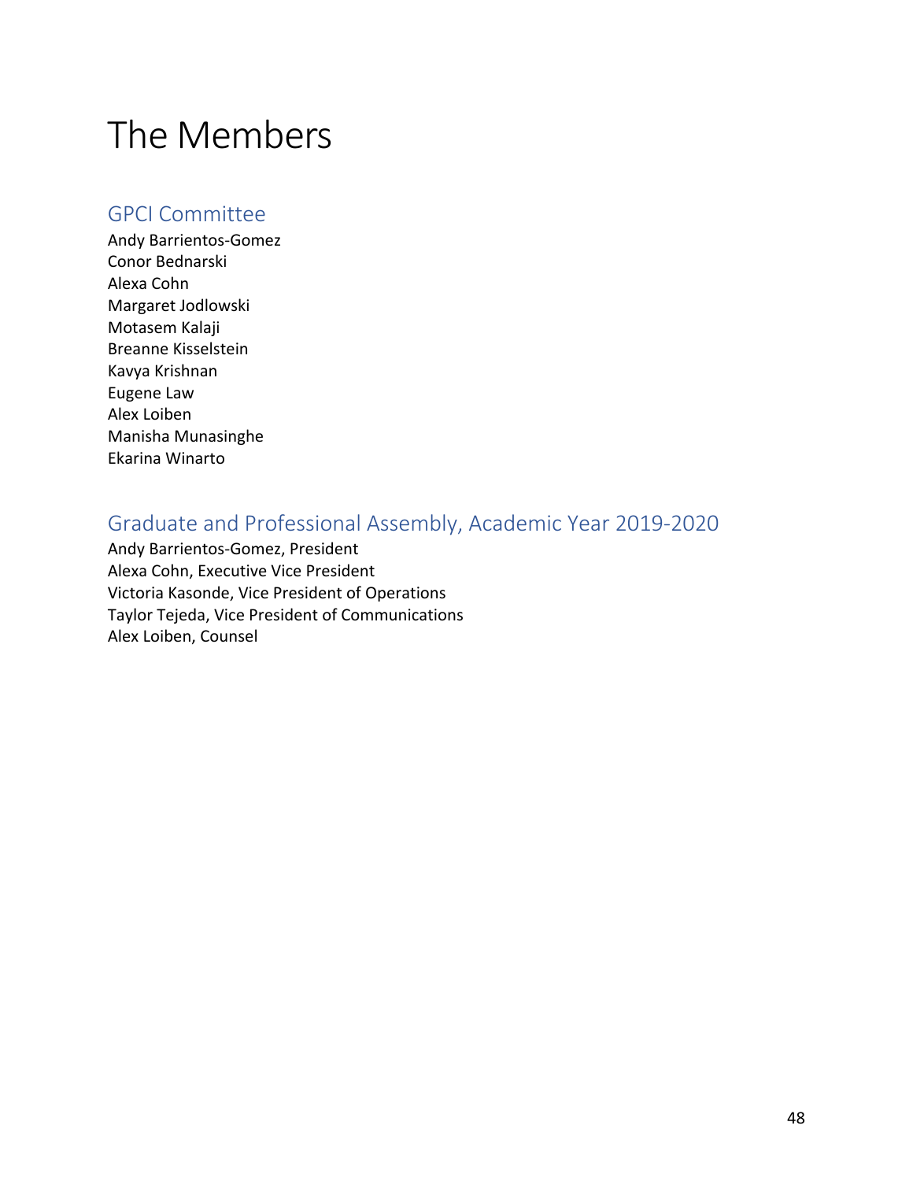# The Members

## GPCI Committee

Andy Barrientos-Gomez
Conor Bednarski
Alexa Cohn
Margaret Jodlowski
Motasem Kalaji
Breanne Kisselstein
Kavya Krishnan
Eugene Law
Alex Loiben
Manisha Munasinghe
Ekarina Winarto

## Graduate and Professional Assembly, Academic Year 2019-2020

Andy Barrientos-Gomez, President
Alexa Cohn, Executive Vice President
Victoria Kasonde, Vice President of Operations
Taylor Tejeda, Vice President of Communications
Alex Loiben, Counsel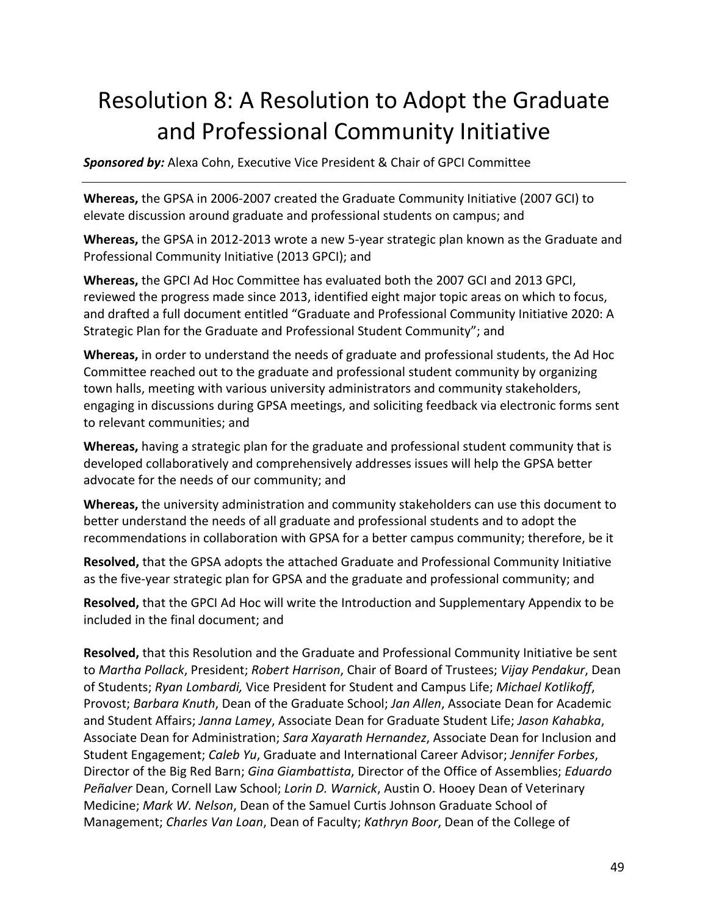# Resolution 8: A Resolution to Adopt the Graduate and Professional Community Initiative

***Sponsored by:*** Alexa Cohn, Executive Vice President & Chair of GPCI Committee

---

**Whereas,** the GPSA in 2006-2007 created the Graduate Community Initiative (2007 GCI) to elevate discussion around graduate and professional students on campus; and

**Whereas,** the GPSA in 2012-2013 wrote a new 5-year strategic plan known as the Graduate and Professional Community Initiative (2013 GPCI); and

**Whereas,** the GPCI Ad Hoc Committee has evaluated both the 2007 GCI and 2013 GPCI, reviewed the progress made since 2013, identified eight major topic areas on which to focus, and drafted a full document entitled "Graduate and Professional Community Initiative 2020: A Strategic Plan for the Graduate and Professional Student Community"; and

**Whereas,** in order to understand the needs of graduate and professional students, the Ad Hoc Committee reached out to the graduate and professional student community by organizing town halls, meeting with various university administrators and community stakeholders, engaging in discussions during GPSA meetings, and soliciting feedback via electronic forms sent to relevant communities; and

**Whereas,** having a strategic plan for the graduate and professional student community that is developed collaboratively and comprehensively addresses issues will help the GPSA better advocate for the needs of our community; and

**Whereas,** the university administration and community stakeholders can use this document to better understand the needs of all graduate and professional students and to adopt the recommendations in collaboration with GPSA for a better campus community; therefore, be it

**Resolved,** that the GPSA adopts the attached Graduate and Professional Community Initiative as the five-year strategic plan for GPSA and the graduate and professional community; and

**Resolved,** that the GPCI Ad Hoc will write the Introduction and Supplementary Appendix to be included in the final document; and

**Resolved,** that this Resolution and the Graduate and Professional Community Initiative be sent to *Martha Pollack*, President; *Robert Harrison*, Chair of Board of Trustees; *Vijay Pendakur*, Dean of Students; *Ryan Lombardi,* Vice President for Student and Campus Life; *Michael Kotlikoff*, Provost; *Barbara Knuth*, Dean of the Graduate School; *Jan Allen*, Associate Dean for Academic and Student Affairs; *Janna Lamey*, Associate Dean for Graduate Student Life; *Jason Kahabka*, Associate Dean for Administration; *Sara Xayarath Hernandez*, Associate Dean for Inclusion and Student Engagement; *Caleb Yu*, Graduate and International Career Advisor; *Jennifer Forbes*, Director of the Big Red Barn; *Gina Giambattista*, Director of the Office of Assemblies; *Eduardo Peñalver* Dean, Cornell Law School; *Lorin D. Warnick*, Austin O. Hooey Dean of Veterinary Medicine; *Mark W. Nelson*, Dean of the Samuel Curtis Johnson Graduate School of Management; *Charles Van Loan*, Dean of Faculty; *Kathryn Boor*, Dean of the College of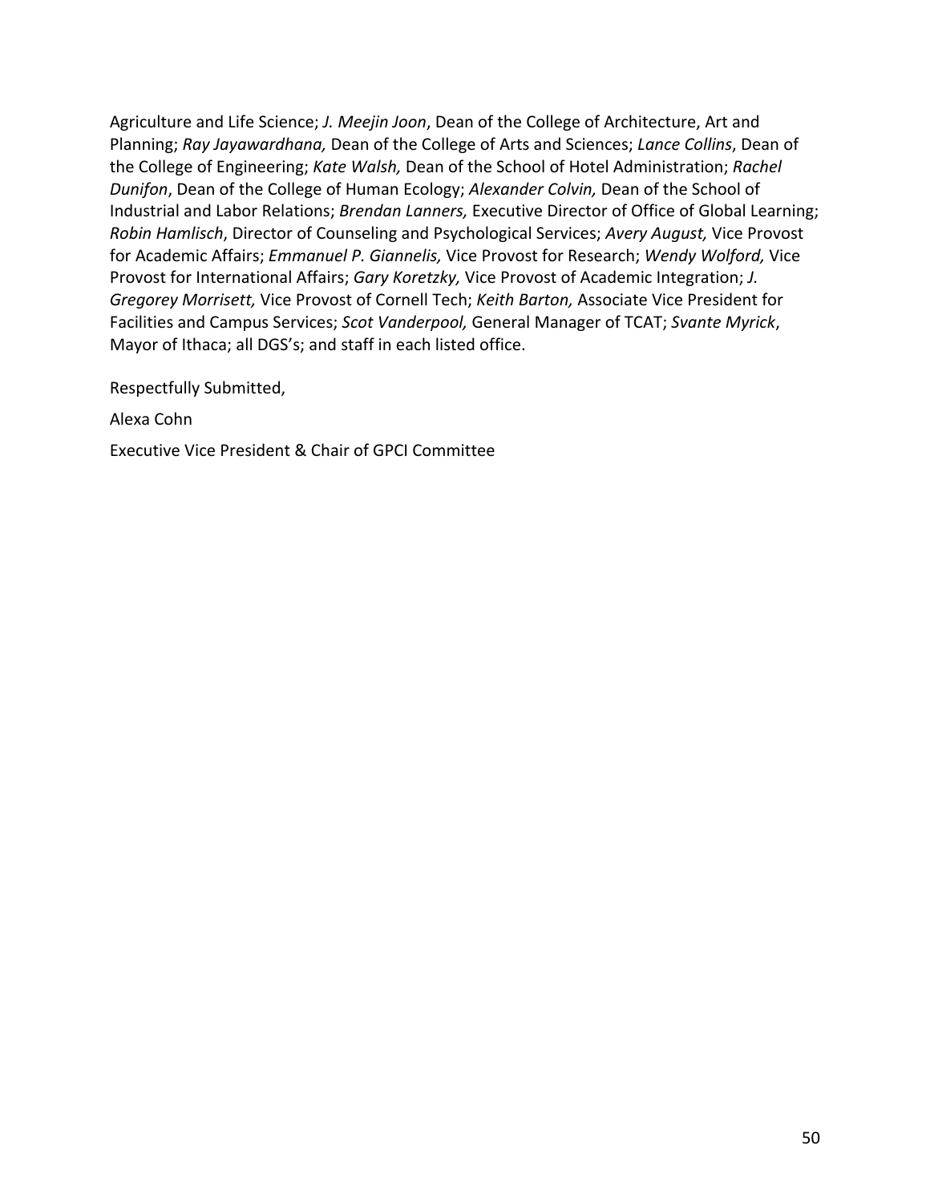Agriculture and Life Science; *J. Meejin Joon*, Dean of the College of Architecture, Art and Planning; *Ray Jayawardhana,* Dean of the College of Arts and Sciences; *Lance Collins*, Dean of the College of Engineering; *Kate Walsh,* Dean of the School of Hotel Administration; *Rachel Dunifon*, Dean of the College of Human Ecology; *Alexander Colvin,* Dean of the School of Industrial and Labor Relations; *Brendan Lanners,* Executive Director of Office of Global Learning; *Robin Hamlisch*, Director of Counseling and Psychological Services; *Avery August,* Vice Provost for Academic Affairs; *Emmanuel P. Giannelis,* Vice Provost for Research; *Wendy Wolford,* Vice Provost for International Affairs; *Gary Koretzky,* Vice Provost of Academic Integration; *J. Gregorey Morrisett,* Vice Provost of Cornell Tech; *Keith Barton,* Associate Vice President for Facilities and Campus Services; *Scot Vanderpool,* General Manager of TCAT; *Svante Myrick*, Mayor of Ithaca; all DGS's; and staff in each listed office.

Respectfully Submitted,

Alexa Cohn

Executive Vice President & Chair of GPCI Committee